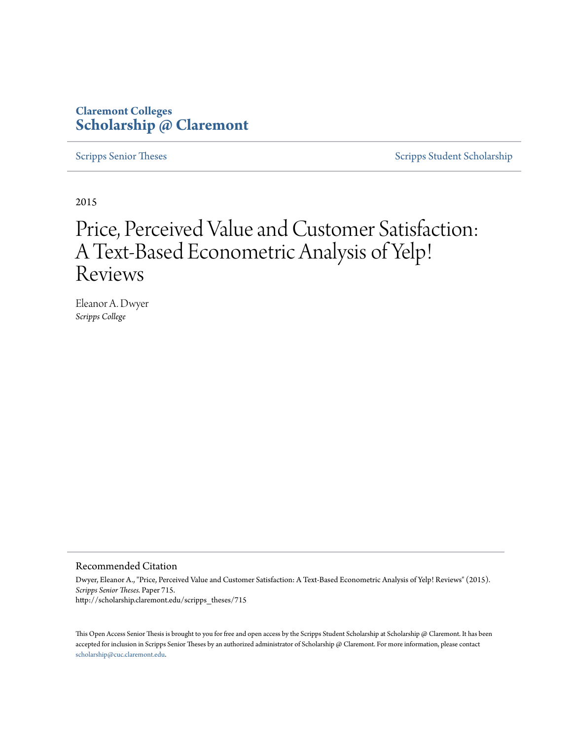Claremont Colleges
**Scholarship @ Claremont**

Scripps Senior Theses | Scripps Student Scholarship

2015

# Price, Perceived Value and Customer Satisfaction: A Text-Based Econometric Analysis of Yelp! Reviews

Eleanor A. Dwyer
*Scripps College*

## Recommended Citation

Dwyer, Eleanor A., "Price, Perceived Value and Customer Satisfaction: A Text-Based Econometric Analysis of Yelp! Reviews" (2015). *Scripps Senior Theses.* Paper 715.
http://scholarship.claremont.edu/scripps_theses/715

This Open Access Senior Thesis is brought to you for free and open access by the Scripps Student Scholarship at Scholarship @ Claremont. It has been accepted for inclusion in Scripps Senior Theses by an authorized administrator of Scholarship @ Claremont. For more information, please contact scholarship@cuc.claremont.edu.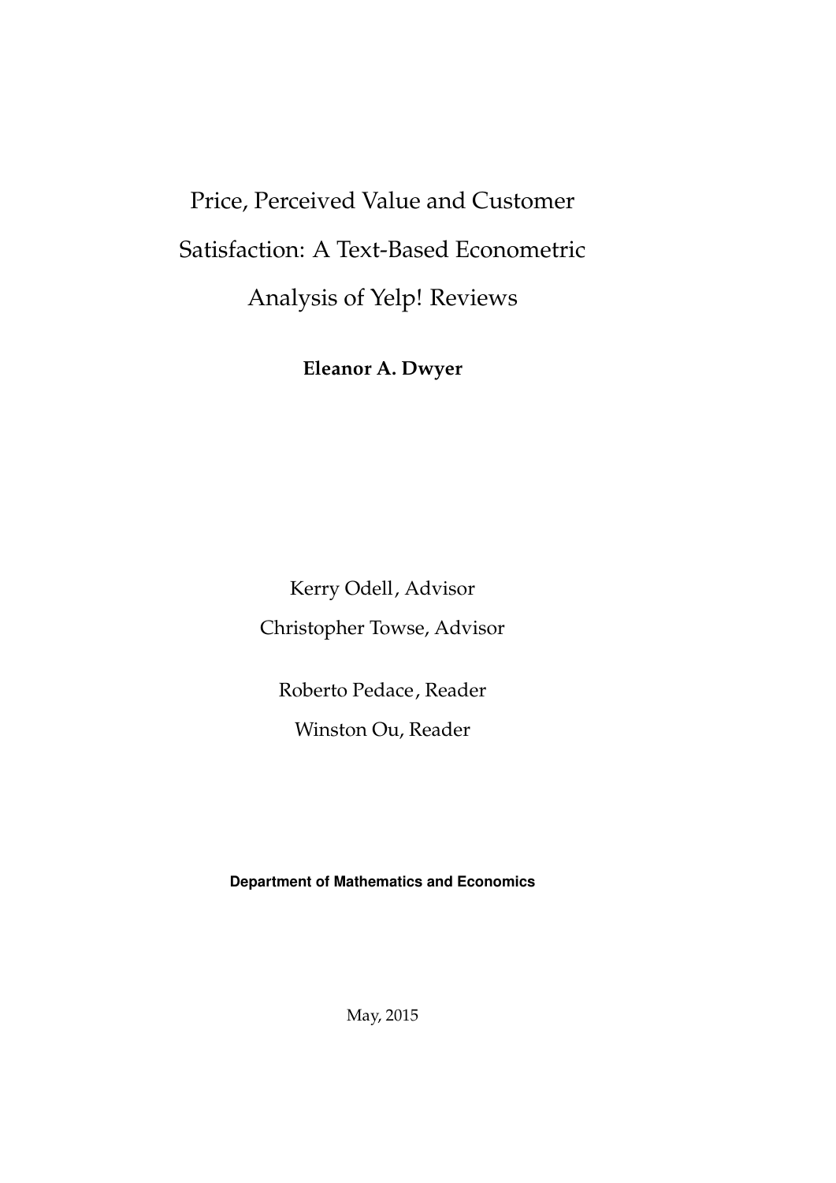# Price, Perceived Value and Customer Satisfaction: A Text-Based Econometric Analysis of Yelp! Reviews

**Eleanor A. Dwyer**

Kerry Odell, Advisor

Christopher Towse, Advisor

Roberto Pedace, Reader

Winston Ou, Reader

**Department of Mathematics and Economics**

May, 2015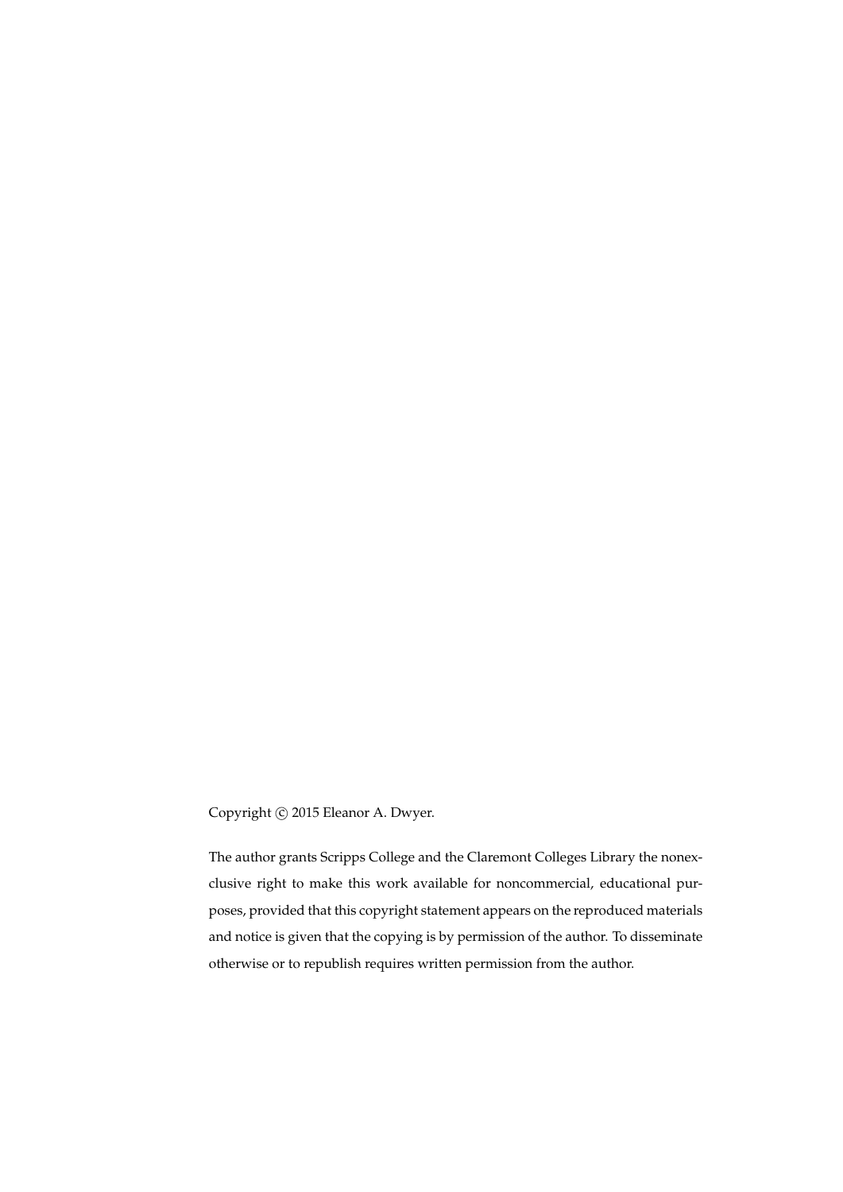Copyright © 2015 Eleanor A. Dwyer.

The author grants Scripps College and the Claremont Colleges Library the nonexclusive right to make this work available for noncommercial, educational purposes, provided that this copyright statement appears on the reproduced materials and notice is given that the copying is by permission of the author. To disseminate otherwise or to republish requires written permission from the author.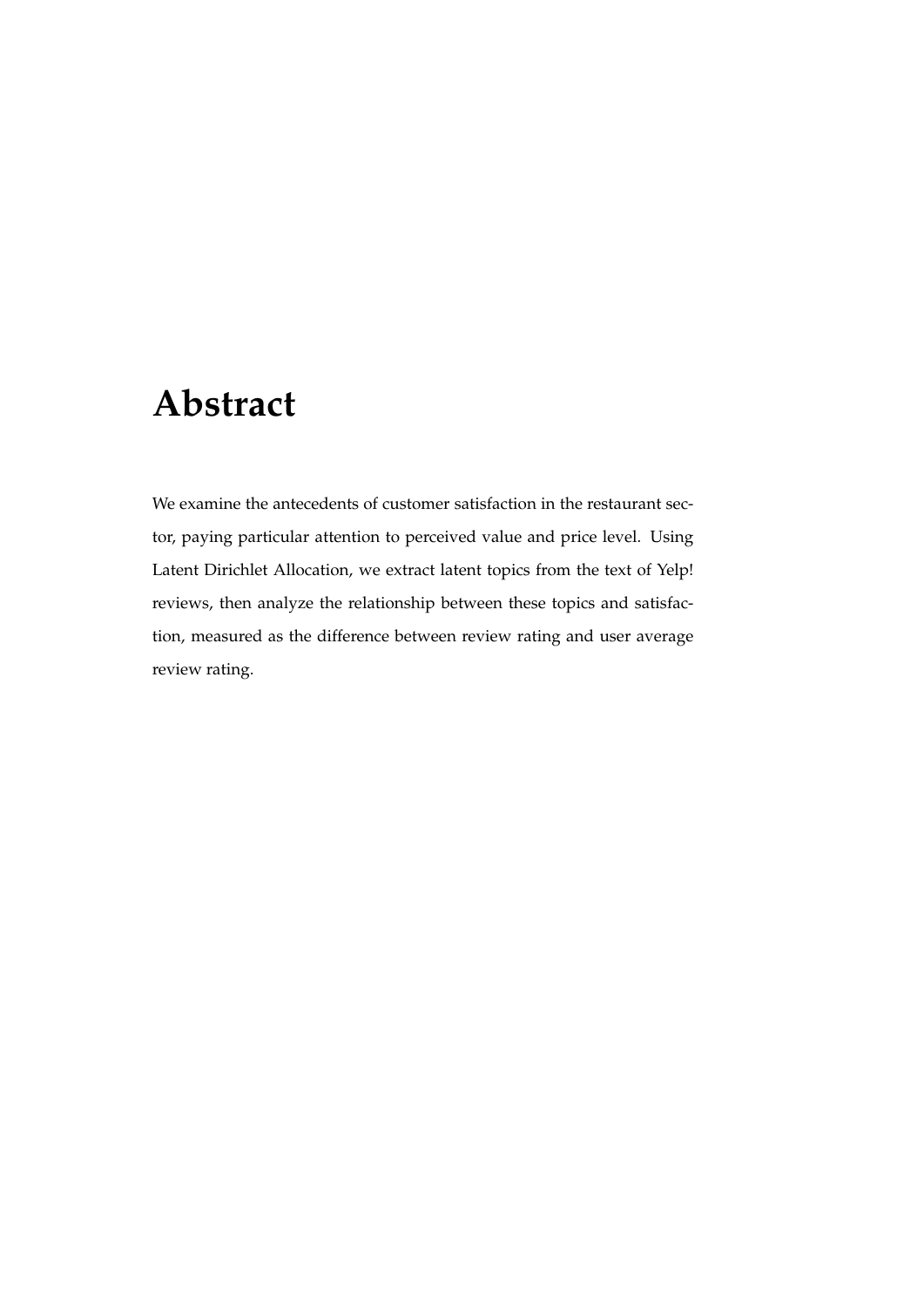# Abstract

We examine the antecedents of customer satisfaction in the restaurant sector, paying particular attention to perceived value and price level. Using Latent Dirichlet Allocation, we extract latent topics from the text of Yelp! reviews, then analyze the relationship between these topics and satisfaction, measured as the difference between review rating and user average review rating.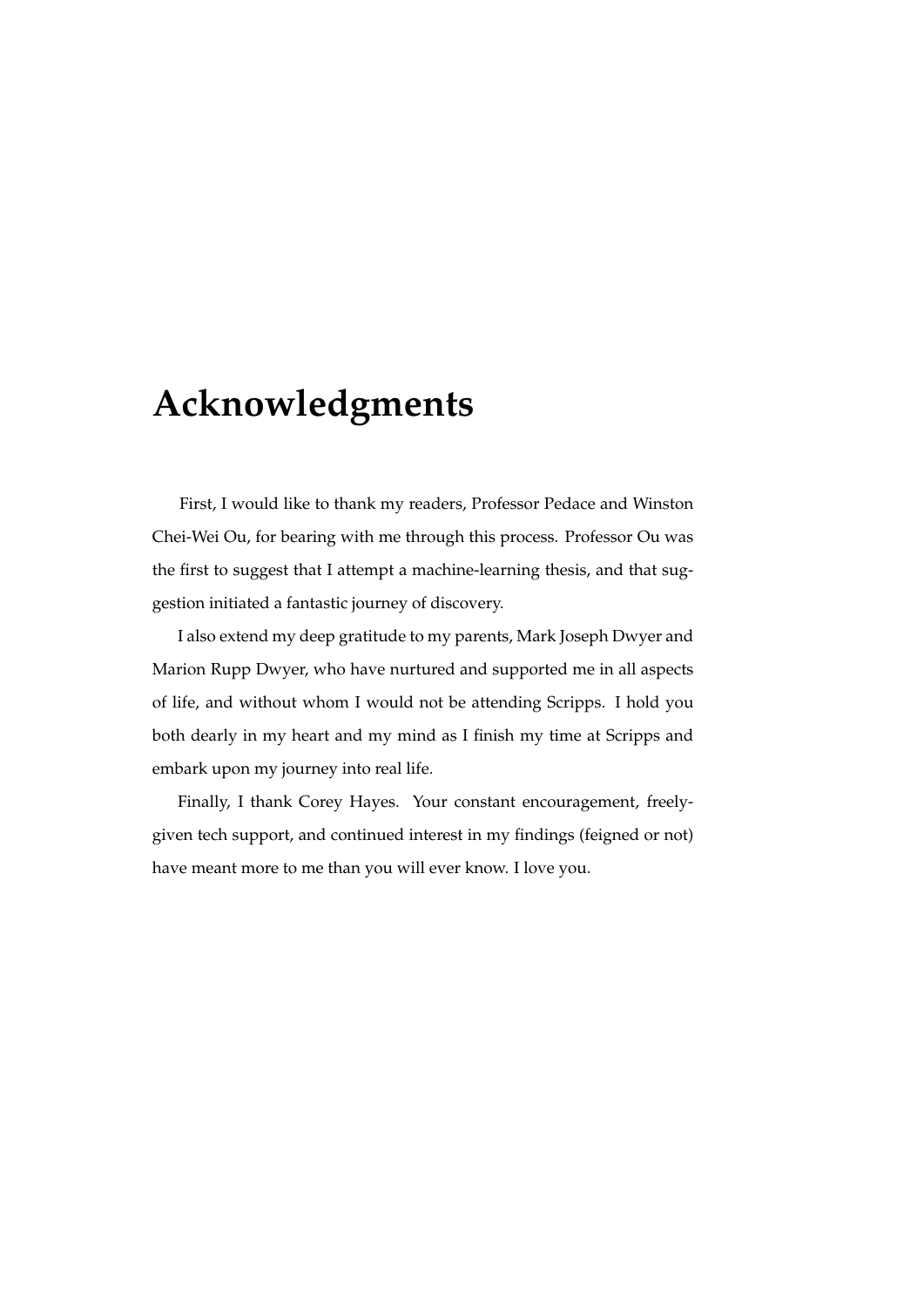# Acknowledgments

First, I would like to thank my readers, Professor Pedace and Winston Chei-Wei Ou, for bearing with me through this process. Professor Ou was the first to suggest that I attempt a machine-learning thesis, and that suggestion initiated a fantastic journey of discovery.

I also extend my deep gratitude to my parents, Mark Joseph Dwyer and Marion Rupp Dwyer, who have nurtured and supported me in all aspects of life, and without whom I would not be attending Scripps. I hold you both dearly in my heart and my mind as I finish my time at Scripps and embark upon my journey into real life.

Finally, I thank Corey Hayes. Your constant encouragement, freely-given tech support, and continued interest in my findings (feigned or not) have meant more to me than you will ever know. I love you.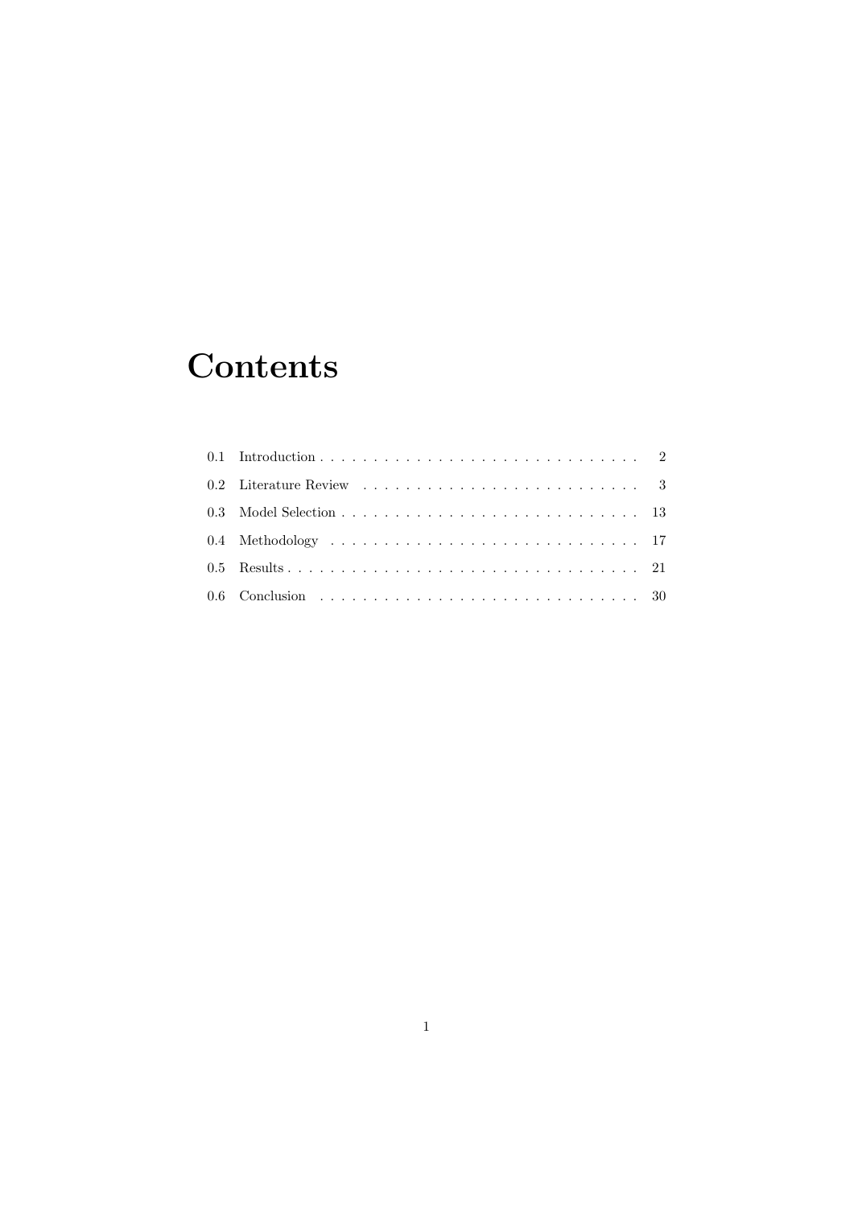# Contents

0.1 Introduction . . . . . . . . . . . . . . . . . . . . . . . . . . . . . . . 2

0.2 Literature Review . . . . . . . . . . . . . . . . . . . . . . . . . . . 3

0.3 Model Selection . . . . . . . . . . . . . . . . . . . . . . . . . . . . . 13

0.4 Methodology . . . . . . . . . . . . . . . . . . . . . . . . . . . . . . 17

0.5 Results . . . . . . . . . . . . . . . . . . . . . . . . . . . . . . . . . . 21

0.6 Conclusion . . . . . . . . . . . . . . . . . . . . . . . . . . . . . . . 30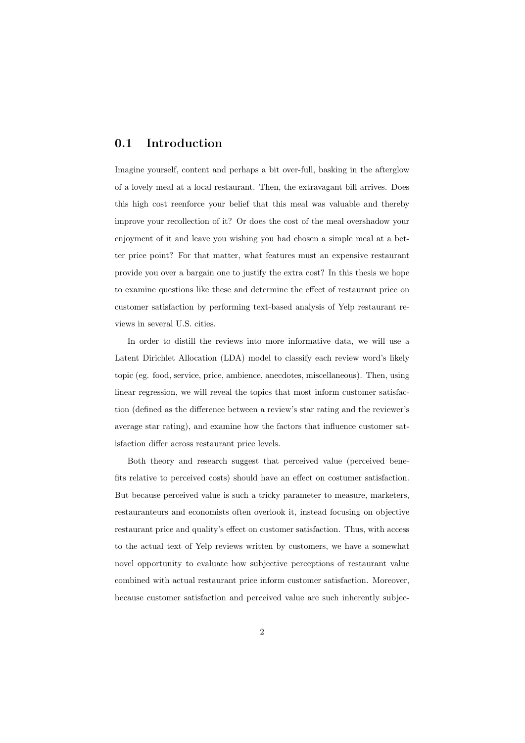## 0.1 Introduction

Imagine yourself, content and perhaps a bit over-full, basking in the afterglow of a lovely meal at a local restaurant. Then, the extravagant bill arrives. Does this high cost reenforce your belief that this meal was valuable and thereby improve your recollection of it? Or does the cost of the meal overshadow your enjoyment of it and leave you wishing you had chosen a simple meal at a better price point? For that matter, what features must an expensive restaurant provide you over a bargain one to justify the extra cost? In this thesis we hope to examine questions like these and determine the effect of restaurant price on customer satisfaction by performing text-based analysis of Yelp restaurant reviews in several U.S. cities.

In order to distill the reviews into more informative data, we will use a Latent Dirichlet Allocation (LDA) model to classify each review word's likely topic (eg. food, service, price, ambience, anecdotes, miscellaneous). Then, using linear regression, we will reveal the topics that most inform customer satisfaction (defined as the difference between a review's star rating and the reviewer's average star rating), and examine how the factors that influence customer satisfaction differ across restaurant price levels.

Both theory and research suggest that perceived value (perceived benefits relative to perceived costs) should have an effect on costumer satisfaction. But because perceived value is such a tricky parameter to measure, marketers, restauranteurs and economists often overlook it, instead focusing on objective restaurant price and quality's effect on customer satisfaction. Thus, with access to the actual text of Yelp reviews written by customers, we have a somewhat novel opportunity to evaluate how subjective perceptions of restaurant value combined with actual restaurant price inform customer satisfaction. Moreover, because customer satisfaction and perceived value are such inherently subjec-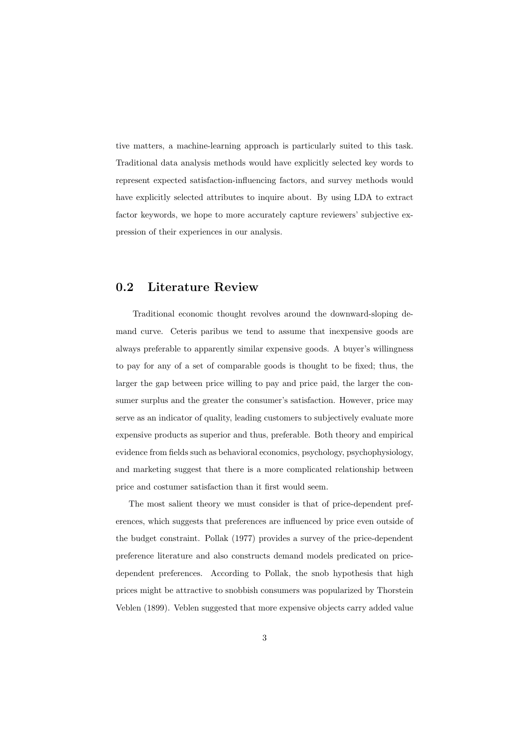tive matters, a machine-learning approach is particularly suited to this task. Traditional data analysis methods would have explicitly selected key words to represent expected satisfaction-influencing factors, and survey methods would have explicitly selected attributes to inquire about. By using LDA to extract factor keywords, we hope to more accurately capture reviewers' subjective expression of their experiences in our analysis.

## 0.2 Literature Review

Traditional economic thought revolves around the downward-sloping demand curve. Ceteris paribus we tend to assume that inexpensive goods are always preferable to apparently similar expensive goods. A buyer's willingness to pay for any of a set of comparable goods is thought to be fixed; thus, the larger the gap between price willing to pay and price paid, the larger the consumer surplus and the greater the consumer's satisfaction. However, price may serve as an indicator of quality, leading customers to subjectively evaluate more expensive products as superior and thus, preferable. Both theory and empirical evidence from fields such as behavioral economics, psychology, psychophysiology, and marketing suggest that there is a more complicated relationship between price and costumer satisfaction than it first would seem.

The most salient theory we must consider is that of price-dependent preferences, which suggests that preferences are influenced by price even outside of the budget constraint. Pollak (1977) provides a survey of the price-dependent preference literature and also constructs demand models predicated on price-dependent preferences. According to Pollak, the snob hypothesis that high prices might be attractive to snobbish consumers was popularized by Thorstein Veblen (1899). Veblen suggested that more expensive objects carry added value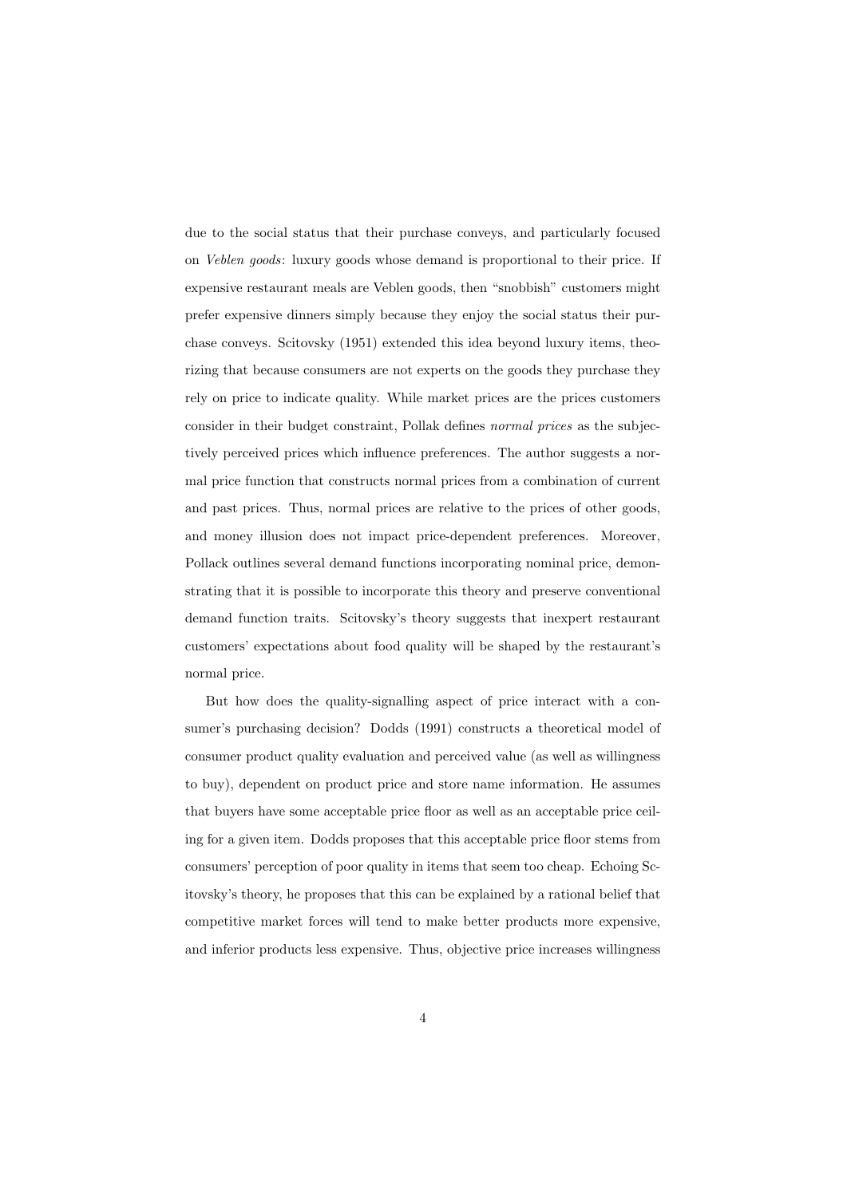due to the social status that their purchase conveys, and particularly focused on *Veblen goods*: luxury goods whose demand is proportional to their price. If expensive restaurant meals are Veblen goods, then "snobbish" customers might prefer expensive dinners simply because they enjoy the social status their purchase conveys. Scitovsky (1951) extended this idea beyond luxury items, theorizing that because consumers are not experts on the goods they purchase they rely on price to indicate quality. While market prices are the prices customers consider in their budget constraint, Pollak defines *normal prices* as the subjectively perceived prices which influence preferences. The author suggests a normal price function that constructs normal prices from a combination of current and past prices. Thus, normal prices are relative to the prices of other goods, and money illusion does not impact price-dependent preferences. Moreover, Pollack outlines several demand functions incorporating nominal price, demonstrating that it is possible to incorporate this theory and preserve conventional demand function traits. Scitovsky's theory suggests that inexpert restaurant customers' expectations about food quality will be shaped by the restaurant's normal price.

But how does the quality-signalling aspect of price interact with a consumer's purchasing decision? Dodds (1991) constructs a theoretical model of consumer product quality evaluation and perceived value (as well as willingness to buy), dependent on product price and store name information. He assumes that buyers have some acceptable price floor as well as an acceptable price ceiling for a given item. Dodds proposes that this acceptable price floor stems from consumers' perception of poor quality in items that seem too cheap. Echoing Scitovsky's theory, he proposes that this can be explained by a rational belief that competitive market forces will tend to make better products more expensive, and inferior products less expensive. Thus, objective price increases willingness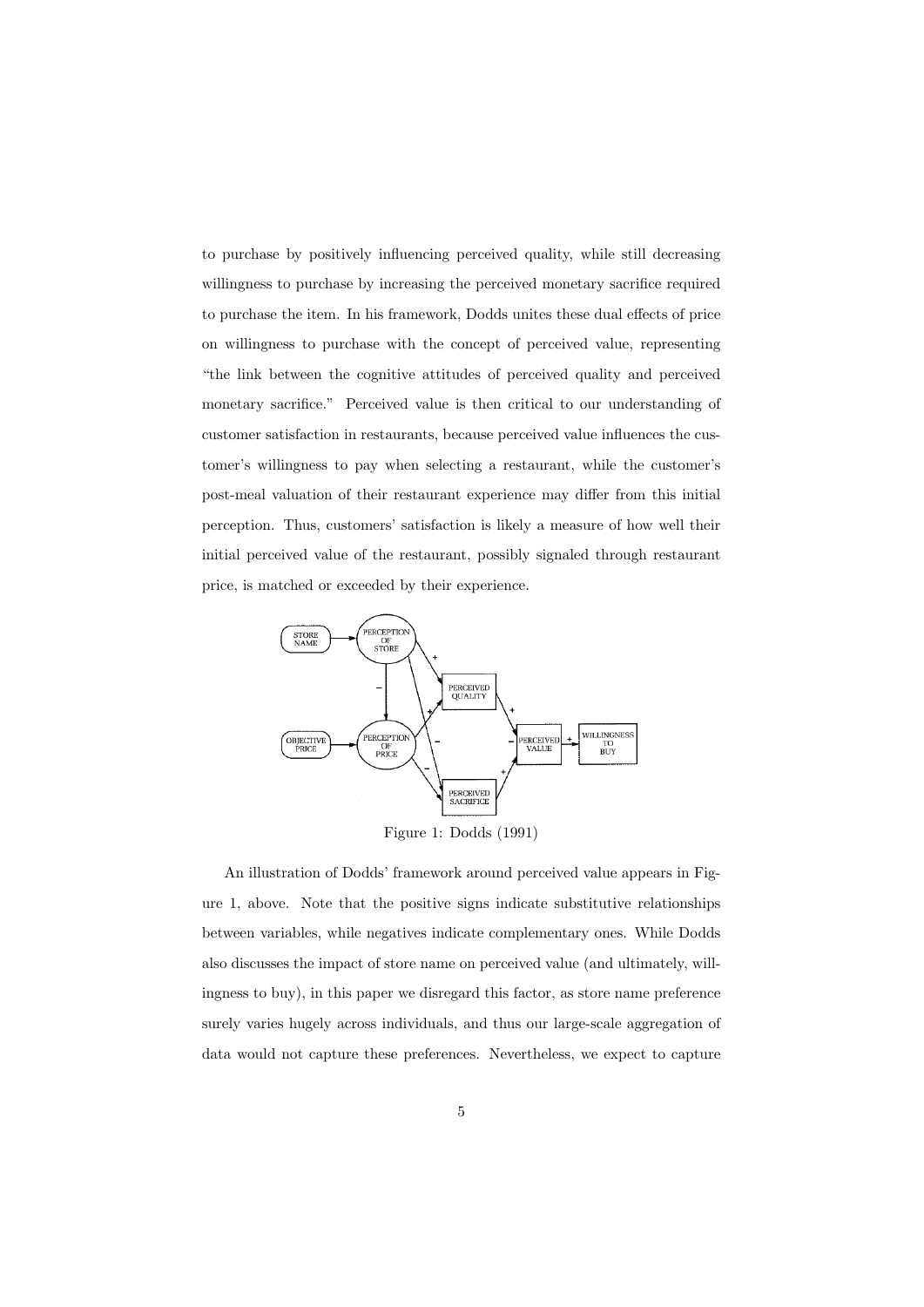to purchase by positively influencing perceived quality, while still decreasing willingness to purchase by increasing the perceived monetary sacrifice required to purchase the item. In his framework, Dodds unites these dual effects of price on willingness to purchase with the concept of perceived value, representing "the link between the cognitive attitudes of perceived quality and perceived monetary sacrifice." Perceived value is then critical to our understanding of customer satisfaction in restaurants, because perceived value influences the customer's willingness to pay when selecting a restaurant, while the customer's post-meal valuation of their restaurant experience may differ from this initial perception. Thus, customers' satisfaction is likely a measure of how well their initial perceived value of the restaurant, possibly signaled through restaurant price, is matched or exceeded by their experience.

Figure 1: Dodds (1991)

An illustration of Dodds' framework around perceived value appears in Figure 1, above. Note that the positive signs indicate substitutive relationships between variables, while negatives indicate complementary ones. While Dodds also discusses the impact of store name on perceived value (and ultimately, willingness to buy), in this paper we disregard this factor, as store name preference surely varies hugely across individuals, and thus our large-scale aggregation of data would not capture these preferences. Nevertheless, we expect to capture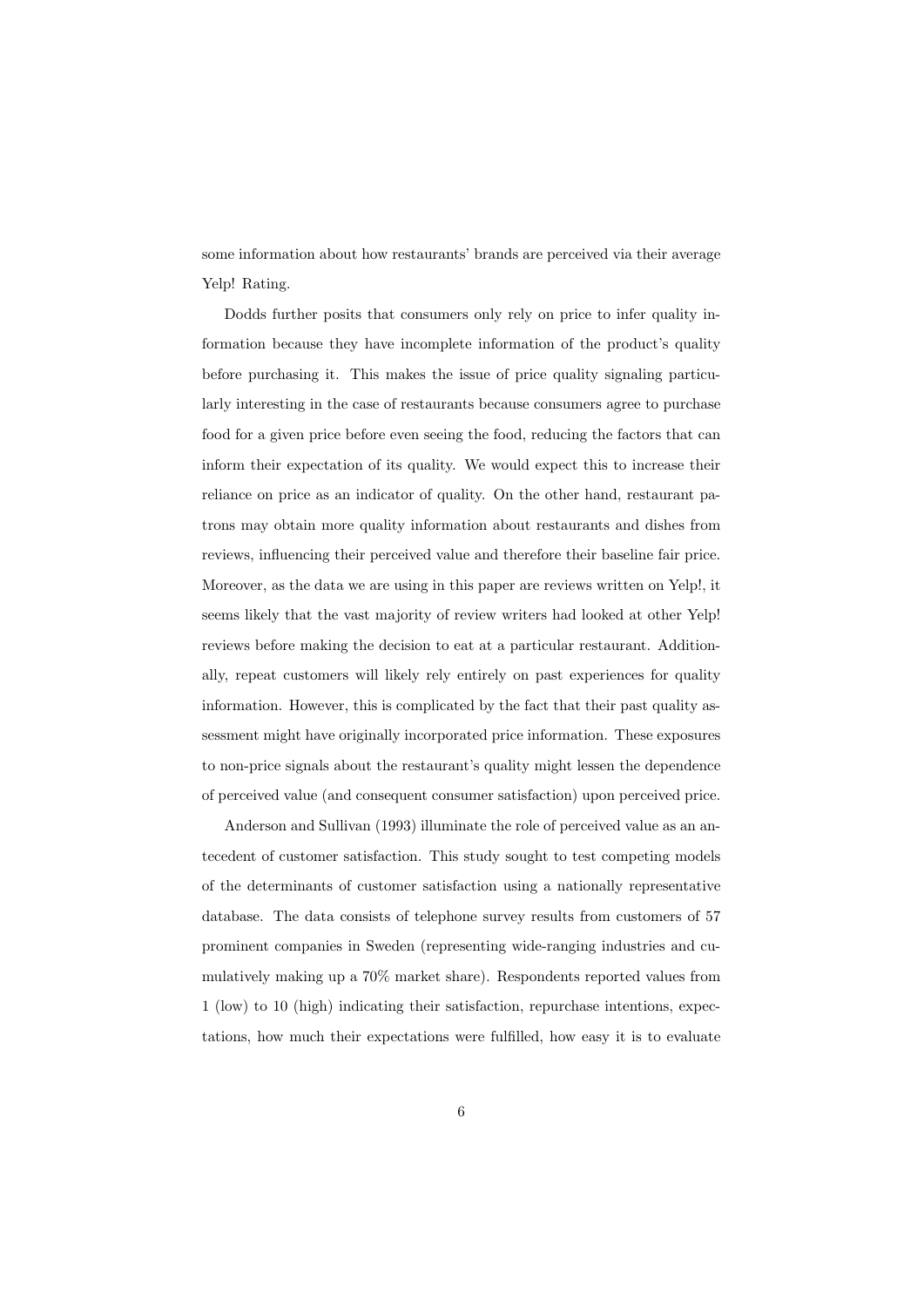some information about how restaurants' brands are perceived via their average Yelp! Rating.

Dodds further posits that consumers only rely on price to infer quality information because they have incomplete information of the product's quality before purchasing it. This makes the issue of price quality signaling particularly interesting in the case of restaurants because consumers agree to purchase food for a given price before even seeing the food, reducing the factors that can inform their expectation of its quality. We would expect this to increase their reliance on price as an indicator of quality. On the other hand, restaurant patrons may obtain more quality information about restaurants and dishes from reviews, influencing their perceived value and therefore their baseline fair price. Moreover, as the data we are using in this paper are reviews written on Yelp!, it seems likely that the vast majority of review writers had looked at other Yelp! reviews before making the decision to eat at a particular restaurant. Additionally, repeat customers will likely rely entirely on past experiences for quality information. However, this is complicated by the fact that their past quality assessment might have originally incorporated price information. These exposures to non-price signals about the restaurant's quality might lessen the dependence of perceived value (and consequent consumer satisfaction) upon perceived price.

Anderson and Sullivan (1993) illuminate the role of perceived value as an antecedent of customer satisfaction. This study sought to test competing models of the determinants of customer satisfaction using a nationally representative database. The data consists of telephone survey results from customers of 57 prominent companies in Sweden (representing wide-ranging industries and cumulatively making up a 70% market share). Respondents reported values from 1 (low) to 10 (high) indicating their satisfaction, repurchase intentions, expectations, how much their expectations were fulfilled, how easy it is to evaluate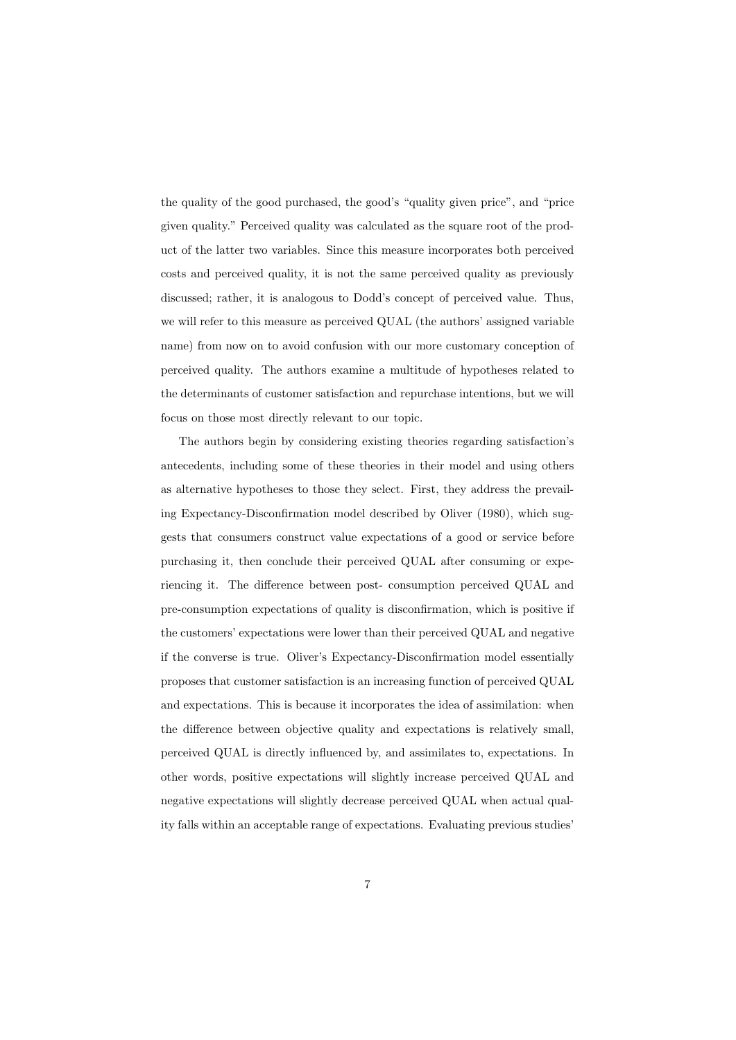the quality of the good purchased, the good's "quality given price", and "price given quality." Perceived quality was calculated as the square root of the product of the latter two variables. Since this measure incorporates both perceived costs and perceived quality, it is not the same perceived quality as previously discussed; rather, it is analogous to Dodd's concept of perceived value. Thus, we will refer to this measure as perceived QUAL (the authors' assigned variable name) from now on to avoid confusion with our more customary conception of perceived quality. The authors examine a multitude of hypotheses related to the determinants of customer satisfaction and repurchase intentions, but we will focus on those most directly relevant to our topic.

The authors begin by considering existing theories regarding satisfaction's antecedents, including some of these theories in their model and using others as alternative hypotheses to those they select. First, they address the prevailing Expectancy-Disconfirmation model described by Oliver (1980), which suggests that consumers construct value expectations of a good or service before purchasing it, then conclude their perceived QUAL after consuming or experiencing it. The difference between post- consumption perceived QUAL and pre-consumption expectations of quality is disconfirmation, which is positive if the customers' expectations were lower than their perceived QUAL and negative if the converse is true. Oliver's Expectancy-Disconfirmation model essentially proposes that customer satisfaction is an increasing function of perceived QUAL and expectations. This is because it incorporates the idea of assimilation: when the difference between objective quality and expectations is relatively small, perceived QUAL is directly influenced by, and assimilates to, expectations. In other words, positive expectations will slightly increase perceived QUAL and negative expectations will slightly decrease perceived QUAL when actual quality falls within an acceptable range of expectations. Evaluating previous studies'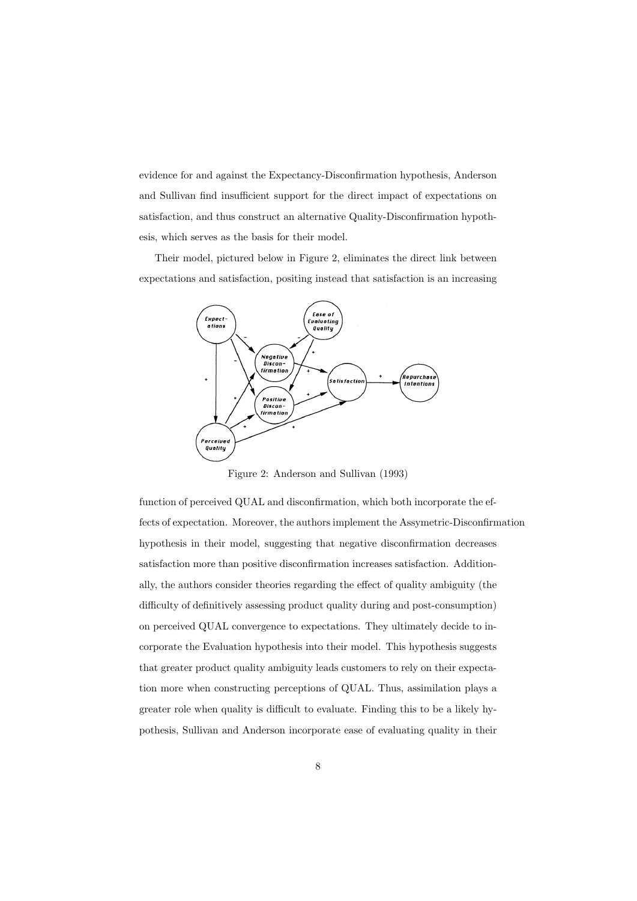evidence for and against the Expectancy-Disconfirmation hypothesis, Anderson and Sullivan find insufficient support for the direct impact of expectations on satisfaction, and thus construct an alternative Quality-Disconfirmation hypothesis, which serves as the basis for their model.

Their model, pictured below in Figure 2, eliminates the direct link between expectations and satisfaction, positing instead that satisfaction is an increasing

Figure 2: Anderson and Sullivan (1993)

function of perceived QUAL and disconfirmation, which both incorporate the effects of expectation. Moreover, the authors implement the Assymetric-Disconfirmation hypothesis in their model, suggesting that negative disconfirmation decreases satisfaction more than positive disconfirmation increases satisfaction. Additionally, the authors consider theories regarding the effect of quality ambiguity (the difficulty of definitively assessing product quality during and post-consumption) on perceived QUAL convergence to expectations. They ultimately decide to incorporate the Evaluation hypothesis into their model. This hypothesis suggests that greater product quality ambiguity leads customers to rely on their expectation more when constructing perceptions of QUAL. Thus, assimilation plays a greater role when quality is difficult to evaluate. Finding this to be a likely hypothesis, Sullivan and Anderson incorporate ease of evaluating quality in their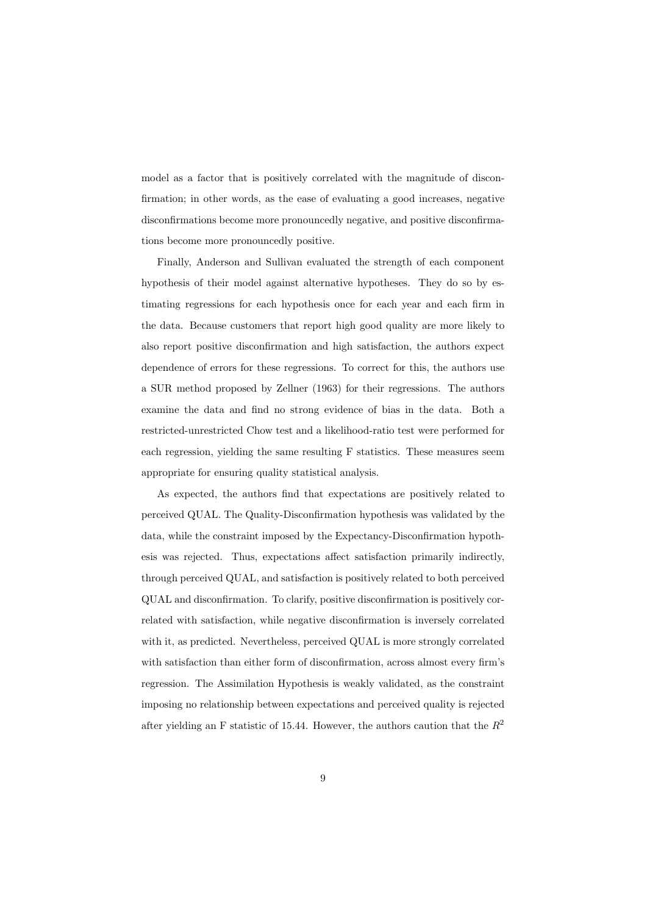model as a factor that is positively correlated with the magnitude of disconfirmation; in other words, as the ease of evaluating a good increases, negative disconfirmations become more pronouncedly negative, and positive disconfirmations become more pronouncedly positive.

Finally, Anderson and Sullivan evaluated the strength of each component hypothesis of their model against alternative hypotheses. They do so by estimating regressions for each hypothesis once for each year and each firm in the data. Because customers that report high good quality are more likely to also report positive disconfirmation and high satisfaction, the authors expect dependence of errors for these regressions. To correct for this, the authors use a SUR method proposed by Zellner (1963) for their regressions. The authors examine the data and find no strong evidence of bias in the data. Both a restricted-unrestricted Chow test and a likelihood-ratio test were performed for each regression, yielding the same resulting F statistics. These measures seem appropriate for ensuring quality statistical analysis.

As expected, the authors find that expectations are positively related to perceived QUAL. The Quality-Disconfirmation hypothesis was validated by the data, while the constraint imposed by the Expectancy-Disconfirmation hypothesis was rejected. Thus, expectations affect satisfaction primarily indirectly, through perceived QUAL, and satisfaction is positively related to both perceived QUAL and disconfirmation. To clarify, positive disconfirmation is positively correlated with satisfaction, while negative disconfirmation is inversely correlated with it, as predicted. Nevertheless, perceived QUAL is more strongly correlated with satisfaction than either form of disconfirmation, across almost every firm's regression. The Assimilation Hypothesis is weakly validated, as the constraint imposing no relationship between expectations and perceived quality is rejected after yielding an F statistic of 15.44. However, the authors caution that the $R^2$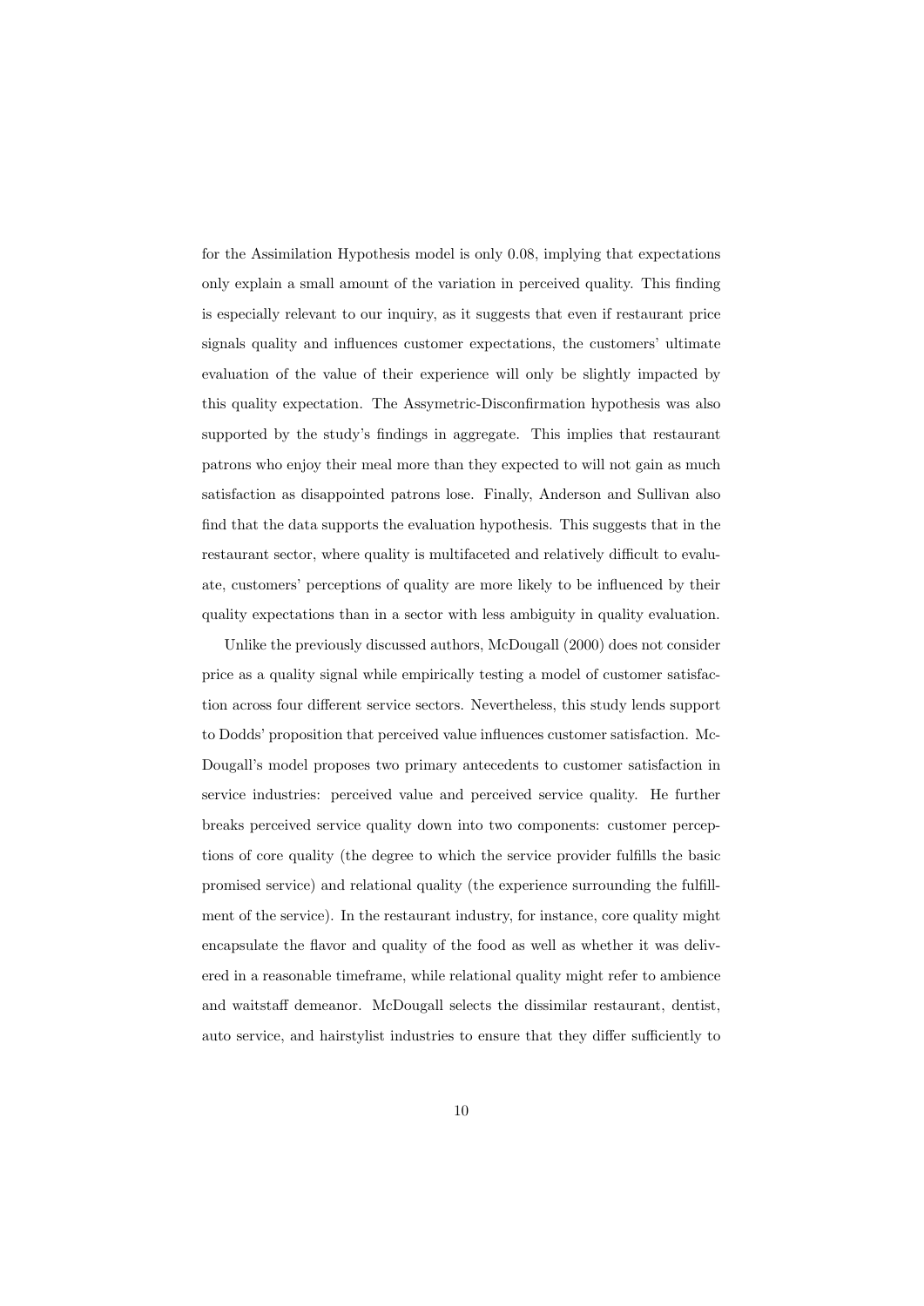for the Assimilation Hypothesis model is only 0.08, implying that expectations only explain a small amount of the variation in perceived quality. This finding is especially relevant to our inquiry, as it suggests that even if restaurant price signals quality and influences customer expectations, the customers' ultimate evaluation of the value of their experience will only be slightly impacted by this quality expectation. The Assymetric-Disconfirmation hypothesis was also supported by the study's findings in aggregate. This implies that restaurant patrons who enjoy their meal more than they expected to will not gain as much satisfaction as disappointed patrons lose. Finally, Anderson and Sullivan also find that the data supports the evaluation hypothesis. This suggests that in the restaurant sector, where quality is multifaceted and relatively difficult to evaluate, customers' perceptions of quality are more likely to be influenced by their quality expectations than in a sector with less ambiguity in quality evaluation.

Unlike the previously discussed authors, McDougall (2000) does not consider price as a quality signal while empirically testing a model of customer satisfaction across four different service sectors. Nevertheless, this study lends support to Dodds' proposition that perceived value influences customer satisfaction. McDougall's model proposes two primary antecedents to customer satisfaction in service industries: perceived value and perceived service quality. He further breaks perceived service quality down into two components: customer perceptions of core quality (the degree to which the service provider fulfills the basic promised service) and relational quality (the experience surrounding the fulfillment of the service). In the restaurant industry, for instance, core quality might encapsulate the flavor and quality of the food as well as whether it was delivered in a reasonable timeframe, while relational quality might refer to ambience and waitstaff demeanor. McDougall selects the dissimilar restaurant, dentist, auto service, and hairstylist industries to ensure that they differ sufficiently to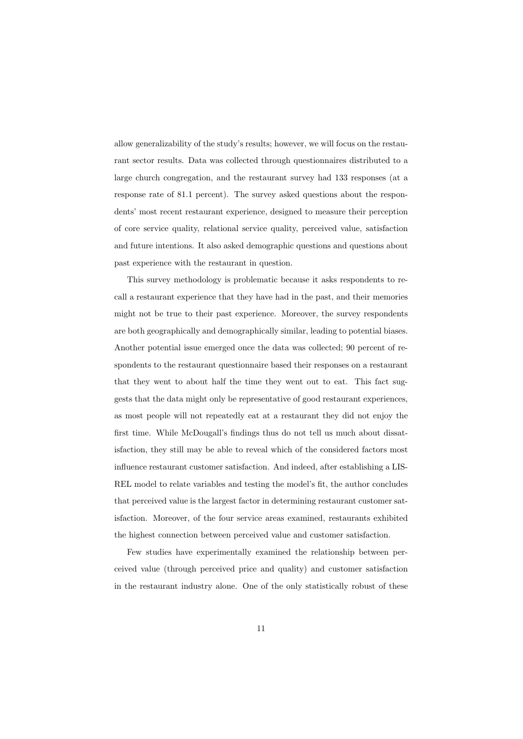allow generalizability of the study's results; however, we will focus on the restaurant sector results. Data was collected through questionnaires distributed to a large church congregation, and the restaurant survey had 133 responses (at a response rate of 81.1 percent). The survey asked questions about the respondents' most recent restaurant experience, designed to measure their perception of core service quality, relational service quality, perceived value, satisfaction and future intentions. It also asked demographic questions and questions about past experience with the restaurant in question.

This survey methodology is problematic because it asks respondents to recall a restaurant experience that they have had in the past, and their memories might not be true to their past experience. Moreover, the survey respondents are both geographically and demographically similar, leading to potential biases. Another potential issue emerged once the data was collected; 90 percent of respondents to the restaurant questionnaire based their responses on a restaurant that they went to about half the time they went out to eat. This fact suggests that the data might only be representative of good restaurant experiences, as most people will not repeatedly eat at a restaurant they did not enjoy the first time. While McDougall's findings thus do not tell us much about dissatisfaction, they still may be able to reveal which of the considered factors most influence restaurant customer satisfaction. And indeed, after establishing a LISREL model to relate variables and testing the model's fit, the author concludes that perceived value is the largest factor in determining restaurant customer satisfaction. Moreover, of the four service areas examined, restaurants exhibited the highest connection between perceived value and customer satisfaction.

Few studies have experimentally examined the relationship between perceived value (through perceived price and quality) and customer satisfaction in the restaurant industry alone. One of the only statistically robust of these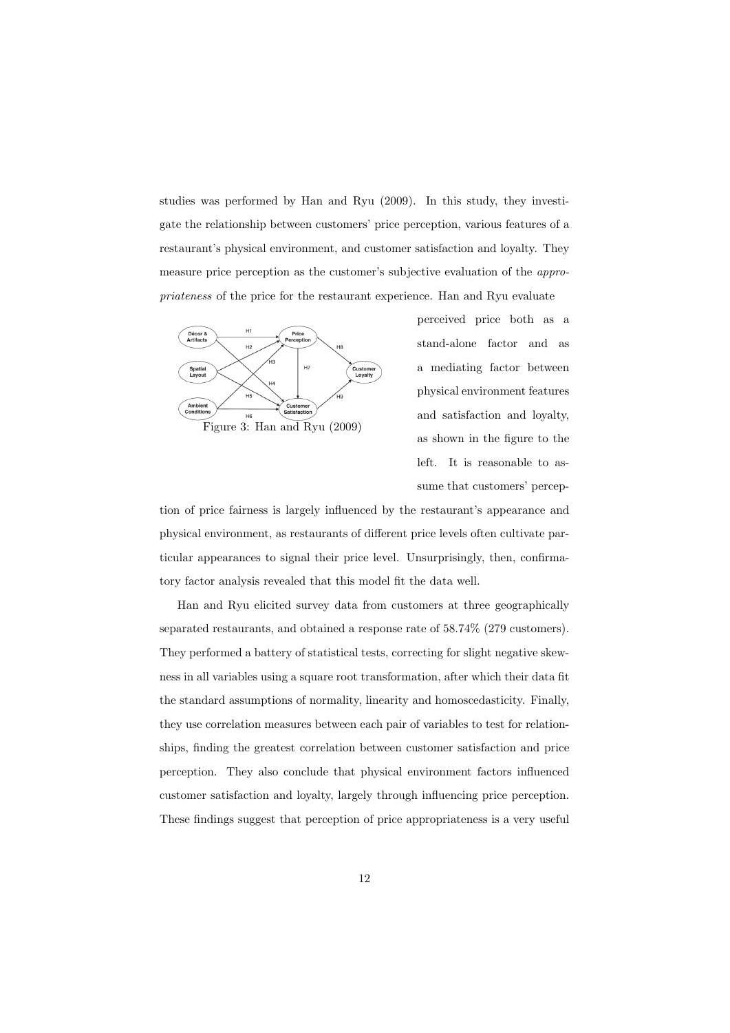studies was performed by Han and Ryu (2009). In this study, they investigate the relationship between customers' price perception, various features of a restaurant's physical environment, and customer satisfaction and loyalty. They measure price perception as the customer's subjective evaluation of the *appropriateness* of the price for the restaurant experience. Han and Ryu evaluate perceived price both as a stand-alone factor and as a mediating factor between physical environment features and satisfaction and loyalty, as shown in the figure to the left. It is reasonable to assume that customers' perception of price fairness is largely influenced by the restaurant's appearance and physical environment, as restaurants of different price levels often cultivate particular appearances to signal their price level. Unsurprisingly, then, confirmatory factor analysis revealed that this model fit the data well.

Figure 3: Han and Ryu (2009)

Han and Ryu elicited survey data from customers at three geographically separated restaurants, and obtained a response rate of 58.74% (279 customers). They performed a battery of statistical tests, correcting for slight negative skewness in all variables using a square root transformation, after which their data fit the standard assumptions of normality, linearity and homoscedasticity. Finally, they use correlation measures between each pair of variables to test for relationships, finding the greatest correlation between customer satisfaction and price perception. They also conclude that physical environment factors influenced customer satisfaction and loyalty, largely through influencing price perception. These findings suggest that perception of price appropriateness is a very useful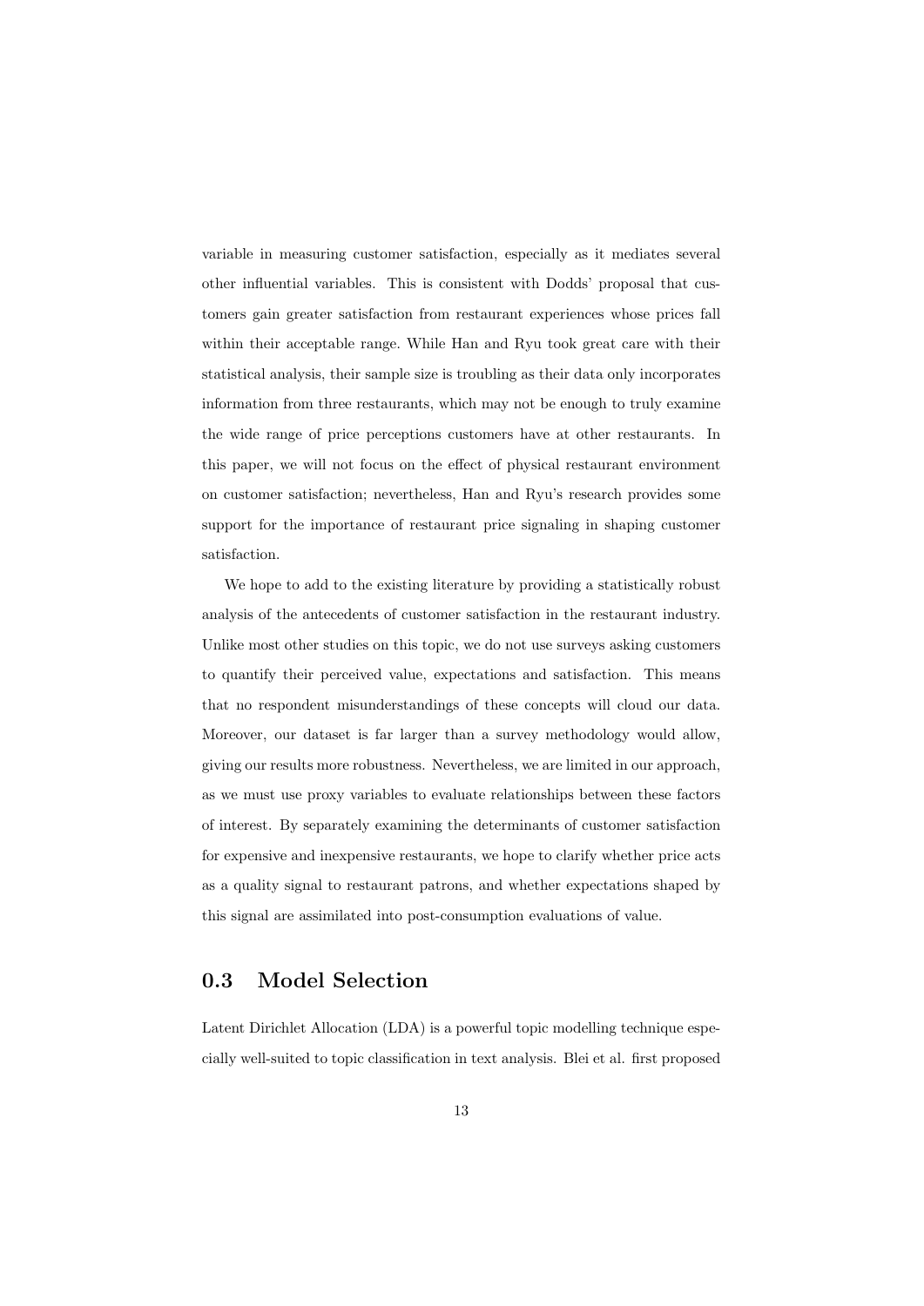variable in measuring customer satisfaction, especially as it mediates several other influential variables. This is consistent with Dodds' proposal that customers gain greater satisfaction from restaurant experiences whose prices fall within their acceptable range. While Han and Ryu took great care with their statistical analysis, their sample size is troubling as their data only incorporates information from three restaurants, which may not be enough to truly examine the wide range of price perceptions customers have at other restaurants. In this paper, we will not focus on the effect of physical restaurant environment on customer satisfaction; nevertheless, Han and Ryu's research provides some support for the importance of restaurant price signaling in shaping customer satisfaction.

We hope to add to the existing literature by providing a statistically robust analysis of the antecedents of customer satisfaction in the restaurant industry. Unlike most other studies on this topic, we do not use surveys asking customers to quantify their perceived value, expectations and satisfaction. This means that no respondent misunderstandings of these concepts will cloud our data. Moreover, our dataset is far larger than a survey methodology would allow, giving our results more robustness. Nevertheless, we are limited in our approach, as we must use proxy variables to evaluate relationships between these factors of interest. By separately examining the determinants of customer satisfaction for expensive and inexpensive restaurants, we hope to clarify whether price acts as a quality signal to restaurant patrons, and whether expectations shaped by this signal are assimilated into post-consumption evaluations of value.

## 0.3 Model Selection

Latent Dirichlet Allocation (LDA) is a powerful topic modelling technique especially well-suited to topic classification in text analysis. Blei et al. first proposed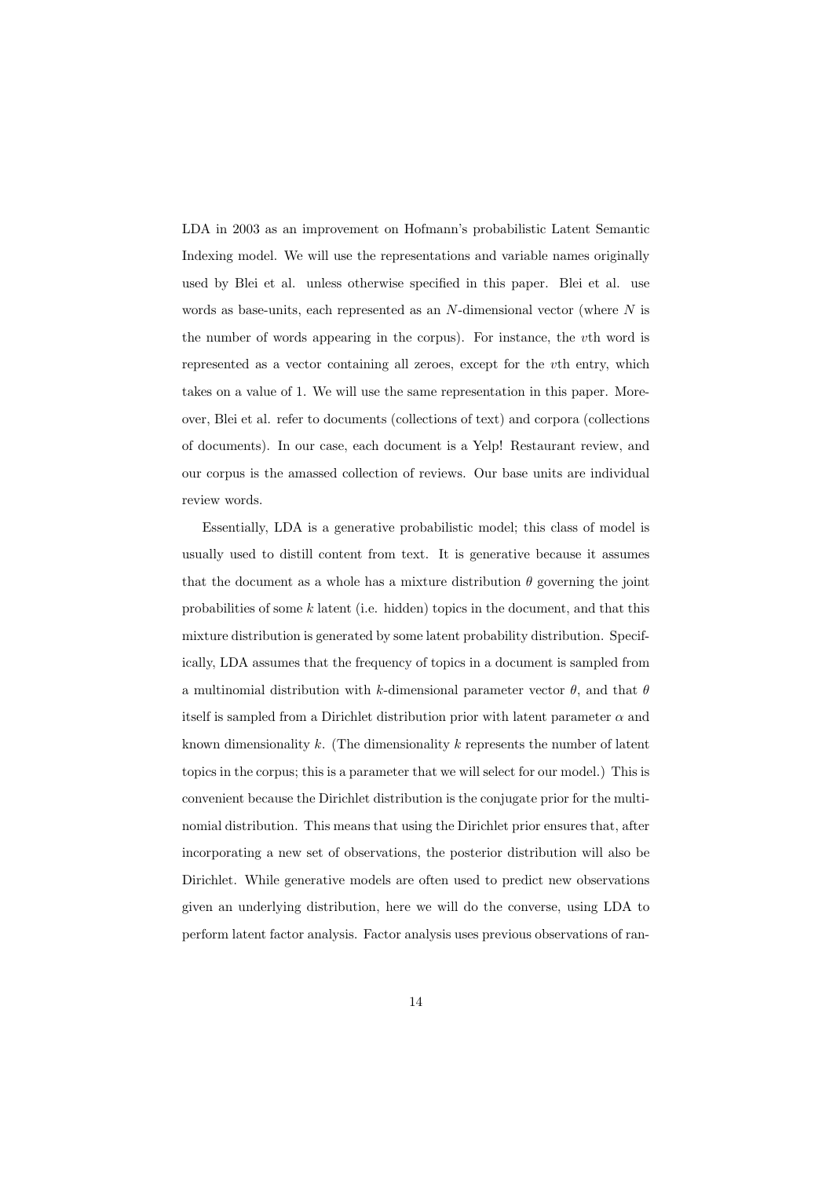LDA in 2003 as an improvement on Hofmann's probabilistic Latent Semantic Indexing model. We will use the representations and variable names originally used by Blei et al. unless otherwise specified in this paper. Blei et al. use words as base-units, each represented as an $N$-dimensional vector (where $N$ is the number of words appearing in the corpus). For instance, the $v$th word is represented as a vector containing all zeroes, except for the $v$th entry, which takes on a value of 1. We will use the same representation in this paper. Moreover, Blei et al. refer to documents (collections of text) and corpora (collections of documents). In our case, each document is a Yelp! Restaurant review, and our corpus is the amassed collection of reviews. Our base units are individual review words.

Essentially, LDA is a generative probabilistic model; this class of model is usually used to distill content from text. It is generative because it assumes that the document as a whole has a mixture distribution $\theta$ governing the joint probabilities of some $k$ latent (i.e. hidden) topics in the document, and that this mixture distribution is generated by some latent probability distribution. Specifically, LDA assumes that the frequency of topics in a document is sampled from a multinomial distribution with $k$-dimensional parameter vector $\theta$, and that $\theta$ itself is sampled from a Dirichlet distribution prior with latent parameter $\alpha$ and known dimensionality $k$. (The dimensionality $k$ represents the number of latent topics in the corpus; this is a parameter that we will select for our model.) This is convenient because the Dirichlet distribution is the conjugate prior for the multinomial distribution. This means that using the Dirichlet prior ensures that, after incorporating a new set of observations, the posterior distribution will also be Dirichlet. While generative models are often used to predict new observations given an underlying distribution, here we will do the converse, using LDA to perform latent factor analysis. Factor analysis uses previous observations of ran-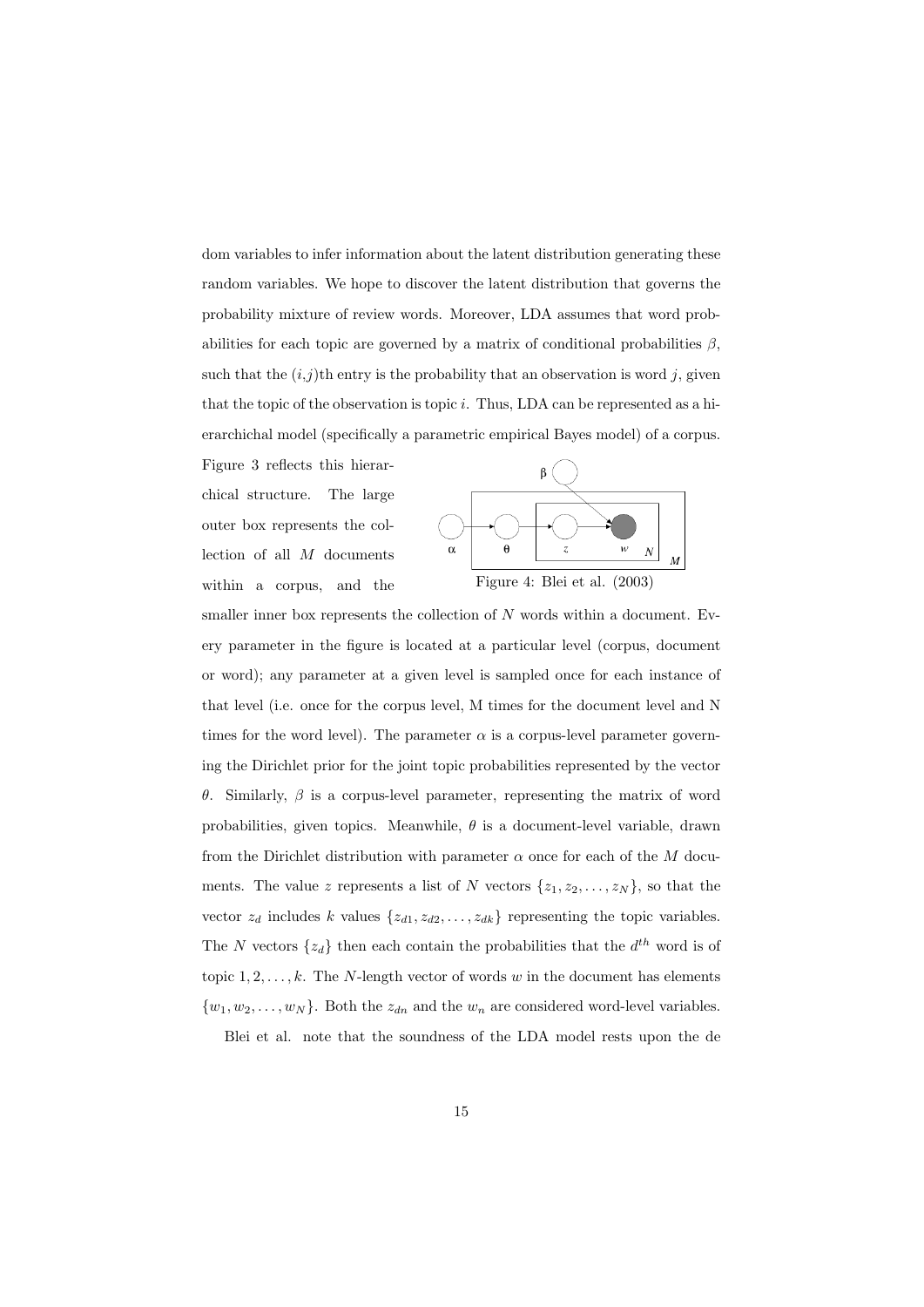dom variables to infer information about the latent distribution generating these random variables. We hope to discover the latent distribution that governs the probability mixture of review words. Moreover, LDA assumes that word probabilities for each topic are governed by a matrix of conditional probabilities $\beta$, such that the $(i,j)$th entry is the probability that an observation is word $j$, given that the topic of the observation is topic $i$. Thus, LDA can be represented as a hierarchichal model (specifically a parametric empirical Bayes model) of a corpus. Figure 3 reflects this hierarchical structure. The large outer box represents the collection of all $M$ documents within a corpus, and the smaller inner box represents the collection of $N$ words within a document. Every parameter in the figure is located at a particular level (corpus, document or word); any parameter at a given level is sampled once for each instance of that level (i.e. once for the corpus level, M times for the document level and N times for the word level). The parameter $\alpha$ is a corpus-level parameter governing the Dirichlet prior for the joint topic probabilities represented by the vector $\theta$. Similarly, $\beta$ is a corpus-level parameter, representing the matrix of word probabilities, given topics. Meanwhile, $\theta$ is a document-level variable, drawn from the Dirichlet distribution with parameter $\alpha$ once for each of the $M$ documents. The value $z$ represents a list of $N$ vectors $\{z_1, z_2, \ldots, z_N\}$, so that the vector $z_d$ includes $k$ values $\{z_{d1}, z_{d2}, \ldots, z_{dk}\}$ representing the topic variables. The $N$ vectors $\{z_d\}$ then each contain the probabilities that the $d^{th}$ word is of topic $1, 2, \ldots, k$. The $N$-length vector of words $w$ in the document has elements $\{w_1, w_2, \ldots, w_N\}$. Both the $z_{dn}$ and the $w_n$ are considered word-level variables.

Figure 4: Blei et al. (2003)

Blei et al. note that the soundness of the LDA model rests upon the de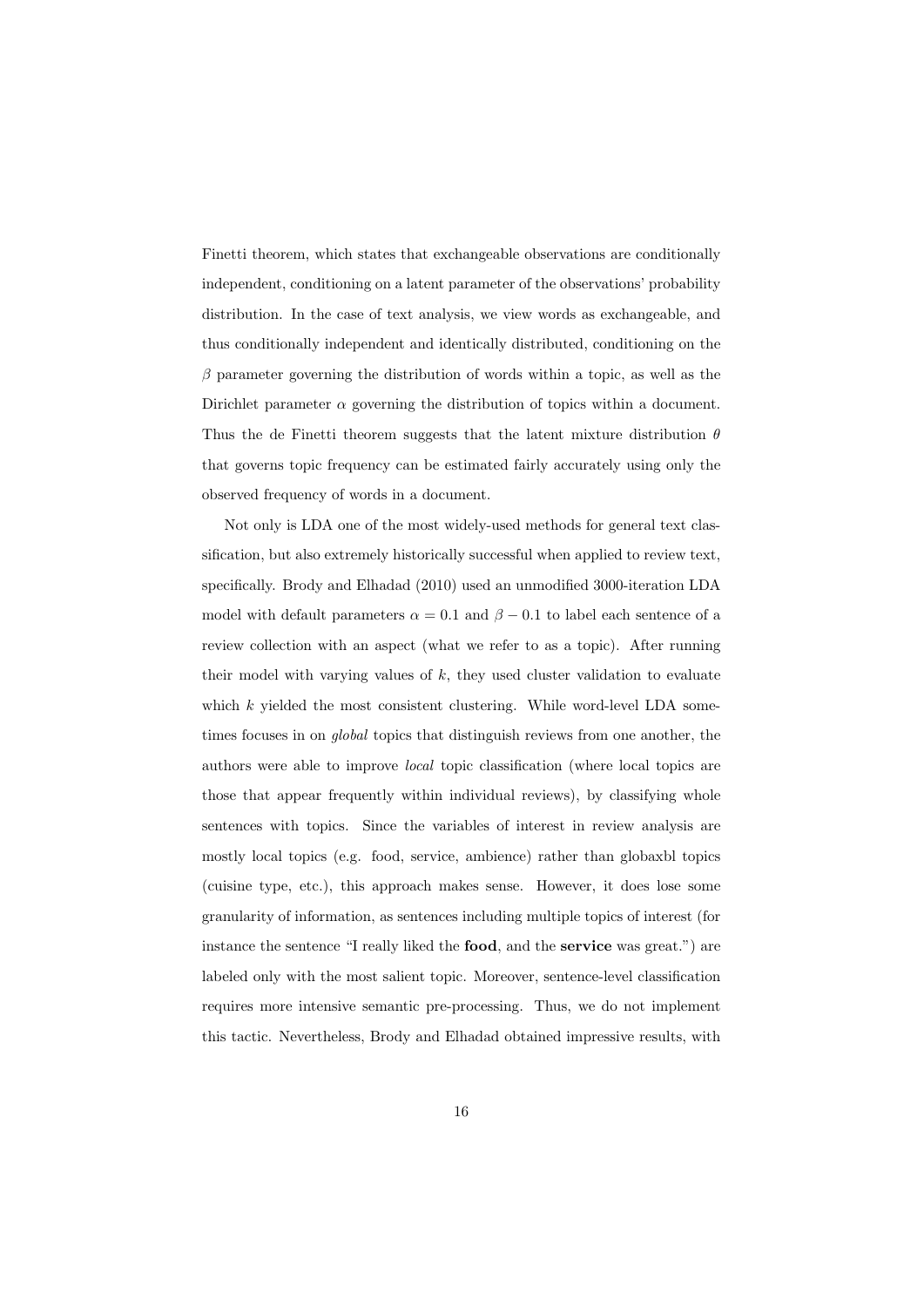Finetti theorem, which states that exchangeable observations are conditionally independent, conditioning on a latent parameter of the observations' probability distribution. In the case of text analysis, we view words as exchangeable, and thus conditionally independent and identically distributed, conditioning on the $\beta$ parameter governing the distribution of words within a topic, as well as the Dirichlet parameter $\alpha$ governing the distribution of topics within a document. Thus the de Finetti theorem suggests that the latent mixture distribution $\theta$ that governs topic frequency can be estimated fairly accurately using only the observed frequency of words in a document.

Not only is LDA one of the most widely-used methods for general text classification, but also extremely historically successful when applied to review text, specifically. Brody and Elhadad (2010) used an unmodified 3000-iteration LDA model with default parameters $\alpha = 0.1$ and $\beta - 0.1$ to label each sentence of a review collection with an aspect (what we refer to as a topic). After running their model with varying values of $k$, they used cluster validation to evaluate which $k$ yielded the most consistent clustering. While word-level LDA sometimes focuses in on *global* topics that distinguish reviews from one another, the authors were able to improve *local* topic classification (where local topics are those that appear frequently within individual reviews), by classifying whole sentences with topics. Since the variables of interest in review analysis are mostly local topics (e.g. food, service, ambience) rather than globaxbl topics (cuisine type, etc.), this approach makes sense. However, it does lose some granularity of information, as sentences including multiple topics of interest (for instance the sentence "I really liked the **food**, and the **service** was great.") are labeled only with the most salient topic. Moreover, sentence-level classification requires more intensive semantic pre-processing. Thus, we do not implement this tactic. Nevertheless, Brody and Elhadad obtained impressive results, with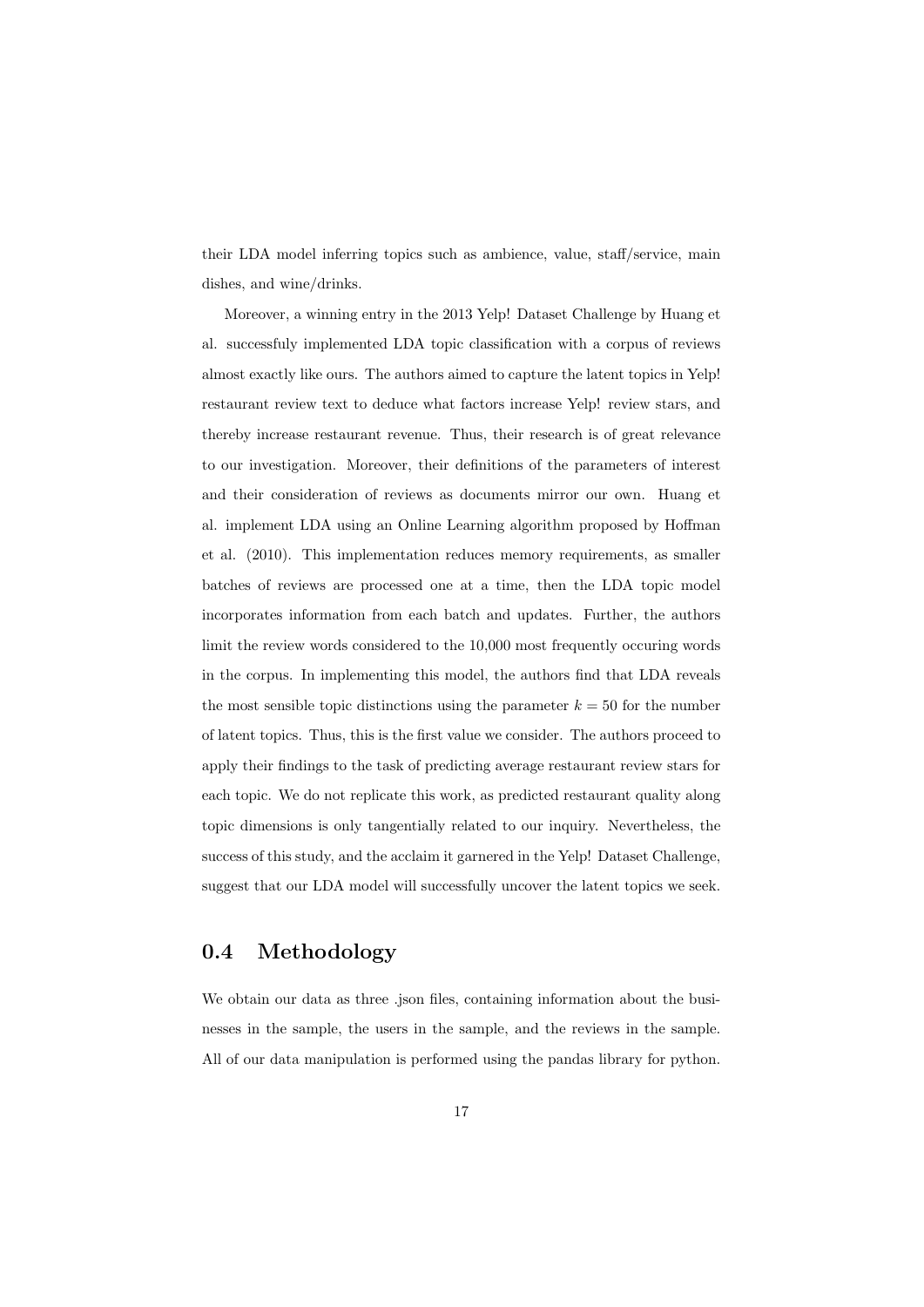their LDA model inferring topics such as ambience, value, staff/service, main dishes, and wine/drinks.

Moreover, a winning entry in the 2013 Yelp! Dataset Challenge by Huang et al. successfuly implemented LDA topic classification with a corpus of reviews almost exactly like ours. The authors aimed to capture the latent topics in Yelp! restaurant review text to deduce what factors increase Yelp! review stars, and thereby increase restaurant revenue. Thus, their research is of great relevance to our investigation. Moreover, their definitions of the parameters of interest and their consideration of reviews as documents mirror our own. Huang et al. implement LDA using an Online Learning algorithm proposed by Hoffman et al. (2010). This implementation reduces memory requirements, as smaller batches of reviews are processed one at a time, then the LDA topic model incorporates information from each batch and updates. Further, the authors limit the review words considered to the 10,000 most frequently occuring words in the corpus. In implementing this model, the authors find that LDA reveals the most sensible topic distinctions using the parameter $k = 50$ for the number of latent topics. Thus, this is the first value we consider. The authors proceed to apply their findings to the task of predicting average restaurant review stars for each topic. We do not replicate this work, as predicted restaurant quality along topic dimensions is only tangentially related to our inquiry. Nevertheless, the success of this study, and the acclaim it garnered in the Yelp! Dataset Challenge, suggest that our LDA model will successfully uncover the latent topics we seek.

## 0.4 Methodology

We obtain our data as three .json files, containing information about the businesses in the sample, the users in the sample, and the reviews in the sample. All of our data manipulation is performed using the pandas library for python.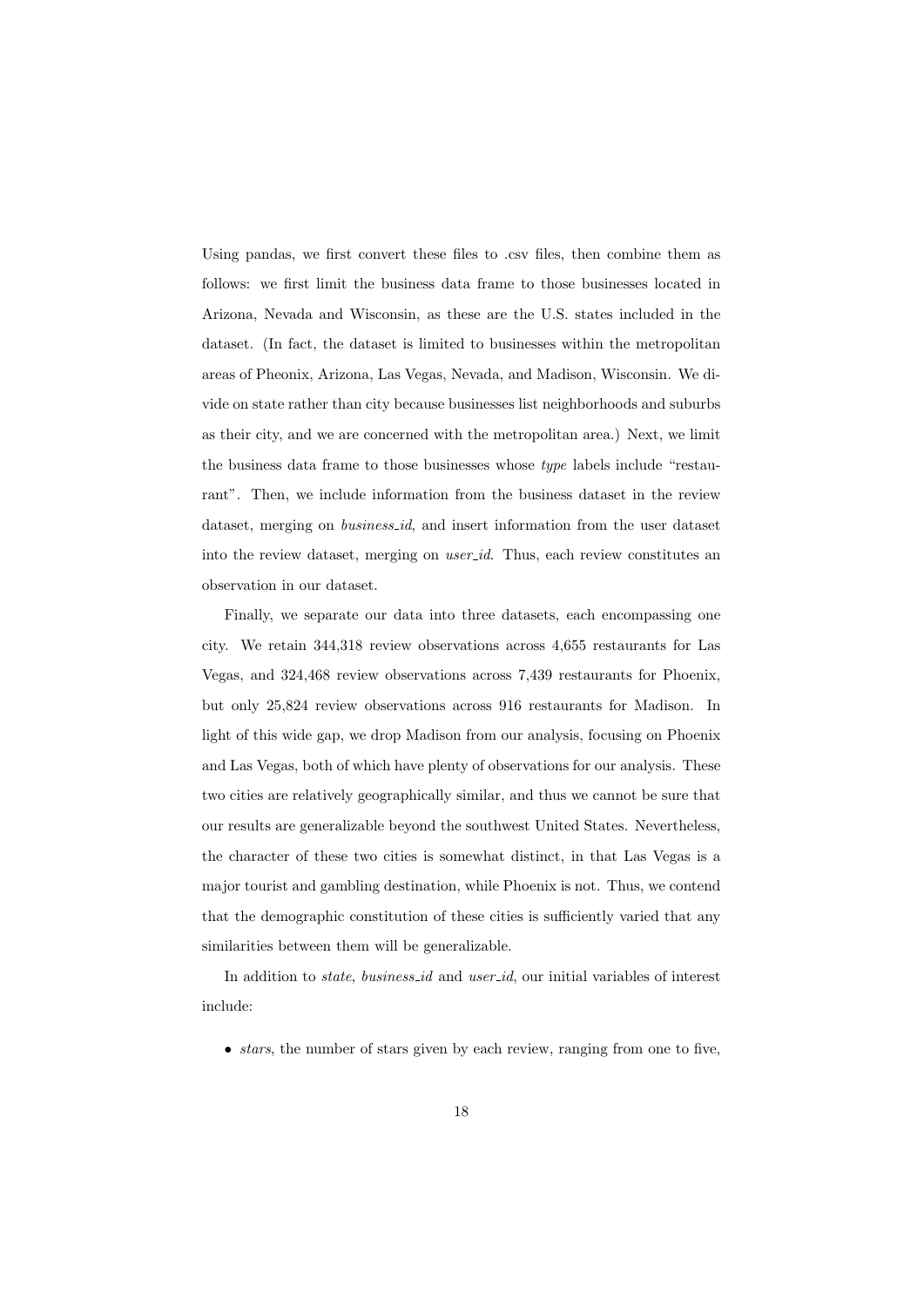Using pandas, we first convert these files to .csv files, then combine them as follows: we first limit the business data frame to those businesses located in Arizona, Nevada and Wisconsin, as these are the U.S. states included in the dataset. (In fact, the dataset is limited to businesses within the metropolitan areas of Pheonix, Arizona, Las Vegas, Nevada, and Madison, Wisconsin. We divide on state rather than city because businesses list neighborhoods and suburbs as their city, and we are concerned with the metropolitan area.) Next, we limit the business data frame to those businesses whose *type* labels include "restaurant". Then, we include information from the business dataset in the review dataset, merging on *business_id*, and insert information from the user dataset into the review dataset, merging on *user_id*. Thus, each review constitutes an observation in our dataset.

Finally, we separate our data into three datasets, each encompassing one city. We retain 344,318 review observations across 4,655 restaurants for Las Vegas, and 324,468 review observations across 7,439 restaurants for Phoenix, but only 25,824 review observations across 916 restaurants for Madison. In light of this wide gap, we drop Madison from our analysis, focusing on Phoenix and Las Vegas, both of which have plenty of observations for our analysis. These two cities are relatively geographically similar, and thus we cannot be sure that our results are generalizable beyond the southwest United States. Nevertheless, the character of these two cities is somewhat distinct, in that Las Vegas is a major tourist and gambling destination, while Phoenix is not. Thus, we contend that the demographic constitution of these cities is sufficiently varied that any similarities between them will be generalizable.

In addition to *state*, *business_id* and *user_id*, our initial variables of interest include:

- *stars*, the number of stars given by each review, ranging from one to five,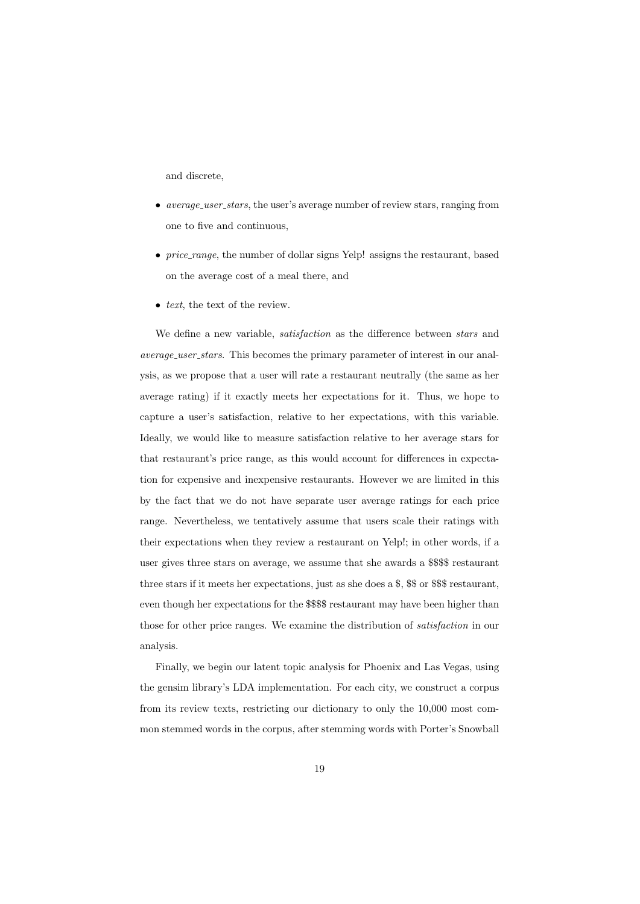and discrete,

- *average_user_stars*, the user's average number of review stars, ranging from one to five and continuous,
- *price_range*, the number of dollar signs Yelp! assigns the restaurant, based on the average cost of a meal there, and
- *text*, the text of the review.

We define a new variable, *satisfaction* as the difference between *stars* and *average_user_stars*. This becomes the primary parameter of interest in our analysis, as we propose that a user will rate a restaurant neutrally (the same as her average rating) if it exactly meets her expectations for it. Thus, we hope to capture a user's satisfaction, relative to her expectations, with this variable. Ideally, we would like to measure satisfaction relative to her average stars for that restaurant's price range, as this would account for differences in expectation for expensive and inexpensive restaurants. However we are limited in this by the fact that we do not have separate user average ratings for each price range. Nevertheless, we tentatively assume that users scale their ratings with their expectations when they review a restaurant on Yelp!; in other words, if a user gives three stars on average, we assume that she awards a $$$$ restaurant three stars if it meets her expectations, just as she does a $, $$ or $$$ restaurant, even though her expectations for the $$$$ restaurant may have been higher than those for other price ranges. We examine the distribution of *satisfaction* in our analysis.

Finally, we begin our latent topic analysis for Phoenix and Las Vegas, using the gensim library's LDA implementation. For each city, we construct a corpus from its review texts, restricting our dictionary to only the 10,000 most common stemmed words in the corpus, after stemming words with Porter's Snowball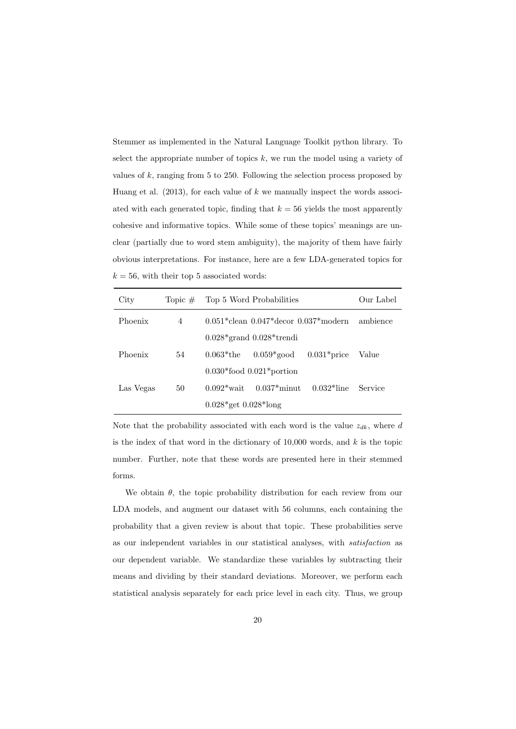Stemmer as implemented in the Natural Language Toolkit python library. To select the appropriate number of topics $k$, we run the model using a variety of values of $k$, ranging from 5 to 250. Following the selection process proposed by Huang et al. (2013), for each value of $k$ we manually inspect the words associated with each generated topic, finding that $k = 56$ yields the most apparently cohesive and informative topics. While some of these topics' meanings are unclear (partially due to word stem ambiguity), the majority of them have fairly obvious interpretations. For instance, here are a few LDA-generated topics for $k = 56$, with their top 5 associated words:

| City | Topic # | Top 5 Word Probabilities | Our Label |
|---|---|---|---|
| Phoenix | 4 | 0.051*clean 0.047*decor 0.037*modern 0.028*grand 0.028*trendi | ambience |
| Phoenix | 54 | 0.063*the 0.059*good 0.031*price 0.030*food 0.021*portion | Value |
| Las Vegas | 50 | 0.092*wait 0.037*minut 0.032*line 0.028*get 0.028*long | Service |

Note that the probability associated with each word is the value $z_{dk}$, where $d$ is the index of that word in the dictionary of 10,000 words, and $k$ is the topic number. Further, note that these words are presented here in their stemmed forms.

We obtain $\theta$, the topic probability distribution for each review from our LDA models, and augment our dataset with 56 columns, each containing the probability that a given review is about that topic. These probabilities serve as our independent variables in our statistical analyses, with *satisfaction* as our dependent variable. We standardize these variables by subtracting their means and dividing by their standard deviations. Moreover, we perform each statistical analysis separately for each price level in each city. Thus, we group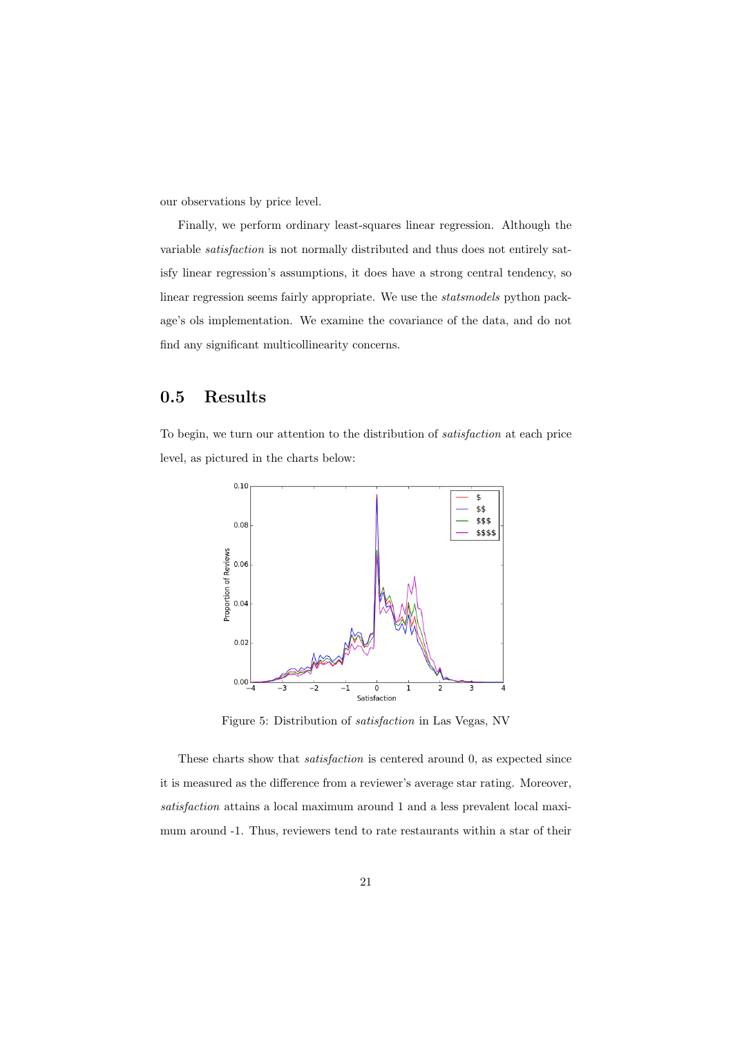our observations by price level.

Finally, we perform ordinary least-squares linear regression. Although the variable *satisfaction* is not normally distributed and thus does not entirely satisfy linear regression's assumptions, it does have a strong central tendency, so linear regression seems fairly appropriate. We use the *statsmodels* python package's ols implementation. We examine the covariance of the data, and do not find any significant multicollinearity concerns.

## 0.5 Results

To begin, we turn our attention to the distribution of *satisfaction* at each price level, as pictured in the charts below:

Figure 5: Distribution of *satisfaction* in Las Vegas, NV

These charts show that *satisfaction* is centered around 0, as expected since it is measured as the difference from a reviewer's average star rating. Moreover, *satisfaction* attains a local maximum around 1 and a less prevalent local maximum around -1. Thus, reviewers tend to rate restaurants within a star of their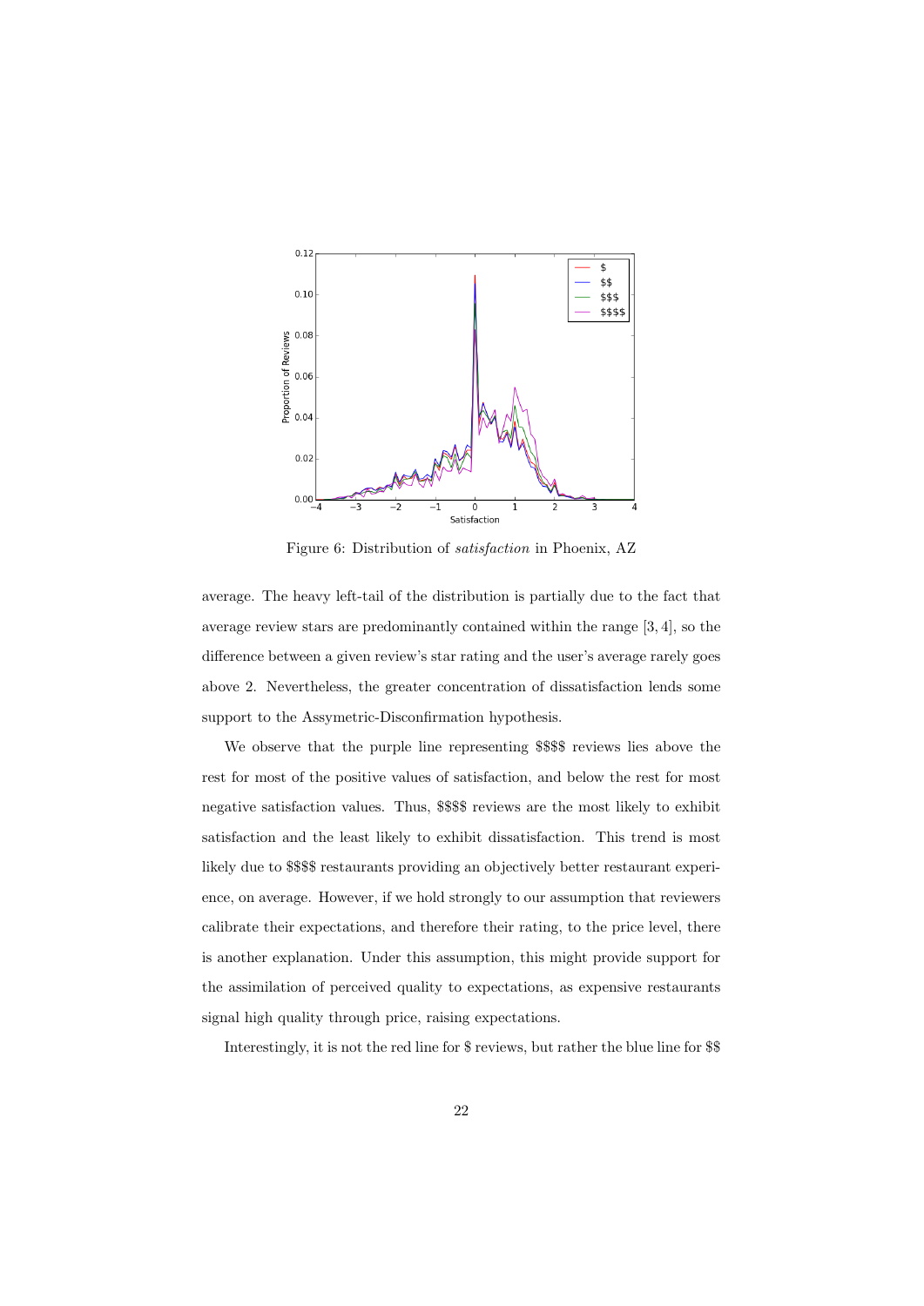Figure 6: Distribution of *satisfaction* in Phoenix, AZ

average. The heavy left-tail of the distribution is partially due to the fact that average review stars are predominantly contained within the range $[3, 4]$, so the difference between a given review's star rating and the user's average rarely goes above 2. Nevertheless, the greater concentration of dissatisfaction lends some support to the Assymetric-Disconfirmation hypothesis.

We observe that the purple line representing $$$$ reviews lies above the rest for most of the positive values of satisfaction, and below the rest for most negative satisfaction values. Thus, $$$$ reviews are the most likely to exhibit satisfaction and the least likely to exhibit dissatisfaction. This trend is most likely due to $$$$ restaurants providing an objectively better restaurant experience, on average. However, if we hold strongly to our assumption that reviewers calibrate their expectations, and therefore their rating, to the price level, there is another explanation. Under this assumption, this might provide support for the assimilation of perceived quality to expectations, as expensive restaurants signal high quality through price, raising expectations.

Interestingly, it is not the red line for $ reviews, but rather the blue line for $$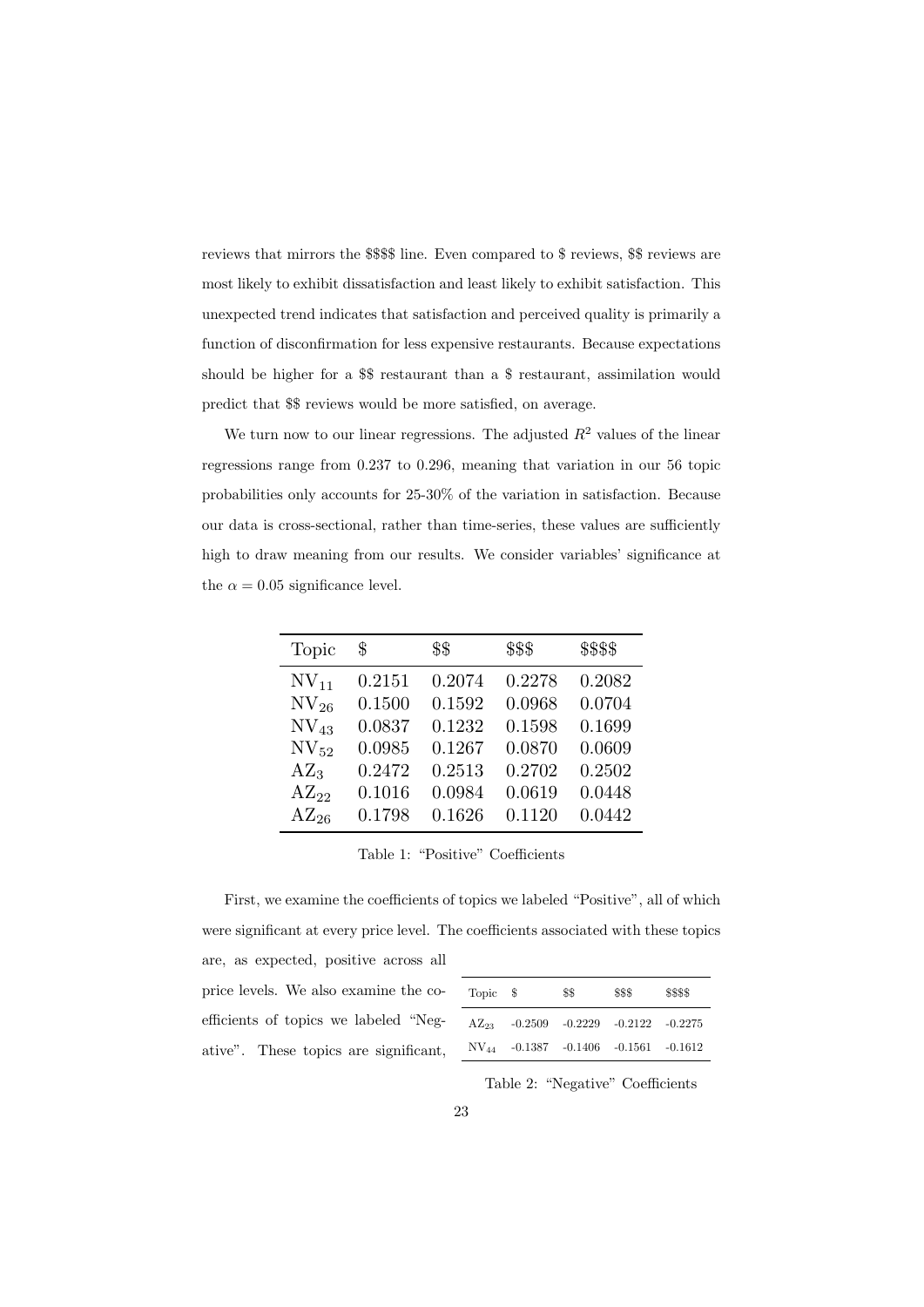reviews that mirrors the $$$$ line. Even compared to $ reviews, $$ reviews are most likely to exhibit dissatisfaction and least likely to exhibit satisfaction. This unexpected trend indicates that satisfaction and perceived quality is primarily a function of disconfirmation for less expensive restaurants. Because expectations should be higher for a $$ restaurant than a $ restaurant, assimilation would predict that $$ reviews would be more satisfied, on average.

We turn now to our linear regressions. The adjusted $R^2$ values of the linear regressions range from 0.237 to 0.296, meaning that variation in our 56 topic probabilities only accounts for 25-30% of the variation in satisfaction. Because our data is cross-sectional, rather than time-series, these values are sufficiently high to draw meaning from our results. We consider variables' significance at the $\alpha = 0.05$ significance level.

| Topic | $ | $$ | $$$ | $$$$ |
|---|---|---|---|---|
| $NV_{11}$ | 0.2151 | 0.2074 | 0.2278 | 0.2082 |
| $NV_{26}$ | 0.1500 | 0.1592 | 0.0968 | 0.0704 |
| $NV_{43}$ | 0.0837 | 0.1232 | 0.1598 | 0.1699 |
| $NV_{52}$ | 0.0985 | 0.1267 | 0.0870 | 0.0609 |
| $AZ_{3}$ | 0.2472 | 0.2513 | 0.2702 | 0.2502 |
| $AZ_{22}$ | 0.1016 | 0.0984 | 0.0619 | 0.0448 |
| $AZ_{26}$ | 0.1798 | 0.1626 | 0.1120 | 0.0442 |

Table 1: "Positive" Coefficients

First, we examine the coefficients of topics we labeled "Positive", all of which were significant at every price level. The coefficients associated with these topics are, as expected, positive across all price levels. We also examine the coefficients of topics we labeled "Negative". These topics are significant,

| Topic | $ | $$ | $$$ | $$$$ |
|---|---|---|---|---|
| $AZ_{23}$ | -0.2509 | -0.2229 | -0.2122 | -0.2275 |
| $NV_{44}$ | -0.1387 | -0.1406 | -0.1561 | -0.1612 |

Table 2: "Negative" Coefficients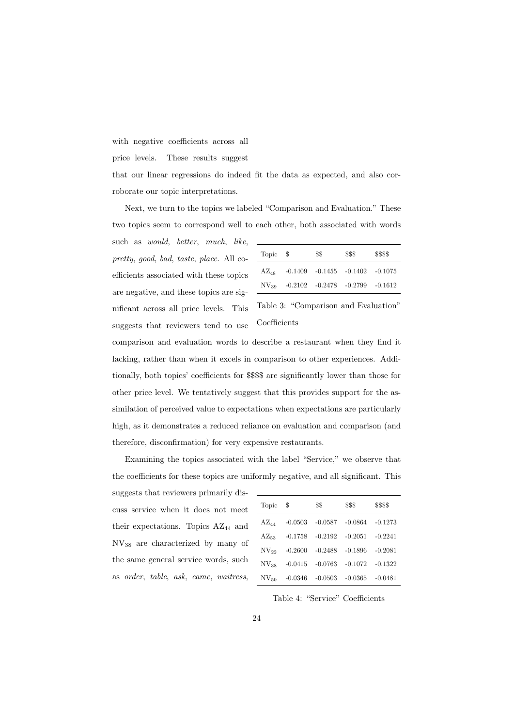with negative coefficients across all price levels. These results suggest that our linear regressions do indeed fit the data as expected, and also corroborate our topic interpretations.

Next, we turn to the topics we labeled "Comparison and Evaluation." These two topics seem to correspond well to each other, both associated with words such as *would*, *better*, *much*, *like*, *pretty*, *good*, *bad*, *taste*, *place*. All coefficients associated with these topics are negative, and these topics are significant across all price levels. This suggests that reviewers tend to use comparison and evaluation words to describe a restaurant when they find it lacking, rather than when it excels in comparison to other experiences. Additionally, both topics' coefficients for $$$$ are significantly lower than those for other price level. We tentatively suggest that this provides support for the assimilation of perceived value to expectations when expectations are particularly high, as it demonstrates a reduced reliance on evaluation and comparison (and therefore, disconfirmation) for very expensive restaurants.

| Topic | $ | $$ | $$$ | $$$$ |
|---|---|---|---|---|
| $AZ_{48}$ | -0.1409 | -0.1455 | -0.1402 | -0.1075 |
| $NV_{39}$ | -0.2102 | -0.2478 | -0.2799 | -0.1612 |

Table 3: "Comparison and Evaluation" Coefficients

Examining the topics associated with the label "Service," we observe that the coefficients for these topics are uniformly negative, and all significant. This suggests that reviewers primarily discuss service when it does not meet their expectations. Topics $AZ_{44}$ and $NV_{38}$ are characterized by many of the same general service words, such as *order*, *table*, *ask*, *came*, *waitress*,

| Topic | $ | $$ | $$$ | $$$$ |
|---|---|---|---|---|
| $AZ_{44}$ | -0.0503 | -0.0587 | -0.0864 | -0.1273 |
| $AZ_{53}$ | -0.1758 | -0.2192 | -0.2051 | -0.2241 |
| $NV_{22}$ | -0.2600 | -0.2488 | -0.1896 | -0.2081 |
| $NV_{38}$ | -0.0415 | -0.0763 | -0.1072 | -0.1322 |
| $NV_{50}$ | -0.0346 | -0.0503 | -0.0365 | -0.0481 |

Table 4: "Service" Coefficients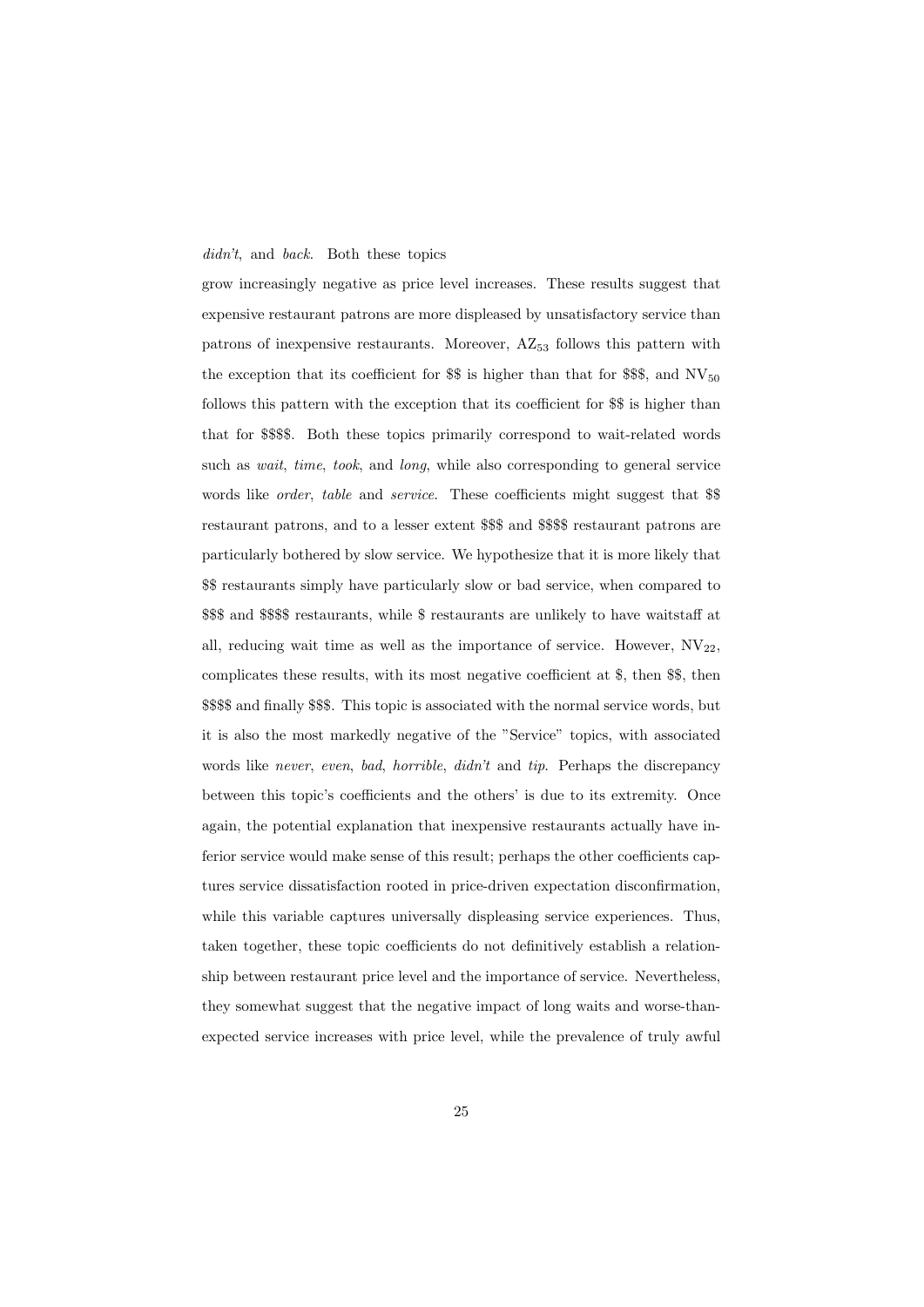*didn't*, and *back*. Both these topics

grow increasingly negative as price level increases. These results suggest that expensive restaurant patrons are more displeased by unsatisfactory service than patrons of inexpensive restaurants. Moreover, $AZ_{53}$ follows this pattern with the exception that its coefficient for $$ is higher than that for $$$, and $NV_{50}$ follows this pattern with the exception that its coefficient for $$ is higher than that for $$$$. Both these topics primarily correspond to wait-related words such as *wait*, *time*, *took*, and *long*, while also corresponding to general service words like *order*, *table* and *service*. These coefficients might suggest that $$ restaurant patrons, and to a lesser extent $$$ and $$$$ restaurant patrons are particularly bothered by slow service. We hypothesize that it is more likely that $$ restaurants simply have particularly slow or bad service, when compared to $$$ and $$$$ restaurants, while $ restaurants are unlikely to have waitstaff at all, reducing wait time as well as the importance of service. However, $NV_{22}$, complicates these results, with its most negative coefficient at $, then $$, then $$$$ and finally $$$. This topic is associated with the normal service words, but it is also the most markedly negative of the "Service" topics, with associated words like *never*, *even*, *bad*, *horrible*, *didn't* and *tip*. Perhaps the discrepancy between this topic's coefficients and the others' is due to its extremity. Once again, the potential explanation that inexpensive restaurants actually have inferior service would make sense of this result; perhaps the other coefficients captures service dissatisfaction rooted in price-driven expectation disconfirmation, while this variable captures universally displeasing service experiences. Thus, taken together, these topic coefficients do not definitively establish a relationship between restaurant price level and the importance of service. Nevertheless, they somewhat suggest that the negative impact of long waits and worse-than-expected service increases with price level, while the prevalence of truly awful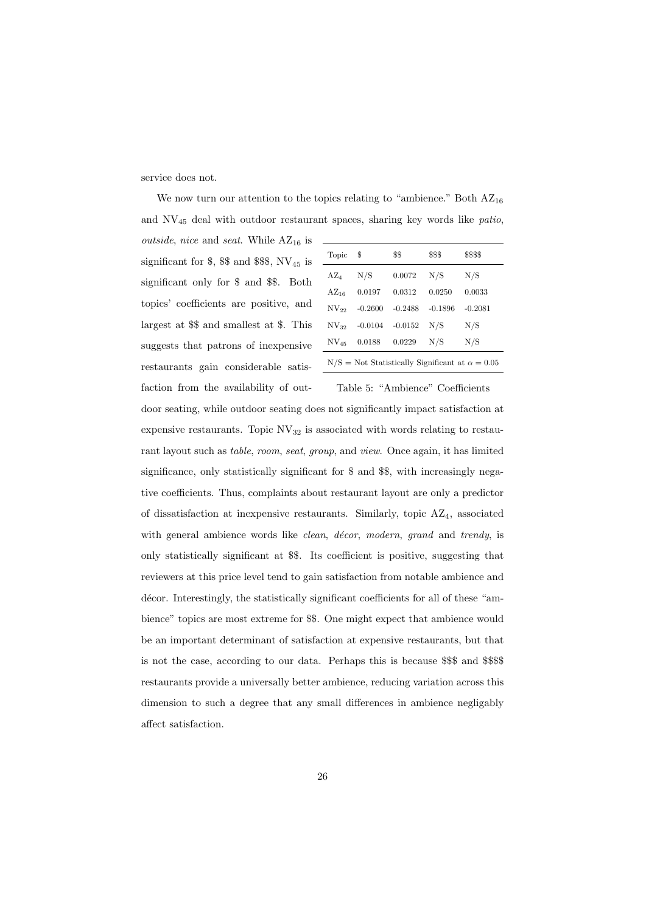service does not.

We now turn our attention to the topics relating to "ambience." Both $AZ_{16}$ and $NV_{45}$ deal with outdoor restaurant spaces, sharing key words like *patio*, *outside*, *nice* and *seat*. While $AZ_{16}$ is significant for \$, \$\$ and \$\$\$, $NV_{45}$ is significant only for \$ and \$\$. Both topics' coefficients are positive, and largest at \$\$ and smallest at \$. This suggests that patrons of inexpensive restaurants gain considerable satisfaction from the availability of outdoor seating, while outdoor seating does not significantly impact satisfaction at expensive restaurants. Topic $NV_{32}$ is associated with words relating to restaurant layout such as *table*, *room*, *seat*, *group*, and *view*. Once again, it has limited significance, only statistically significant for \$ and \$\$, with increasingly negative coefficients. Thus, complaints about restaurant layout are only a predictor of dissatisfaction at inexpensive restaurants. Similarly, topic $AZ_4$, associated with general ambience words like *clean*, *décor*, *modern*, *grand* and *trendy*, is only statistically significant at \$\$. Its coefficient is positive, suggesting that reviewers at this price level tend to gain satisfaction from notable ambience and décor. Interestingly, the statistically significant coefficients for all of these "ambience" topics are most extreme for \$\$. One might expect that ambience would be an important determinant of satisfaction at expensive restaurants, but that is not the case, according to our data. Perhaps this is because \$\$\$ and \$\$\$\$ restaurants provide a universally better ambience, reducing variation across this dimension to such a degree that any small differences in ambience negligably affect satisfaction.

| Topic | \$ | \$\$ | \$\$\$ | \$\$\$\$ |
|---|---|---|---|---|
| $AZ_4$ | N/S | 0.0072 | N/S | N/S |
| $AZ_{16}$ | 0.0197 | 0.0312 | 0.0250 | 0.0033 |
| $NV_{22}$ | -0.2600 | -0.2488 | -0.1896 | -0.2081 |
| $NV_{32}$ | -0.0104 | -0.0152 | N/S | N/S |
| $NV_{45}$ | 0.0188 | 0.0229 | N/S | N/S |

N/S = Not Statistically Significant at $\alpha = 0.05$

Table 5: "Ambience" Coefficients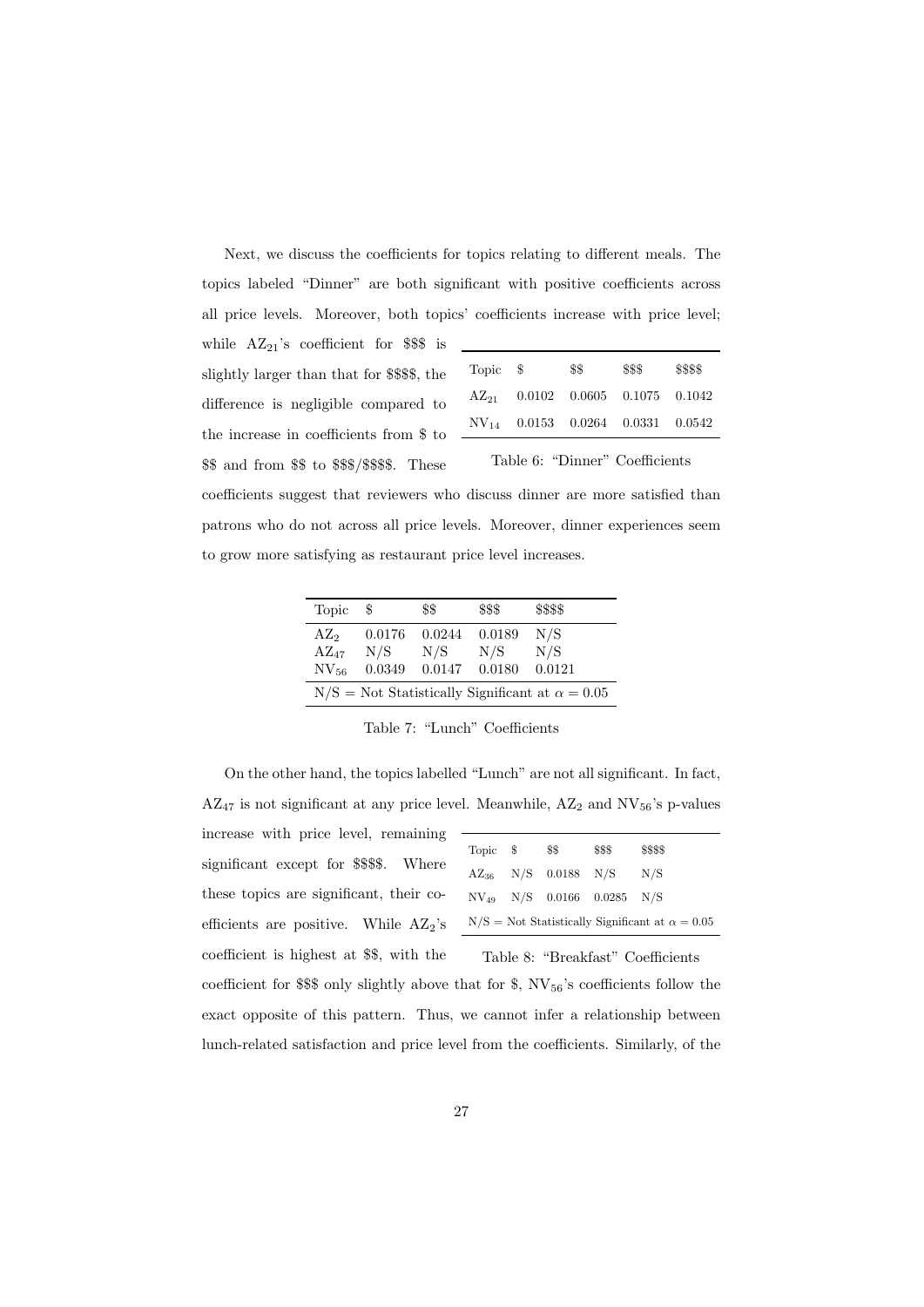Next, we discuss the coefficients for topics relating to different meals. The topics labeled "Dinner" are both significant with positive coefficients across all price levels. Moreover, both topics' coefficients increase with price level; while $AZ_{21}$'s coefficient for $$$ is slightly larger than that for $$$$, the difference is negligible compared to the increase in coefficients from $ to $$ and from $$ to $$$/$$$$. These coefficients suggest that reviewers who discuss dinner are more satisfied than patrons who do not across all price levels. Moreover, dinner experiences seem to grow more satisfying as restaurant price level increases.

| Topic | $ | $$ | $$$ | $$$$ |
|---|---|---|---|---|
| $AZ_{21}$ | 0.0102 | 0.0605 | 0.1075 | 0.1042 |
| $NV_{14}$ | 0.0153 | 0.0264 | 0.0331 | 0.0542 |

Table 6: "Dinner" Coefficients

| Topic | $ | $$ | $$$ | $$$$ |
|---|---|---|---|---|
| $AZ_2$ | 0.0176 | 0.0244 | 0.0189 | N/S |
| $AZ_{47}$ | N/S | N/S | N/S | N/S |
| $NV_{56}$ | 0.0349 | 0.0147 | 0.0180 | 0.0121 |

N/S = Not Statistically Significant at $\alpha = 0.05$

Table 7: "Lunch" Coefficients

On the other hand, the topics labelled "Lunch" are not all significant. In fact, $AZ_{47}$ is not significant at any price level. Meanwhile, $AZ_2$ and $NV_{56}$'s p-values increase with price level, remaining significant except for $$$$. Where these topics are significant, their coefficients are positive. While $AZ_2$'s coefficient is highest at $$, with the coefficient for $$$ only slightly above that for $, $NV_{56}$'s coefficients follow the exact opposite of this pattern. Thus, we cannot infer a relationship between lunch-related satisfaction and price level from the coefficients. Similarly, of the

| Topic | $ | $$ | $$$ | $$$$ |
|---|---|---|---|---|
| $AZ_{36}$ | N/S | 0.0188 | N/S | N/S |
| $NV_{49}$ | N/S | 0.0166 | 0.0285 | N/S |

N/S = Not Statistically Significant at $\alpha = 0.05$

Table 8: "Breakfast" Coefficients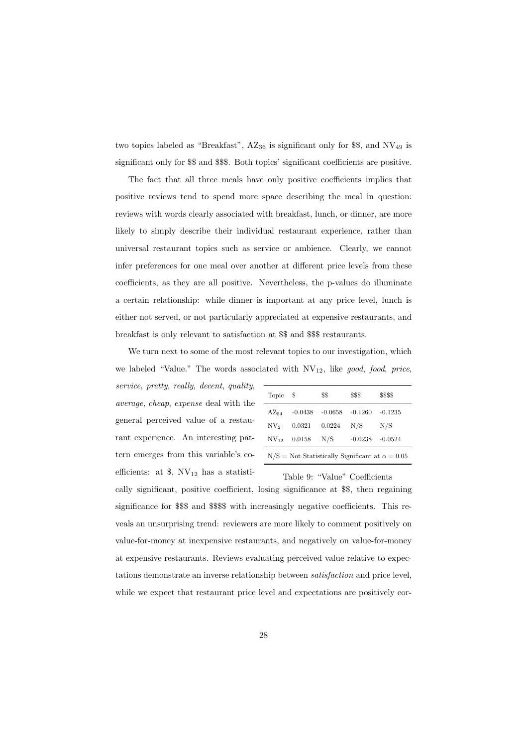two topics labeled as "Breakfast", $AZ_{36}$ is significant only for $$, and $NV_{49}$ is significant only for $$ and $$$. Both topics' significant coefficients are positive.

The fact that all three meals have only positive coefficients implies that positive reviews tend to spend more space describing the meal in question: reviews with words clearly associated with breakfast, lunch, or dinner, are more likely to simply describe their individual restaurant experience, rather than universal restaurant topics such as service or ambience. Clearly, we cannot infer preferences for one meal over another at different price levels from these coefficients, as they are all positive. Nevertheless, the p-values do illuminate a certain relationship: while dinner is important at any price level, lunch is either not served, or not particularly appreciated at expensive restaurants, and breakfast is only relevant to satisfaction at $$ and $$$ restaurants.

We turn next to some of the most relevant topics to our investigation, which we labeled "Value." The words associated with $NV_{12}$, like *good*, *food*, *price*, *service*, *pretty*, *really*, *decent*, *quality*, *average*, *cheap*, *expense* deal with the general perceived value of a restaurant experience. An interesting pattern emerges from this variable's coefficients: at $, $NV_{12}$ has a statistically significant, positive coefficient, losing significance at $$, then regaining significance for $$$ and $$$$ with increasingly negative coefficients. This reveals an unsurprising trend: reviewers are more likely to comment positively on value-for-money at inexpensive restaurants, and negatively on value-for-money at expensive restaurants. Reviews evaluating perceived value relative to expectations demonstrate an inverse relationship between *satisfaction* and price level, while we expect that restaurant price level and expectations are positively cor-

| Topic | $ | $$ | $$$ | $$$$ |
|---|---|---|---|---|
| $AZ_{54}$ | -0.0438 | -0.0658 | -0.1260 | -0.1235 |
| $NV_2$ | 0.0321 | 0.0224 | N/S | N/S |
| $NV_{12}$ | 0.0158 | N/S | -0.0238 | -0.0524 |

N/S = Not Statistically Significant at $\alpha = 0.05$

Table 9: "Value" Coefficients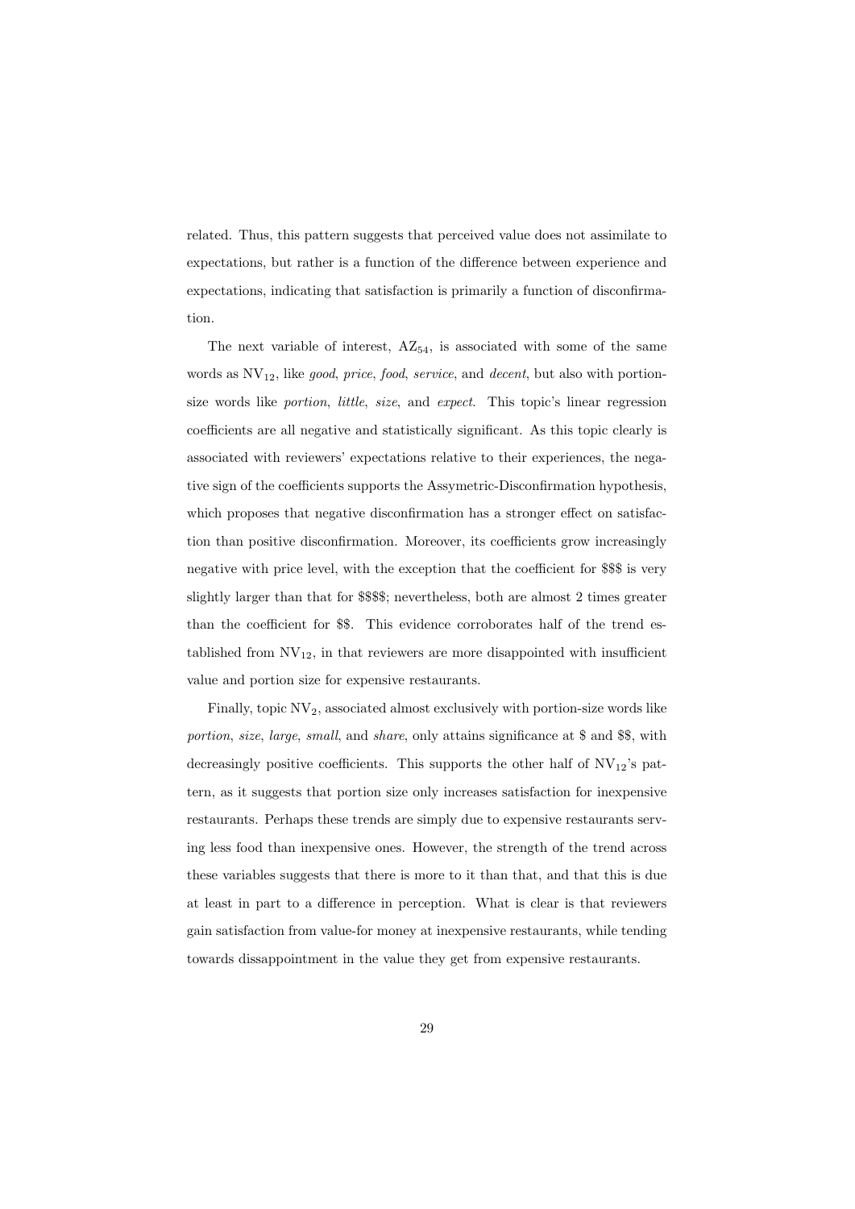related. Thus, this pattern suggests that perceived value does not assimilate to expectations, but rather is a function of the difference between experience and expectations, indicating that satisfaction is primarily a function of disconfirmation.

The next variable of interest, $AZ_{54}$, is associated with some of the same words as $NV_{12}$, like *good*, *price*, *food*, *service*, and *decent*, but also with portion-size words like *portion*, *little*, *size*, and *expect*. This topic's linear regression coefficients are all negative and statistically significant. As this topic clearly is associated with reviewers' expectations relative to their experiences, the negative sign of the coefficients supports the Assymetric-Disconfirmation hypothesis, which proposes that negative disconfirmation has a stronger effect on satisfaction than positive disconfirmation. Moreover, its coefficients grow increasingly negative with price level, with the exception that the coefficient for $$$ is very slightly larger than that for $$$$; nevertheless, both are almost 2 times greater than the coefficient for $$. This evidence corroborates half of the trend established from $NV_{12}$, in that reviewers are more disappointed with insufficient value and portion size for expensive restaurants.

Finally, topic $NV_2$, associated almost exclusively with portion-size words like *portion*, *size*, *large*, *small*, and *share*, only attains significance at $ and $$, with decreasingly positive coefficients. This supports the other half of $NV_{12}$'s pattern, as it suggests that portion size only increases satisfaction for inexpensive restaurants. Perhaps these trends are simply due to expensive restaurants serving less food than inexpensive ones. However, the strength of the trend across these variables suggests that there is more to it than that, and that this is due at least in part to a difference in perception. What is clear is that reviewers gain satisfaction from value-for money at inexpensive restaurants, while tending towards dissappointment in the value they get from expensive restaurants.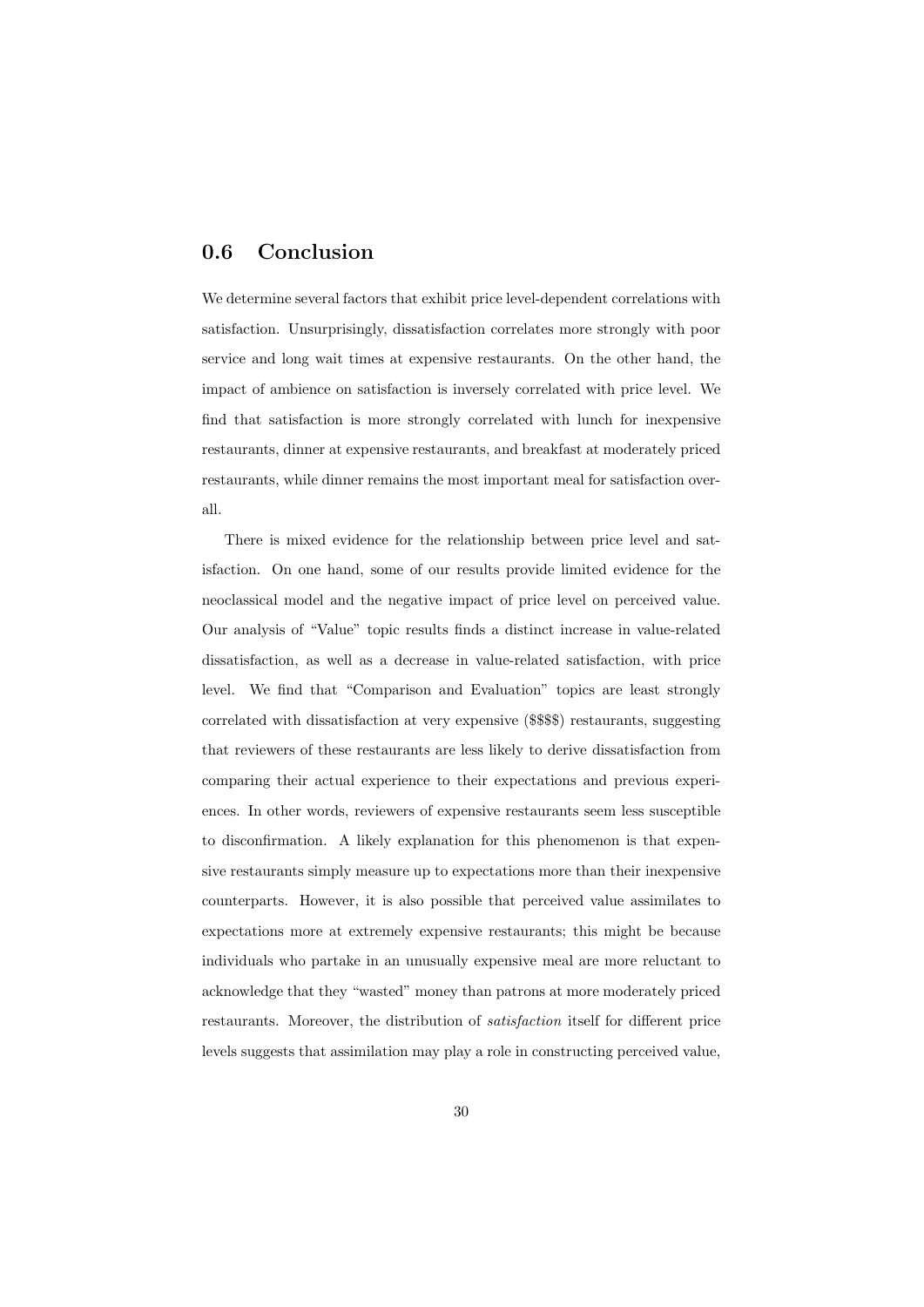## 0.6 Conclusion

We determine several factors that exhibit price level-dependent correlations with satisfaction. Unsurprisingly, dissatisfaction correlates more strongly with poor service and long wait times at expensive restaurants. On the other hand, the impact of ambience on satisfaction is inversely correlated with price level. We find that satisfaction is more strongly correlated with lunch for inexpensive restaurants, dinner at expensive restaurants, and breakfast at moderately priced restaurants, while dinner remains the most important meal for satisfaction overall.

There is mixed evidence for the relationship between price level and satisfaction. On one hand, some of our results provide limited evidence for the neoclassical model and the negative impact of price level on perceived value. Our analysis of "Value" topic results finds a distinct increase in value-related dissatisfaction, as well as a decrease in value-related satisfaction, with price level. We find that "Comparison and Evaluation" topics are least strongly correlated with dissatisfaction at very expensive ($$$$) restaurants, suggesting that reviewers of these restaurants are less likely to derive dissatisfaction from comparing their actual experience to their expectations and previous experiences. In other words, reviewers of expensive restaurants seem less susceptible to disconfirmation. A likely explanation for this phenomenon is that expensive restaurants simply measure up to expectations more than their inexpensive counterparts. However, it is also possible that perceived value assimilates to expectations more at extremely expensive restaurants; this might be because individuals who partake in an unusually expensive meal are more reluctant to acknowledge that they "wasted" money than patrons at more moderately priced restaurants. Moreover, the distribution of *satisfaction* itself for different price levels suggests that assimilation may play a role in constructing perceived value,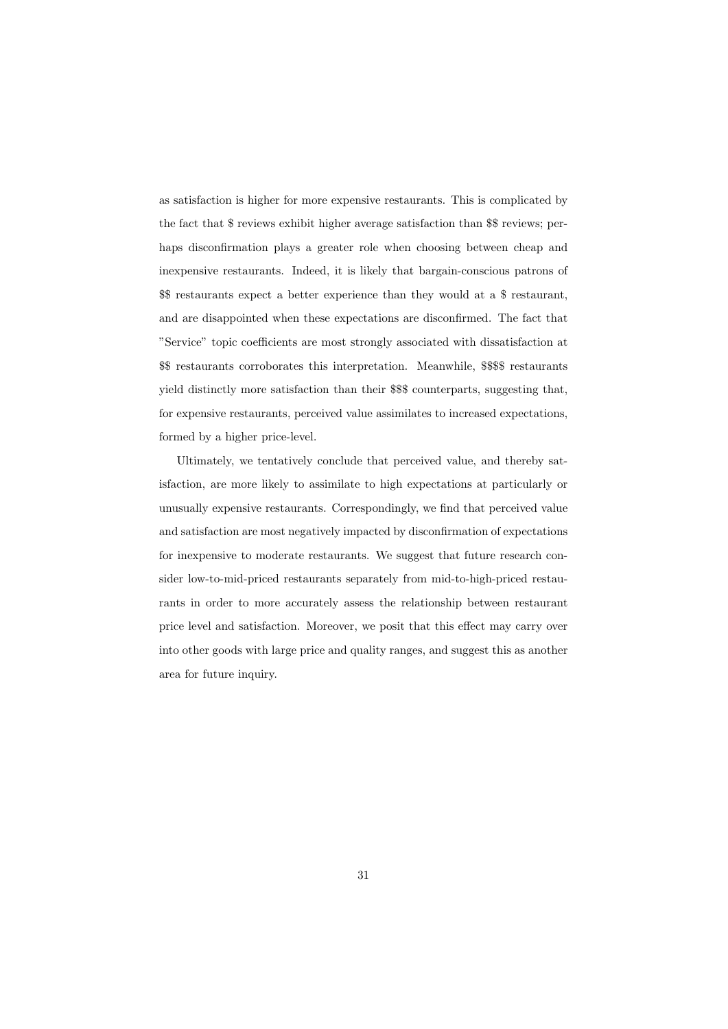as satisfaction is higher for more expensive restaurants. This is complicated by the fact that $ reviews exhibit higher average satisfaction than $$ reviews; perhaps disconfirmation plays a greater role when choosing between cheap and inexpensive restaurants. Indeed, it is likely that bargain-conscious patrons of $$ restaurants expect a better experience than they would at a $ restaurant, and are disappointed when these expectations are disconfirmed. The fact that "Service" topic coefficients are most strongly associated with dissatisfaction at $$ restaurants corroborates this interpretation. Meanwhile, $$$$ restaurants yield distinctly more satisfaction than their $$$ counterparts, suggesting that, for expensive restaurants, perceived value assimilates to increased expectations, formed by a higher price-level.

Ultimately, we tentatively conclude that perceived value, and thereby satisfaction, are more likely to assimilate to high expectations at particularly or unusually expensive restaurants. Correspondingly, we find that perceived value and satisfaction are most negatively impacted by disconfirmation of expectations for inexpensive to moderate restaurants. We suggest that future research consider low-to-mid-priced restaurants separately from mid-to-high-priced restaurants in order to more accurately assess the relationship between restaurant price level and satisfaction. Moreover, we posit that this effect may carry over into other goods with large price and quality ranges, and suggest this as another area for future inquiry.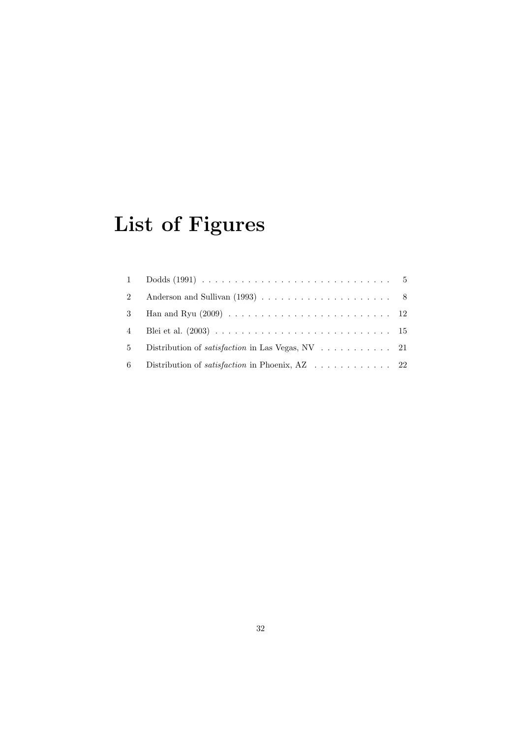# List of Figures

| | | |
|---|---|---|
| 1 | Dodds (1991) | 5 |
| 2 | Anderson and Sullivan (1993) | 8 |
| 3 | Han and Ryu (2009) | 12 |
| 4 | Blei et al. (2003) | 15 |
| 5 | Distribution of *satisfaction* in Las Vegas, NV | 21 |
| 6 | Distribution of *satisfaction* in Phoenix, AZ | 22 |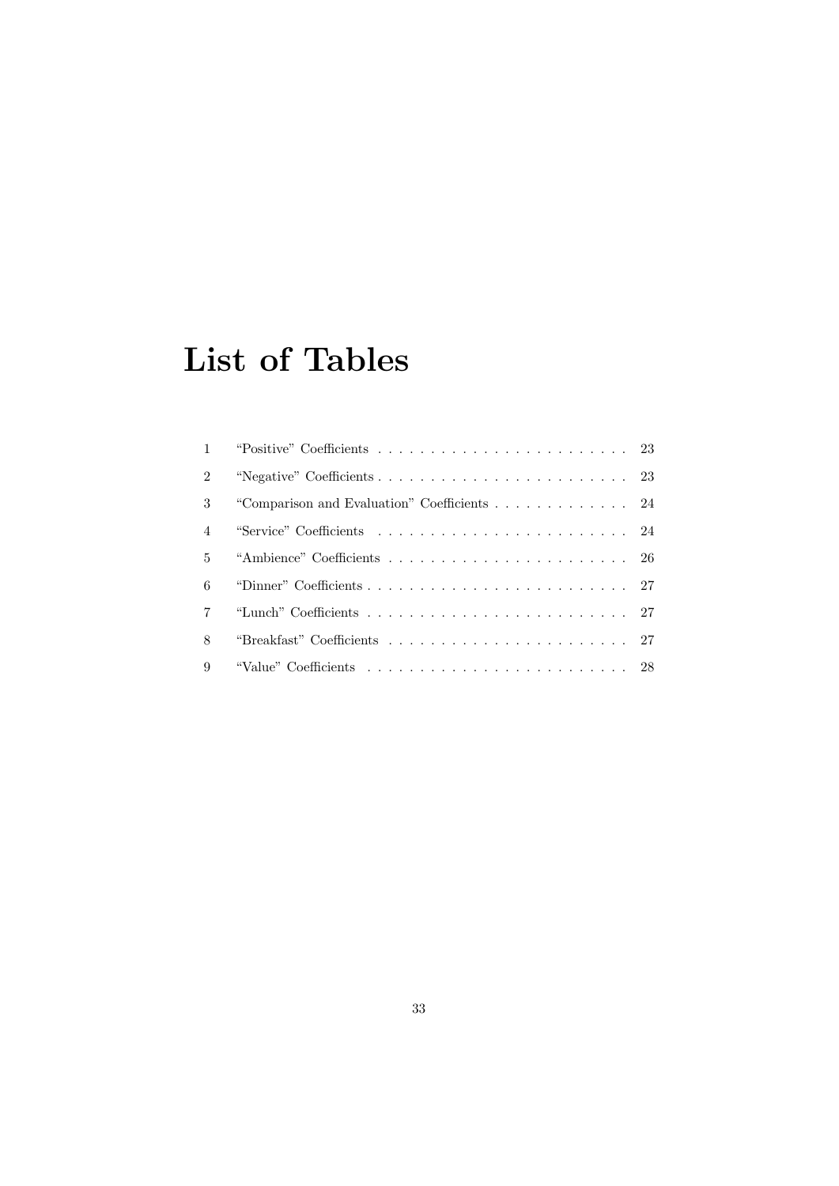# List of Tables

| | | |
|---|---|---|
| 1 | “Positive” Coefficients | 23 |
| 2 | “Negative” Coefficients | 23 |
| 3 | “Comparison and Evaluation” Coefficients | 24 |
| 4 | “Service” Coefficients | 24 |
| 5 | “Ambience” Coefficients | 26 |
| 6 | “Dinner” Coefficients | 27 |
| 7 | “Lunch” Coefficients | 27 |
| 8 | “Breakfast” Coefficients | 27 |
| 9 | “Value” Coefficients | 28 |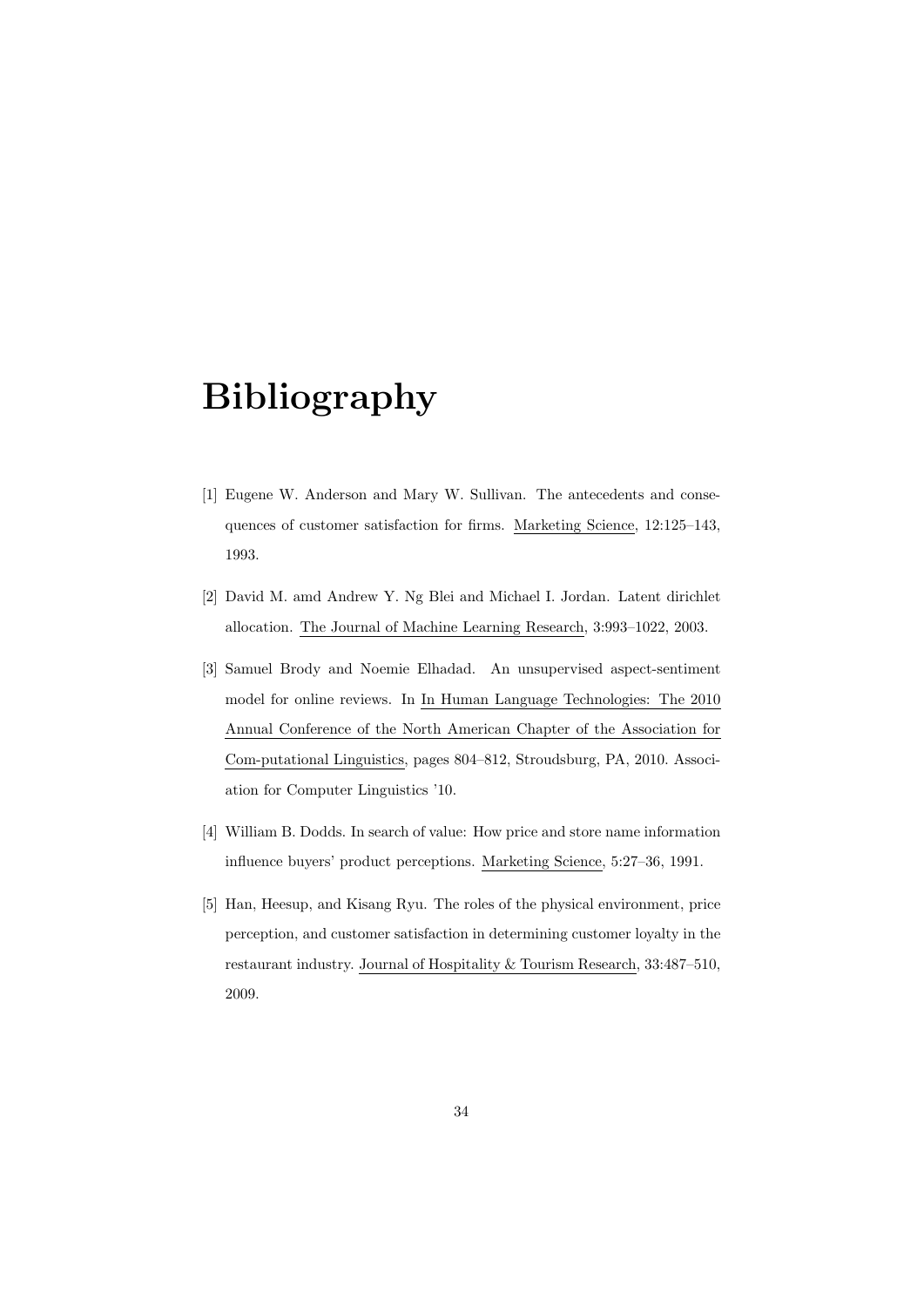# Bibliography

[1] Eugene W. Anderson and Mary W. Sullivan. The antecedents and consequences of customer satisfaction for firms. Marketing Science, 12:125–143, 1993.

[2] David M. amd Andrew Y. Ng Blei and Michael I. Jordan. Latent dirichlet allocation. The Journal of Machine Learning Research, 3:993–1022, 2003.

[3] Samuel Brody and Noemie Elhadad. An unsupervised aspect-sentiment model for online reviews. In In Human Language Technologies: The 2010 Annual Conference of the North American Chapter of the Association for Com-putational Linguistics, pages 804–812, Stroudsburg, PA, 2010. Association for Computer Linguistics '10.

[4] William B. Dodds. In search of value: How price and store name information influence buyers' product perceptions. Marketing Science, 5:27–36, 1991.

[5] Han, Heesup, and Kisang Ryu. The roles of the physical environment, price perception, and customer satisfaction in determining customer loyalty in the restaurant industry. Journal of Hospitality & Tourism Research, 33:487–510, 2009.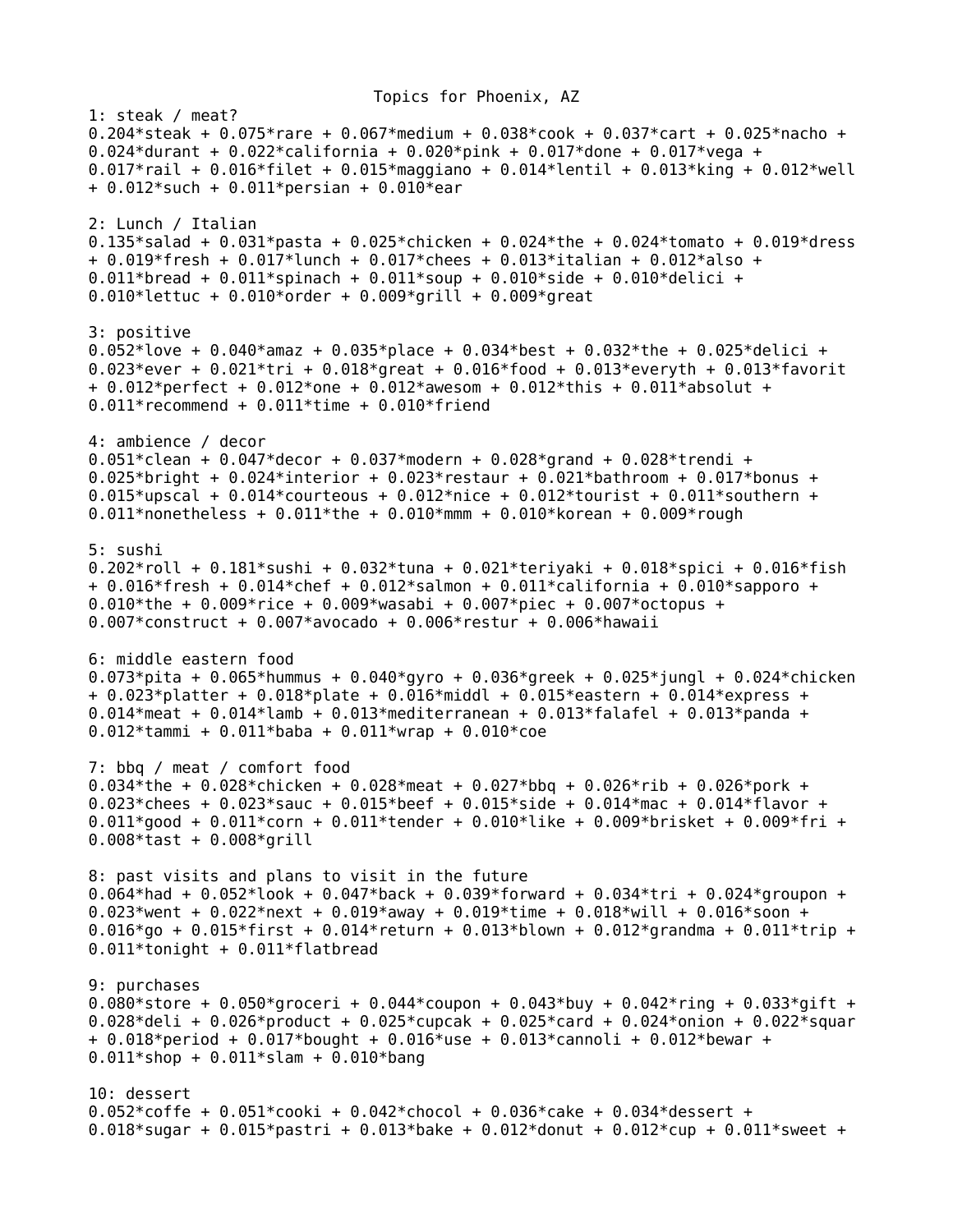Topics for Phoenix, AZ

1: steak / meat?
0.204*steak + 0.075*rare + 0.067*medium + 0.038*cook + 0.037*cart + 0.025*nacho + 0.024*durant + 0.022*california + 0.020*pink + 0.017*done + 0.017*vega + 0.017*rail + 0.016*filet + 0.015*maggiano + 0.014*lentil + 0.013*king + 0.012*well + 0.012*such + 0.011*persian + 0.010*ear

2: Lunch / Italian
0.135*salad + 0.031*pasta + 0.025*chicken + 0.024*the + 0.024*tomato + 0.019*dress + 0.019*fresh + 0.017*lunch + 0.017*chees + 0.013*italian + 0.012*also + 0.011*bread + 0.011*spinach + 0.011*soup + 0.010*side + 0.010*delici + 0.010*lettuc + 0.010*order + 0.009*grill + 0.009*great

3: positive
0.052*love + 0.040*amaz + 0.035*place + 0.034*best + 0.032*the + 0.025*delici + 0.023*ever + 0.021*tri + 0.018*great + 0.016*food + 0.013*everyth + 0.013*favorit + 0.012*perfect + 0.012*one + 0.012*awesom + 0.012*this + 0.011*absolut + 0.011*recommend + 0.011*time + 0.010*friend

4: ambience / decor
0.051*clean + 0.047*decor + 0.037*modern + 0.028*grand + 0.028*trendi + 0.025*bright + 0.024*interior + 0.023*restaur + 0.021*bathroom + 0.017*bonus + 0.015*upscal + 0.014*courteous + 0.012*nice + 0.012*tourist + 0.011*southern + 0.011*nonetheless + 0.011*the + 0.010*mmm + 0.010*korean + 0.009*rough

5: sushi
0.202*roll + 0.181*sushi + 0.032*tuna + 0.021*teriyaki + 0.018*spici + 0.016*fish + 0.016*fresh + 0.014*chef + 0.012*salmon + 0.011*california + 0.010*sapporo + 0.010*the + 0.009*rice + 0.009*wasabi + 0.007*piec + 0.007*octopus + 0.007*construct + 0.007*avocado + 0.006*restur + 0.006*hawaii

6: middle eastern food
0.073*pita + 0.065*hummus + 0.040*gyro + 0.036*greek + 0.025*jungl + 0.024*chicken + 0.023*platter + 0.018*plate + 0.016*middl + 0.015*eastern + 0.014*express + 0.014*meat + 0.014*lamb + 0.013*mediterranean + 0.013*falafel + 0.013*panda + 0.012*tammi + 0.011*baba + 0.011*wrap + 0.010*coe

7: bbq / meat / comfort food
0.034*the + 0.028*chicken + 0.028*meat + 0.027*bbq + 0.026*rib + 0.026*pork + 0.023*chees + 0.023*sauc + 0.015*beef + 0.015*side + 0.014*mac + 0.014*flavor + 0.011*good + 0.011*corn + 0.011*tender + 0.010*like + 0.009*brisket + 0.009*fri + 0.008*tast + 0.008*grill

8: past visits and plans to visit in the future
0.064*had + 0.052*look + 0.047*back + 0.039*forward + 0.034*tri + 0.024*groupon + 0.023*went + 0.022*next + 0.019*away + 0.019*time + 0.018*will + 0.016*soon + 0.016*go + 0.015*first + 0.014*return + 0.013*blown + 0.012*grandma + 0.011*trip + 0.011*tonight + 0.011*flatbread

9: purchases
0.080*store + 0.050*groceri + 0.044*coupon + 0.043*buy + 0.042*ring + 0.033*gift + 0.028*deli + 0.026*product + 0.025*cupcak + 0.025*card + 0.024*onion + 0.022*squar + 0.018*period + 0.017*bought + 0.016*use + 0.013*cannoli + 0.012*bewar + 0.011*shop + 0.011*slam + 0.010*bang

10: dessert
0.052*coffe + 0.051*cooki + 0.042*chocol + 0.036*cake + 0.034*dessert + 0.018*sugar + 0.015*pastri + 0.013*bake + 0.012*donut + 0.012*cup + 0.011*sweet +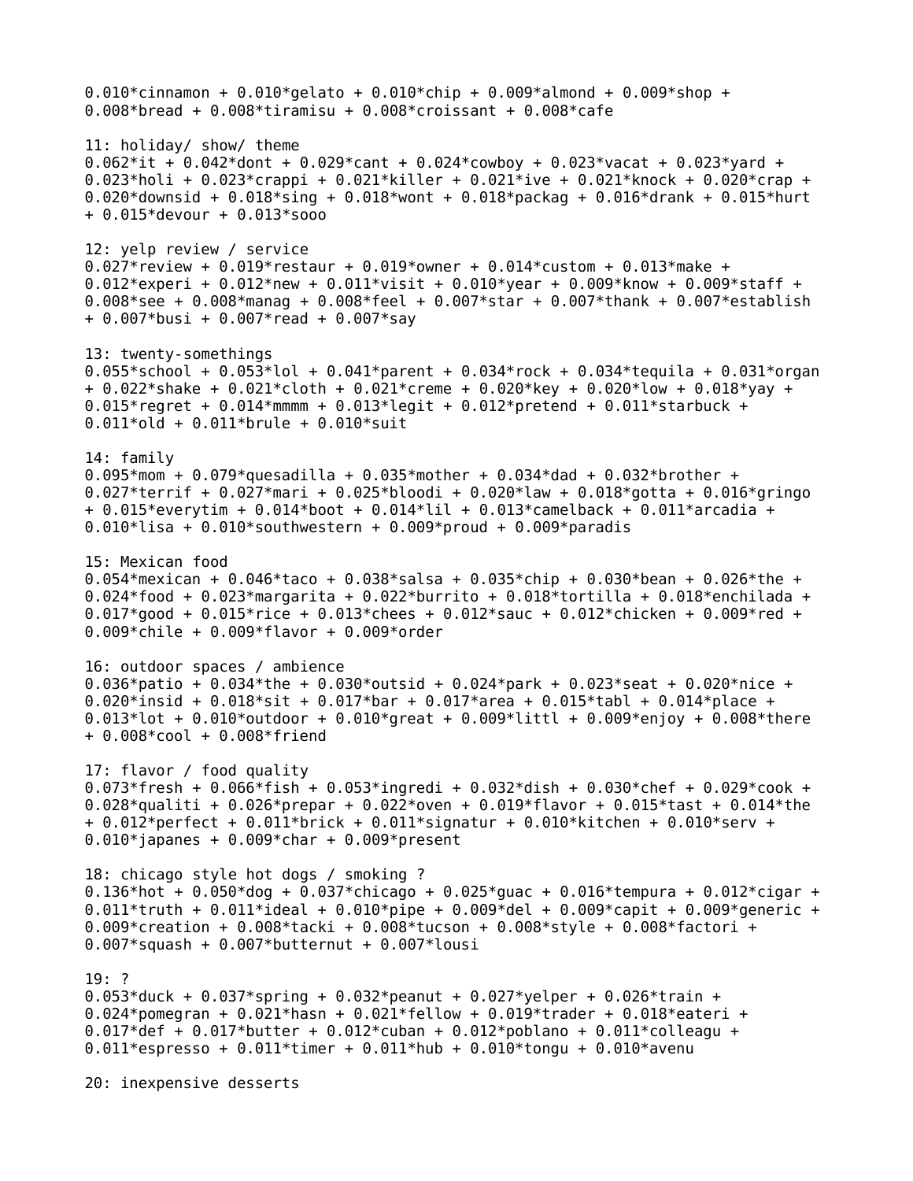0.010*cinnamon + 0.010*gelato + 0.010*chip + 0.009*almond + 0.009*shop + 0.008*bread + 0.008*tiramisu + 0.008*croissant + 0.008*cafe

11: holiday/ show/ theme
0.062*it + 0.042*dont + 0.029*cant + 0.024*cowboy + 0.023*vacat + 0.023*yard + 0.023*holi + 0.023*crappi + 0.021*killer + 0.021*ive + 0.021*knock + 0.020*crap + 0.020*downsid + 0.018*sing + 0.018*wont + 0.018*packag + 0.016*drank + 0.015*hurt + 0.015*devour + 0.013*sooo

12: yelp review / service
0.027*review + 0.019*restaur + 0.019*owner + 0.014*custom + 0.013*make + 0.012*experi + 0.012*new + 0.011*visit + 0.010*year + 0.009*know + 0.009*staff + 0.008*see + 0.008*manag + 0.008*feel + 0.007*star + 0.007*thank + 0.007*establish + 0.007*busi + 0.007*read + 0.007*say

13: twenty-somethings
0.055*school + 0.053*lol + 0.041*parent + 0.034*rock + 0.034*tequila + 0.031*organ + 0.022*shake + 0.021*cloth + 0.021*creme + 0.020*key + 0.020*low + 0.018*yay + 0.015*regret + 0.014*mmmm + 0.013*legit + 0.012*pretend + 0.011*starbuck + 0.011*old + 0.011*brule + 0.010*suit

14: family
0.095*mom + 0.079*quesadilla + 0.035*mother + 0.034*dad + 0.032*brother + 0.027*terrif + 0.027*mari + 0.025*bloodi + 0.020*law + 0.018*gotta + 0.016*gringo + 0.015*everytim + 0.014*boot + 0.014*lil + 0.013*camelback + 0.011*arcadia + 0.010*lisa + 0.010*southwestern + 0.009*proud + 0.009*paradis

15: Mexican food
0.054*mexican + 0.046*taco + 0.038*salsa + 0.035*chip + 0.030*bean + 0.026*the + 0.024*food + 0.023*margarita + 0.022*burrito + 0.018*tortilla + 0.018*enchilada + 0.017*good + 0.015*rice + 0.013*chees + 0.012*sauc + 0.012*chicken + 0.009*red + 0.009*chile + 0.009*flavor + 0.009*order

16: outdoor spaces / ambience
0.036*patio + 0.034*the + 0.030*outsid + 0.024*park + 0.023*seat + 0.020*nice + 0.020*insid + 0.018*sit + 0.017*bar + 0.017*area + 0.015*tabl + 0.014*place + 0.013*lot + 0.010*outdoor + 0.010*great + 0.009*littl + 0.009*enjoy + 0.008*there + 0.008*cool + 0.008*friend

17: flavor / food quality
0.073*fresh + 0.066*fish + 0.053*ingredi + 0.032*dish + 0.030*chef + 0.029*cook + 0.028*qualiti + 0.026*prepar + 0.022*oven + 0.019*flavor + 0.015*tast + 0.014*the + 0.012*perfect + 0.011*brick + 0.011*signatur + 0.010*kitchen + 0.010*serv + 0.010*japanes + 0.009*char + 0.009*present

18: chicago style hot dogs / smoking ?
0.136*hot + 0.050*dog + 0.037*chicago + 0.025*guac + 0.016*tempura + 0.012*cigar + 0.011*truth + 0.011*ideal + 0.010*pipe + 0.009*del + 0.009*capit + 0.009*generic + 0.009*creation + 0.008*tacki + 0.008*tucson + 0.008*style + 0.008*factori + 0.007*squash + 0.007*butternut + 0.007*lousi

19: ?
0.053*duck + 0.037*spring + 0.032*peanut + 0.027*yelper + 0.026*train + 0.024*pomegran + 0.021*hasn + 0.021*fellow + 0.019*trader + 0.018*eateri + 0.017*def + 0.017*butter + 0.012*cuban + 0.012*poblano + 0.011*colleagu + 0.011*espresso + 0.011*timer + 0.011*hub + 0.010*tongu + 0.010*avenu

20: inexpensive desserts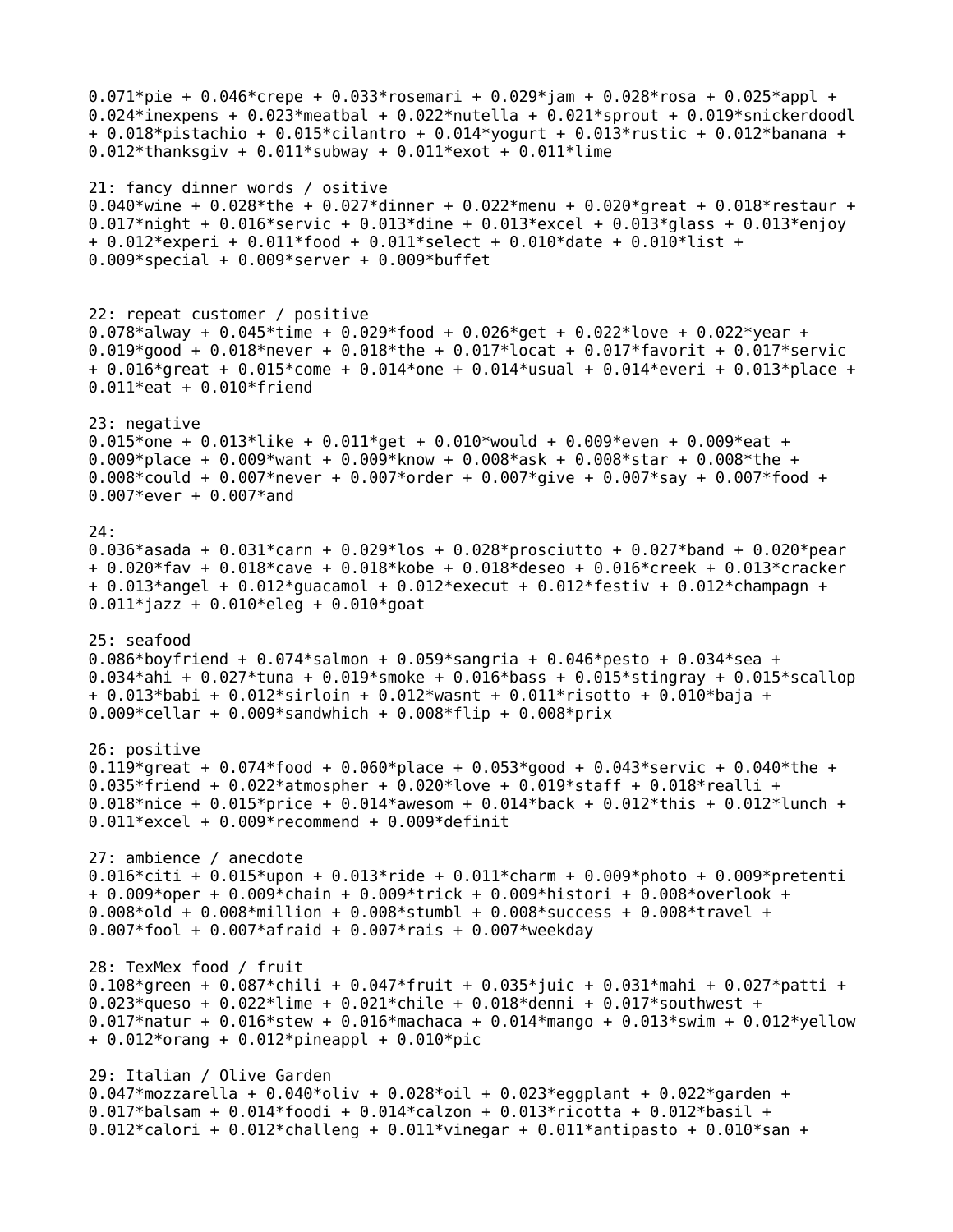0.071*pie + 0.046*crepe + 0.033*rosemari + 0.029*jam + 0.028*rosa + 0.025*appl + 0.024*inexpens + 0.023*meatbal + 0.022*nutella + 0.021*sprout + 0.019*snickerdoodl + 0.018*pistachio + 0.015*cilantro + 0.014*yogurt + 0.013*rustic + 0.012*banana + 0.012*thanksgiv + 0.011*subway + 0.011*exot + 0.011*lime

21: fancy dinner words / ositive
0.040*wine + 0.028*the + 0.027*dinner + 0.022*menu + 0.020*great + 0.018*restaur + 0.017*night + 0.016*servic + 0.013*dine + 0.013*excel + 0.013*glass + 0.013*enjoy + 0.012*experi + 0.011*food + 0.011*select + 0.010*date + 0.010*list + 0.009*special + 0.009*server + 0.009*buffet

22: repeat customer / positive
0.078*alway + 0.045*time + 0.029*food + 0.026*get + 0.022*love + 0.022*year + 0.019*good + 0.018*never + 0.018*the + 0.017*locat + 0.017*favorit + 0.017*servic + 0.016*great + 0.015*come + 0.014*one + 0.014*usual + 0.014*everi + 0.013*place + 0.011*eat + 0.010*friend

23: negative
0.015*one + 0.013*like + 0.011*get + 0.010*would + 0.009*even + 0.009*eat + 0.009*place + 0.009*want + 0.009*know + 0.008*ask + 0.008*star + 0.008*the + 0.008*could + 0.007*never + 0.007*order + 0.007*give + 0.007*say + 0.007*food + 0.007*ever + 0.007*and

24:
0.036*asada + 0.031*carn + 0.029*los + 0.028*prosciutto + 0.027*band + 0.020*pear + 0.020*fav + 0.018*cave + 0.018*kobe + 0.018*deseo + 0.016*creek + 0.013*cracker + 0.013*angel + 0.012*guacamol + 0.012*execut + 0.012*festiv + 0.012*champagn + 0.011*jazz + 0.010*eleg + 0.010*goat

25: seafood
0.086*boyfriend + 0.074*salmon + 0.059*sangria + 0.046*pesto + 0.034*sea + 0.034*ahi + 0.027*tuna + 0.019*smoke + 0.016*bass + 0.015*stingray + 0.015*scallop + 0.013*babi + 0.012*sirloin + 0.012*wasnt + 0.011*risotto + 0.010*baja + 0.009*cellar + 0.009*sandwhich + 0.008*flip + 0.008*prix

26: positive
0.119*great + 0.074*food + 0.060*place + 0.053*good + 0.043*servic + 0.040*the + 0.035*friend + 0.022*atmospher + 0.020*love + 0.019*staff + 0.018*realli + 0.018*nice + 0.015*price + 0.014*awesom + 0.014*back + 0.012*this + 0.012*lunch + 0.011*excel + 0.009*recommend + 0.009*definit

27: ambience / anecdote
0.016*citi + 0.015*upon + 0.013*ride + 0.011*charm + 0.009*photo + 0.009*pretenti + 0.009*oper + 0.009*chain + 0.009*trick + 0.009*histori + 0.008*overlook + 0.008*old + 0.008*million + 0.008*stumbl + 0.008*success + 0.008*travel + 0.007*fool + 0.007*afraid + 0.007*rais + 0.007*weekday

28: TexMex food / fruit
0.108*green + 0.087*chili + 0.047*fruit + 0.035*juic + 0.031*mahi + 0.027*patti + 0.023*queso + 0.022*lime + 0.021*chile + 0.018*denni + 0.017*southwest + 0.017*natur + 0.016*stew + 0.016*machaca + 0.014*mango + 0.013*swim + 0.012*yellow + 0.012*orang + 0.012*pineappl + 0.010*pic

29: Italian / Olive Garden
0.047*mozzarella + 0.040*oliv + 0.028*oil + 0.023*eggplant + 0.022*garden + 0.017*balsam + 0.014*foodi + 0.014*calzon + 0.013*ricotta + 0.012*basil + 0.012*calori + 0.012*challeng + 0.011*vinegar + 0.011*antipasto + 0.010*san +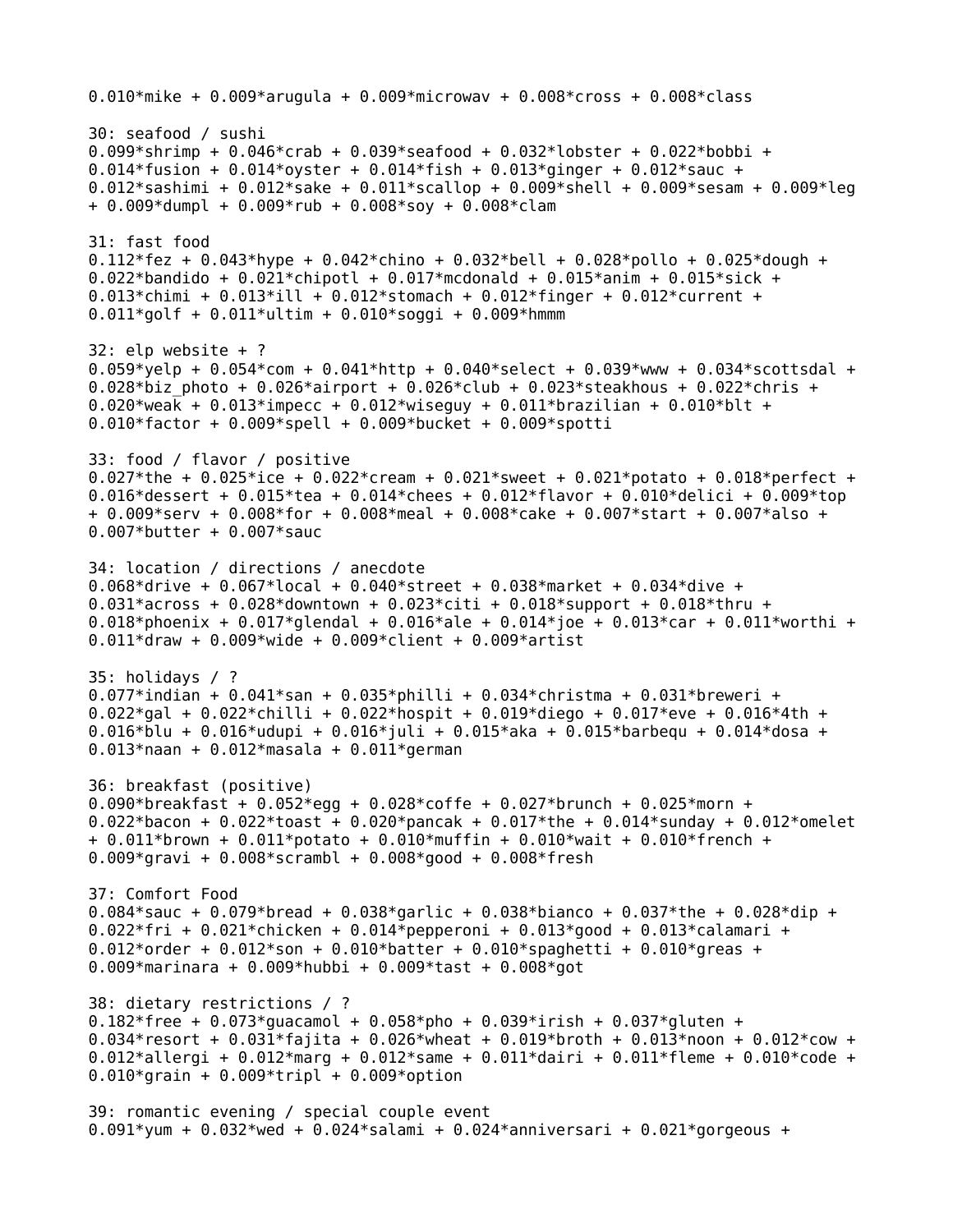0.010*mike + 0.009*arugula + 0.009*microwav + 0.008*cross + 0.008*class

30: seafood / sushi
0.099*shrimp + 0.046*crab + 0.039*seafood + 0.032*lobster + 0.022*bobbi + 0.014*fusion + 0.014*oyster + 0.014*fish + 0.013*ginger + 0.012*sauc + 0.012*sashimi + 0.012*sake + 0.011*scallop + 0.009*shell + 0.009*sesam + 0.009*leg + 0.009*dumpl + 0.009*rub + 0.008*soy + 0.008*clam

31: fast food
0.112*fez + 0.043*hype + 0.042*chino + 0.032*bell + 0.028*pollo + 0.025*dough + 0.022*bandido + 0.021*chipotl + 0.017*mcdonald + 0.015*anim + 0.015*sick + 0.013*chimi + 0.013*ill + 0.012*stomach + 0.012*finger + 0.012*current + 0.011*golf + 0.011*ultim + 0.010*soggi + 0.009*hmmm

32: elp website + ?
0.059*yelp + 0.054*com + 0.041*http + 0.040*select + 0.039*www + 0.034*scottsdal + 0.028*biz_photo + 0.026*airport + 0.026*club + 0.023*steakhous + 0.022*chris + 0.020*weak + 0.013*impecc + 0.012*wiseguy + 0.011*brazilian + 0.010*blt + 0.010*factor + 0.009*spell + 0.009*bucket + 0.009*spotti

33: food / flavor / positive
0.027*the + 0.025*ice + 0.022*cream + 0.021*sweet + 0.021*potato + 0.018*perfect + 0.016*dessert + 0.015*tea + 0.014*chees + 0.012*flavor + 0.010*delici + 0.009*top + 0.009*serv + 0.008*for + 0.008*meal + 0.008*cake + 0.007*start + 0.007*also + 0.007*butter + 0.007*sauc

34: location / directions / anecdote
0.068*drive + 0.067*local + 0.040*street + 0.038*market + 0.034*dive + 0.031*across + 0.028*downtown + 0.023*citi + 0.018*support + 0.018*thru + 0.018*phoenix + 0.017*glendal + 0.016*ale + 0.014*joe + 0.013*car + 0.011*worthi + 0.011*draw + 0.009*wide + 0.009*client + 0.009*artist

35: holidays / ?
0.077*indian + 0.041*san + 0.035*philli + 0.034*christma + 0.031*breweri + 0.022*gal + 0.022*chilli + 0.022*hospit + 0.019*diego + 0.017*eve + 0.016*4th + 0.016*blu + 0.016*udupi + 0.016*juli + 0.015*aka + 0.015*barbequ + 0.014*dosa + 0.013*naan + 0.012*masala + 0.011*german

36: breakfast (positive)
0.090*breakfast + 0.052*egg + 0.028*coffe + 0.027*brunch + 0.025*morn + 0.022*bacon + 0.022*toast + 0.020*pancak + 0.017*the + 0.014*sunday + 0.012*omelet + 0.011*brown + 0.011*potato + 0.010*muffin + 0.010*wait + 0.010*french + 0.009*gravi + 0.008*scrambl + 0.008*good + 0.008*fresh

37: Comfort Food
0.084*sauc + 0.079*bread + 0.038*garlic + 0.038*bianco + 0.037*the + 0.028*dip + 0.022*fri + 0.021*chicken + 0.014*pepperoni + 0.013*good + 0.013*calamari + 0.012*order + 0.012*son + 0.010*batter + 0.010*spaghetti + 0.010*greas + 0.009*marinara + 0.009*hubbi + 0.009*tast + 0.008*got

38: dietary restrictions / ?
0.182*free + 0.073*guacamol + 0.058*pho + 0.039*irish + 0.037*gluten + 0.034*resort + 0.031*fajita + 0.026*wheat + 0.019*broth + 0.013*noon + 0.012*cow + 0.012*allergi + 0.012*marg + 0.012*same + 0.011*dairi + 0.011*fleme + 0.010*code + 0.010*grain + 0.009*tripl + 0.009*option

39: romantic evening / special couple event
0.091*yum + 0.032*wed + 0.024*salami + 0.024*anniversari + 0.021*gorgeous +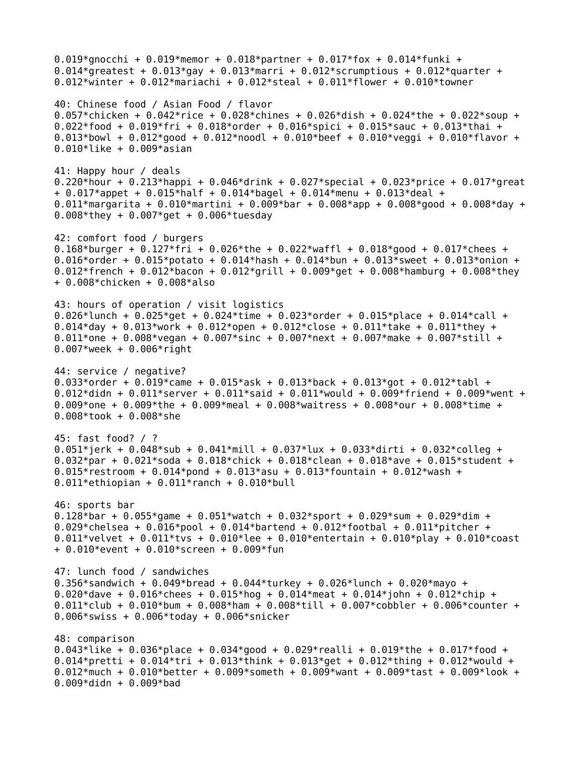0.019*gnocchi + 0.019*memor + 0.018*partner + 0.017*fox + 0.014*funki + 0.014*greatest + 0.013*gay + 0.013*marri + 0.012*scrumptious + 0.012*quarter + 0.012*winter + 0.012*mariachi + 0.012*steal + 0.011*flower + 0.010*towner

40: Chinese food / Asian Food / flavor
0.057*chicken + 0.042*rice + 0.028*chines + 0.026*dish + 0.024*the + 0.022*soup + 0.022*food + 0.019*fri + 0.018*order + 0.016*spici + 0.015*sauc + 0.013*thai + 0.013*bowl + 0.012*good + 0.012*noodl + 0.010*beef + 0.010*veggi + 0.010*flavor + 0.010*like + 0.009*asian

41: Happy hour / deals
0.220*hour + 0.213*happi + 0.046*drink + 0.027*special + 0.023*price + 0.017*great + 0.017*appet + 0.015*half + 0.014*bagel + 0.014*menu + 0.013*deal + 0.011*margarita + 0.010*martini + 0.009*bar + 0.008*app + 0.008*good + 0.008*day + 0.008*they + 0.007*get + 0.006*tuesday

42: comfort food / burgers
0.168*burger + 0.127*fri + 0.026*the + 0.022*waffl + 0.018*good + 0.017*chees + 0.016*order + 0.015*potato + 0.014*hash + 0.014*bun + 0.013*sweet + 0.013*onion + 0.012*french + 0.012*bacon + 0.012*grill + 0.009*get + 0.008*hamburg + 0.008*they + 0.008*chicken + 0.008*also

43: hours of operation / visit logistics
0.026*lunch + 0.025*get + 0.024*time + 0.023*order + 0.015*place + 0.014*call + 0.014*day + 0.013*work + 0.012*open + 0.012*close + 0.011*take + 0.011*they + 0.011*one + 0.008*vegan + 0.007*sinc + 0.007*next + 0.007*make + 0.007*still + 0.007*week + 0.006*right

44: service / negative?
0.033*order + 0.019*came + 0.015*ask + 0.013*back + 0.013*got + 0.012*tabl + 0.012*didn + 0.011*server + 0.011*said + 0.011*would + 0.009*friend + 0.009*went + 0.009*one + 0.009*the + 0.009*meal + 0.008*waitress + 0.008*our + 0.008*time + 0.008*took + 0.008*she

45: fast food? / ?
0.051*jerk + 0.048*sub + 0.041*mill + 0.037*lux + 0.033*dirti + 0.032*colleg + 0.032*par + 0.021*soda + 0.018*chick + 0.018*clean + 0.018*ave + 0.015*student + 0.015*restroom + 0.014*pond + 0.013*asu + 0.013*fountain + 0.012*wash + 0.011*ethiopian + 0.011*ranch + 0.010*bull

46: sports bar
0.128*bar + 0.055*game + 0.051*watch + 0.032*sport + 0.029*sum + 0.029*dim + 0.029*chelsea + 0.016*pool + 0.014*bartend + 0.012*footbal + 0.011*pitcher + 0.011*velvet + 0.011*tvs + 0.010*lee + 0.010*entertain + 0.010*play + 0.010*coast + 0.010*event + 0.010*screen + 0.009*fun

47: lunch food / sandwiches
0.356*sandwich + 0.049*bread + 0.044*turkey + 0.026*lunch + 0.020*mayo + 0.020*dave + 0.016*chees + 0.015*hog + 0.014*meat + 0.014*john + 0.012*chip + 0.011*club + 0.010*bum + 0.008*ham + 0.008*till + 0.007*cobbler + 0.006*counter + 0.006*swiss + 0.006*today + 0.006*snicker

48: comparison
0.043*like + 0.036*place + 0.034*good + 0.029*realli + 0.019*the + 0.017*food + 0.014*pretti + 0.014*tri + 0.013*think + 0.013*get + 0.012*thing + 0.012*would + 0.012*much + 0.010*better + 0.009*someth + 0.009*want + 0.009*tast + 0.009*look + 0.009*didn + 0.009*bad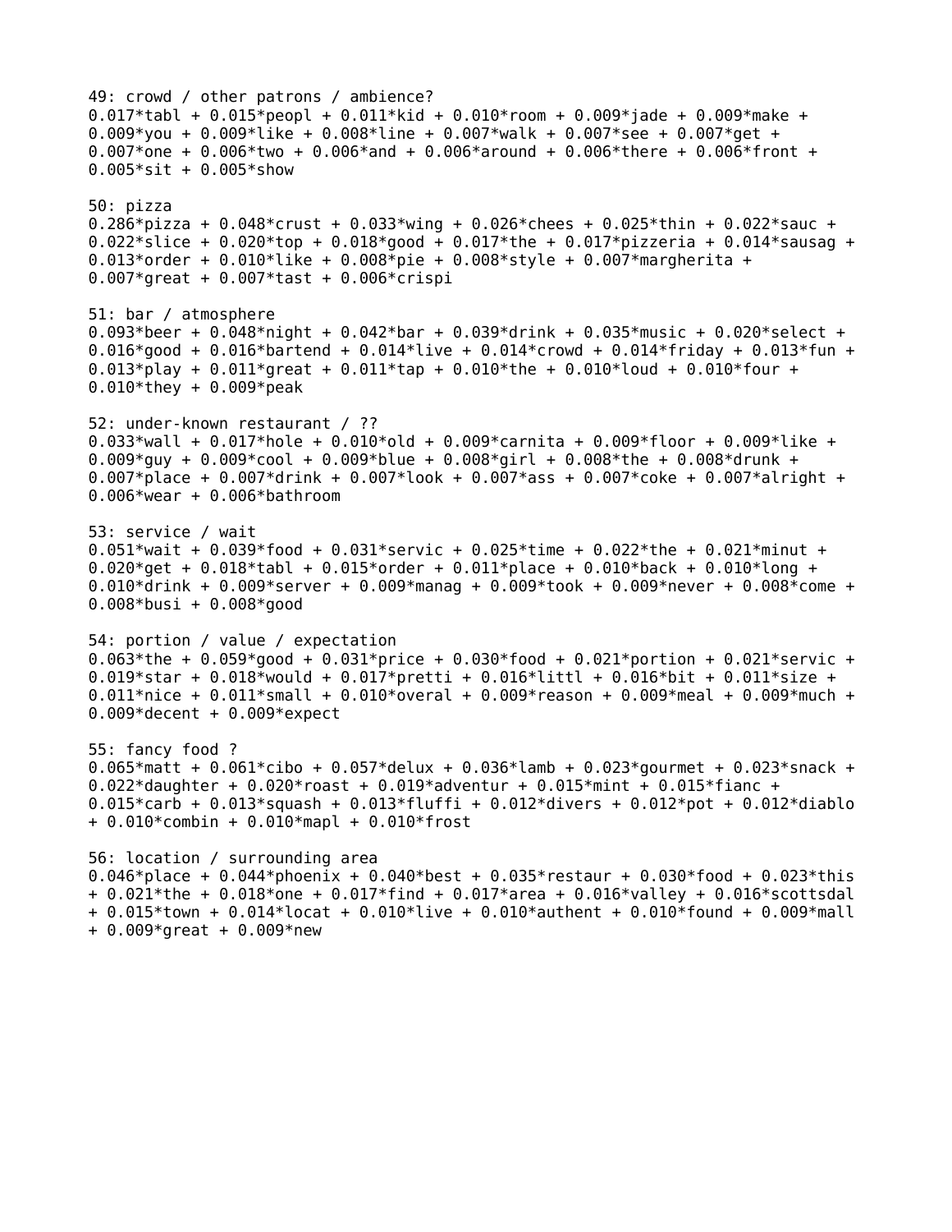49: crowd / other patrons / ambience?
0.017*tabl + 0.015*peopl + 0.011*kid + 0.010*room + 0.009*jade + 0.009*make + 0.009*you + 0.009*like + 0.008*line + 0.007*walk + 0.007*see + 0.007*get + 0.007*one + 0.006*two + 0.006*and + 0.006*around + 0.006*there + 0.006*front + 0.005*sit + 0.005*show

50: pizza
0.286*pizza + 0.048*crust + 0.033*wing + 0.026*chees + 0.025*thin + 0.022*sauc + 0.022*slice + 0.020*top + 0.018*good + 0.017*the + 0.017*pizzeria + 0.014*sausag + 0.013*order + 0.010*like + 0.008*pie + 0.008*style + 0.007*margherita + 0.007*great + 0.007*tast + 0.006*crispi

51: bar / atmosphere
0.093*beer + 0.048*night + 0.042*bar + 0.039*drink + 0.035*music + 0.020*select + 0.016*good + 0.016*bartend + 0.014*live + 0.014*crowd + 0.014*friday + 0.013*fun + 0.013*play + 0.011*great + 0.011*tap + 0.010*the + 0.010*loud + 0.010*four + 0.010*they + 0.009*peak

52: under-known restaurant / ??
0.033*wall + 0.017*hole + 0.010*old + 0.009*carnita + 0.009*floor + 0.009*like + 0.009*guy + 0.009*cool + 0.009*blue + 0.008*girl + 0.008*the + 0.008*drunk + 0.007*place + 0.007*drink + 0.007*look + 0.007*ass + 0.007*coke + 0.007*alright + 0.006*wear + 0.006*bathroom

53: service / wait
0.051*wait + 0.039*food + 0.031*servic + 0.025*time + 0.022*the + 0.021*minut + 0.020*get + 0.018*tabl + 0.015*order + 0.011*place + 0.010*back + 0.010*long + 0.010*drink + 0.009*server + 0.009*manag + 0.009*took + 0.009*never + 0.008*come + 0.008*busi + 0.008*good

54: portion / value / expectation
0.063*the + 0.059*good + 0.031*price + 0.030*food + 0.021*portion + 0.021*servic + 0.019*star + 0.018*would + 0.017*pretti + 0.016*littl + 0.016*bit + 0.011*size + 0.011*nice + 0.011*small + 0.010*overal + 0.009*reason + 0.009*meal + 0.009*much + 0.009*decent + 0.009*expect

55: fancy food ?
0.065*matt + 0.061*cibo + 0.057*delux + 0.036*lamb + 0.023*gourmet + 0.023*snack + 0.022*daughter + 0.020*roast + 0.019*adventur + 0.015*mint + 0.015*fianc + 0.015*carb + 0.013*squash + 0.013*fluffi + 0.012*divers + 0.012*pot + 0.012*diablo + 0.010*combin + 0.010*mapl + 0.010*frost

56: location / surrounding area
0.046*place + 0.044*phoenix + 0.040*best + 0.035*restaur + 0.030*food + 0.023*this + 0.021*the + 0.018*one + 0.017*find + 0.017*area + 0.016*valley + 0.016*scottsdal + 0.015*town + 0.014*locat + 0.010*live + 0.010*authent + 0.010*found + 0.009*mall + 0.009*great + 0.009*new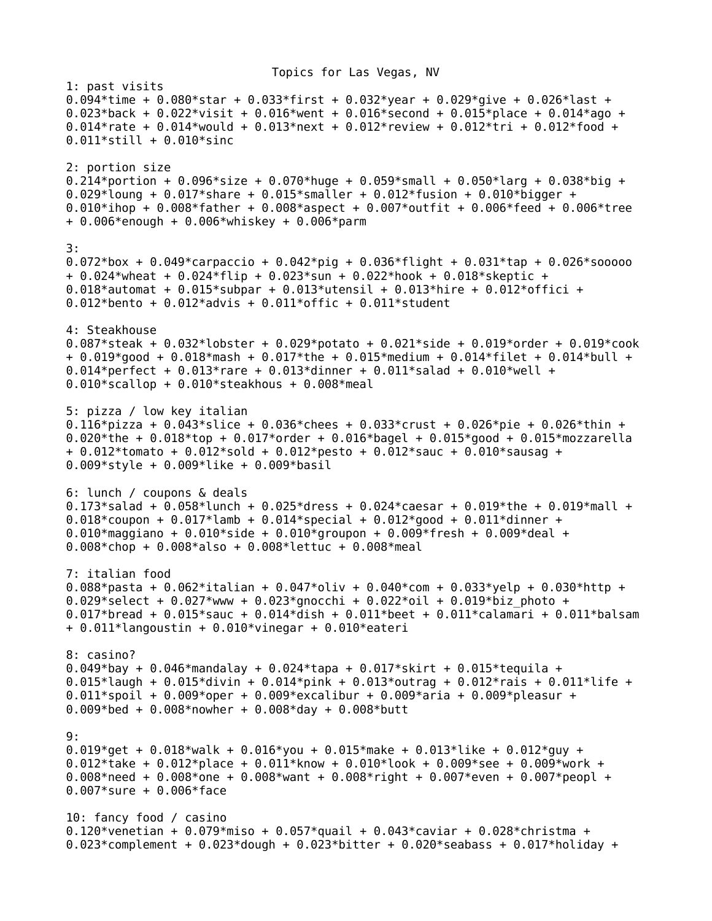Topics for Las Vegas, NV

1: past visits
0.094*time + 0.080*star + 0.033*first + 0.032*year + 0.029*give + 0.026*last + 0.023*back + 0.022*visit + 0.016*went + 0.016*second + 0.015*place + 0.014*ago + 0.014*rate + 0.014*would + 0.013*next + 0.012*review + 0.012*tri + 0.012*food + 0.011*still + 0.010*sinc

2: portion size
0.214*portion + 0.096*size + 0.070*huge + 0.059*small + 0.050*larg + 0.038*big + 0.029*loung + 0.017*share + 0.015*smaller + 0.012*fusion + 0.010*bigger + 0.010*ihop + 0.008*father + 0.008*aspect + 0.007*outfit + 0.006*feed + 0.006*tree + 0.006*enough + 0.006*whiskey + 0.006*parm

3:
0.072*box + 0.049*carpaccio + 0.042*pig + 0.036*flight + 0.031*tap + 0.026*sooooo + 0.024*wheat + 0.024*flip + 0.023*sun + 0.022*hook + 0.018*skeptic + 0.018*automat + 0.015*subpar + 0.013*utensil + 0.013*hire + 0.012*offici + 0.012*bento + 0.012*advis + 0.011*offic + 0.011*student

4: Steakhouse
0.087*steak + 0.032*lobster + 0.029*potato + 0.021*side + 0.019*order + 0.019*cook + 0.019*good + 0.018*mash + 0.017*the + 0.015*medium + 0.014*filet + 0.014*bull + 0.014*perfect + 0.013*rare + 0.013*dinner + 0.011*salad + 0.010*well + 0.010*scallop + 0.010*steakhous + 0.008*meal

5: pizza / low key italian
0.116*pizza + 0.043*slice + 0.036*chees + 0.033*crust + 0.026*pie + 0.026*thin + 0.020*the + 0.018*top + 0.017*order + 0.016*bagel + 0.015*good + 0.015*mozzarella + 0.012*tomato + 0.012*sold + 0.012*pesto + 0.012*sauc + 0.010*sausag + 0.009*style + 0.009*like + 0.009*basil

6: lunch / coupons & deals
0.173*salad + 0.058*lunch + 0.025*dress + 0.024*caesar + 0.019*the + 0.019*mall + 0.018*coupon + 0.017*lamb + 0.014*special + 0.012*good + 0.011*dinner + 0.010*maggiano + 0.010*side + 0.010*groupon + 0.009*fresh + 0.009*deal + 0.008*chop + 0.008*also + 0.008*lettuc + 0.008*meal

7: italian food
0.088*pasta + 0.062*italian + 0.047*oliv + 0.040*com + 0.033*yelp + 0.030*http + 0.029*select + 0.027*www + 0.023*gnocchi + 0.022*oil + 0.019*biz_photo + 0.017*bread + 0.015*sauc + 0.014*dish + 0.011*beet + 0.011*calamari + 0.011*balsam + 0.011*langoustin + 0.010*vinegar + 0.010*eateri

8: casino?
0.049*bay + 0.046*mandalay + 0.024*tapa + 0.017*skirt + 0.015*tequila + 0.015*laugh + 0.015*divin + 0.014*pink + 0.013*outrag + 0.012*rais + 0.011*life + 0.011*spoil + 0.009*oper + 0.009*excalibur + 0.009*aria + 0.009*pleasur + 0.009*bed + 0.008*nowher + 0.008*day + 0.008*butt

9:
0.019*get + 0.018*walk + 0.016*you + 0.015*make + 0.013*like + 0.012*guy + 0.012*take + 0.012*place + 0.011*know + 0.010*look + 0.009*see + 0.009*work + 0.008*need + 0.008*one + 0.008*want + 0.008*right + 0.007*even + 0.007*peopl + 0.007*sure + 0.006*face

10: fancy food / casino
0.120*venetian + 0.079*miso + 0.057*quail + 0.043*caviar + 0.028*christma + 0.023*complement + 0.023*dough + 0.023*bitter + 0.020*seabass + 0.017*holiday +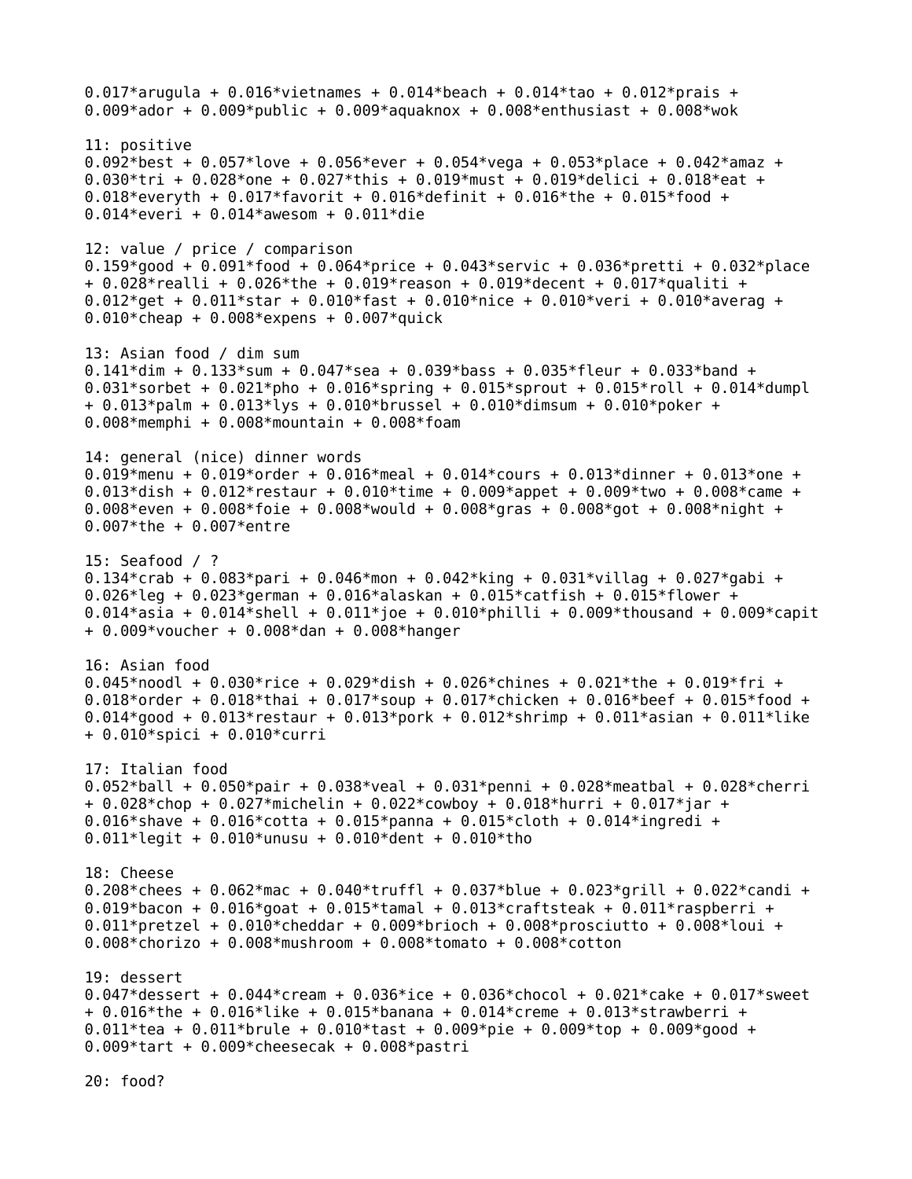0.017*arugula + 0.016*vietnames + 0.014*beach + 0.014*tao + 0.012*prais + 0.009*ador + 0.009*public + 0.009*aquaknox + 0.008*enthusiast + 0.008*wok

11: positive
0.092*best + 0.057*love + 0.056*ever + 0.054*vega + 0.053*place + 0.042*amaz + 0.030*tri + 0.028*one + 0.027*this + 0.019*must + 0.019*delici + 0.018*eat + 0.018*everyth + 0.017*favorit + 0.016*definit + 0.016*the + 0.015*food + 0.014*everi + 0.014*awesom + 0.011*die

12: value / price / comparison
0.159*good + 0.091*food + 0.064*price + 0.043*servic + 0.036*pretti + 0.032*place + 0.028*realli + 0.026*the + 0.019*reason + 0.019*decent + 0.017*qualiti + 0.012*get + 0.011*star + 0.010*fast + 0.010*nice + 0.010*veri + 0.010*averag + 0.010*cheap + 0.008*expens + 0.007*quick

13: Asian food / dim sum
0.141*dim + 0.133*sum + 0.047*sea + 0.039*bass + 0.035*fleur + 0.033*band + 0.031*sorbet + 0.021*pho + 0.016*spring + 0.015*sprout + 0.015*roll + 0.014*dumpl + 0.013*palm + 0.013*lys + 0.010*brussel + 0.010*dimsum + 0.010*poker + 0.008*memphi + 0.008*mountain + 0.008*foam

14: general (nice) dinner words
0.019*menu + 0.019*order + 0.016*meal + 0.014*cours + 0.013*dinner + 0.013*one + 0.013*dish + 0.012*restaur + 0.010*time + 0.009*appet + 0.009*two + 0.008*came + 0.008*even + 0.008*foie + 0.008*would + 0.008*gras + 0.008*got + 0.008*night + 0.007*the + 0.007*entre

15: Seafood / ?
0.134*crab + 0.083*pari + 0.046*mon + 0.042*king + 0.031*villag + 0.027*gabi + 0.026*leg + 0.023*german + 0.016*alaskan + 0.015*catfish + 0.015*flower + 0.014*asia + 0.014*shell + 0.011*joe + 0.010*philli + 0.009*thousand + 0.009*capit + 0.009*voucher + 0.008*dan + 0.008*hanger

16: Asian food
0.045*noodl + 0.030*rice + 0.029*dish + 0.026*chines + 0.021*the + 0.019*fri + 0.018*order + 0.018*thai + 0.017*soup + 0.017*chicken + 0.016*beef + 0.015*food + 0.014*good + 0.013*restaur + 0.013*pork + 0.012*shrimp + 0.011*asian + 0.011*like + 0.010*spici + 0.010*curri

17: Italian food
0.052*ball + 0.050*pair + 0.038*veal + 0.031*penni + 0.028*meatbal + 0.028*cherri + 0.028*chop + 0.027*michelin + 0.022*cowboy + 0.018*hurri + 0.017*jar + 0.016*shave + 0.016*cotta + 0.015*panna + 0.015*cloth + 0.014*ingredi + 0.011*legit + 0.010*unusu + 0.010*dent + 0.010*tho

18: Cheese
0.208*chees + 0.062*mac + 0.040*truffl + 0.037*blue + 0.023*grill + 0.022*candi + 0.019*bacon + 0.016*goat + 0.015*tamal + 0.013*craftsteak + 0.011*raspberri + 0.011*pretzel + 0.010*cheddar + 0.009*brioch + 0.008*prosciutto + 0.008*loui + 0.008*chorizo + 0.008*mushroom + 0.008*tomato + 0.008*cotton

19: dessert
0.047*dessert + 0.044*cream + 0.036*ice + 0.036*chocol + 0.021*cake + 0.017*sweet + 0.016*the + 0.016*like + 0.015*banana + 0.014*creme + 0.013*strawberri + 0.011*tea + 0.011*brule + 0.010*tast + 0.009*pie + 0.009*top + 0.009*good + 0.009*tart + 0.009*cheesecak + 0.008*pastri

20: food?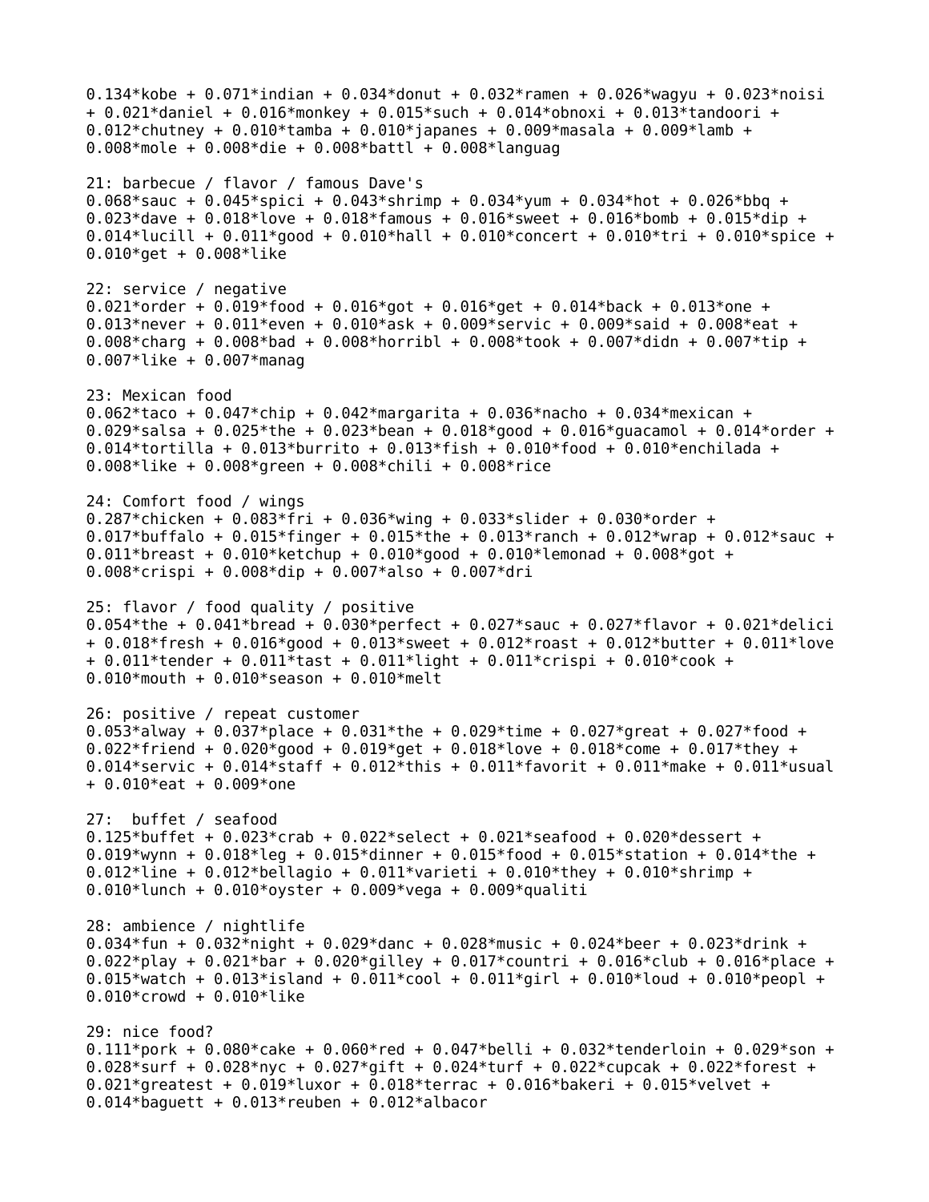0.134*kobe + 0.071*indian + 0.034*donut + 0.032*ramen + 0.026*wagyu + 0.023*noisi + 0.021*daniel + 0.016*monkey + 0.015*such + 0.014*obnoxi + 0.013*tandoori + 0.012*chutney + 0.010*tamba + 0.010*japanes + 0.009*masala + 0.009*lamb + 0.008*mole + 0.008*die + 0.008*battl + 0.008*languag

21: barbecue / flavor / famous Dave's
0.068*sauc + 0.045*spici + 0.043*shrimp + 0.034*yum + 0.034*hot + 0.026*bbq + 0.023*dave + 0.018*love + 0.018*famous + 0.016*sweet + 0.016*bomb + 0.015*dip + 0.014*lucill + 0.011*good + 0.010*hall + 0.010*concert + 0.010*tri + 0.010*spice + 0.010*get + 0.008*like

22: service / negative
0.021*order + 0.019*food + 0.016*got + 0.016*get + 0.014*back + 0.013*one + 0.013*never + 0.011*even + 0.010*ask + 0.009*servic + 0.009*said + 0.008*eat + 0.008*charg + 0.008*bad + 0.008*horribl + 0.008*took + 0.007*didn + 0.007*tip + 0.007*like + 0.007*manag

23: Mexican food
0.062*taco + 0.047*chip + 0.042*margarita + 0.036*nacho + 0.034*mexican + 0.029*salsa + 0.025*the + 0.023*bean + 0.018*good + 0.016*guacamol + 0.014*order + 0.014*tortilla + 0.013*burrito + 0.013*fish + 0.010*food + 0.010*enchilada + 0.008*like + 0.008*green + 0.008*chili + 0.008*rice

24: Comfort food / wings
0.287*chicken + 0.083*fri + 0.036*wing + 0.033*slider + 0.030*order + 0.017*buffalo + 0.015*finger + 0.015*the + 0.013*ranch + 0.012*wrap + 0.012*sauc + 0.011*breast + 0.010*ketchup + 0.010*good + 0.010*lemonad + 0.008*got + 0.008*crispi + 0.008*dip + 0.007*also + 0.007*dri

25: flavor / food quality / positive
0.054*the + 0.041*bread + 0.030*perfect + 0.027*sauc + 0.027*flavor + 0.021*delici + 0.018*fresh + 0.016*good + 0.013*sweet + 0.012*roast + 0.012*butter + 0.011*love + 0.011*tender + 0.011*tast + 0.011*light + 0.011*crispi + 0.010*cook + 0.010*mouth + 0.010*season + 0.010*melt

26: positive / repeat customer
0.053*alway + 0.037*place + 0.031*the + 0.029*time + 0.027*great + 0.027*food + 0.022*friend + 0.020*good + 0.019*get + 0.018*love + 0.018*come + 0.017*they + 0.014*servic + 0.014*staff + 0.012*this + 0.011*favorit + 0.011*make + 0.011*usual + 0.010*eat + 0.009*one

27: buffet / seafood
0.125*buffet + 0.023*crab + 0.022*select + 0.021*seafood + 0.020*dessert + 0.019*wynn + 0.018*leg + 0.015*dinner + 0.015*food + 0.015*station + 0.014*the + 0.012*line + 0.012*bellagio + 0.011*varieti + 0.010*they + 0.010*shrimp + 0.010*lunch + 0.010*oyster + 0.009*vega + 0.009*qualiti

28: ambience / nightlife
0.034*fun + 0.032*night + 0.029*danc + 0.028*music + 0.024*beer + 0.023*drink + 0.022*play + 0.021*bar + 0.020*gilley + 0.017*countri + 0.016*club + 0.016*place + 0.015*watch + 0.013*island + 0.011*cool + 0.011*girl + 0.010*loud + 0.010*peopl + 0.010*crowd + 0.010*like

29: nice food?
0.111*pork + 0.080*cake + 0.060*red + 0.047*belli + 0.032*tenderloin + 0.029*son + 0.028*surf + 0.028*nyc + 0.027*gift + 0.024*turf + 0.022*cupcak + 0.022*forest + 0.021*greatest + 0.019*luxor + 0.018*terrac + 0.016*bakeri + 0.015*velvet + 0.014*baguett + 0.013*reuben + 0.012*albacor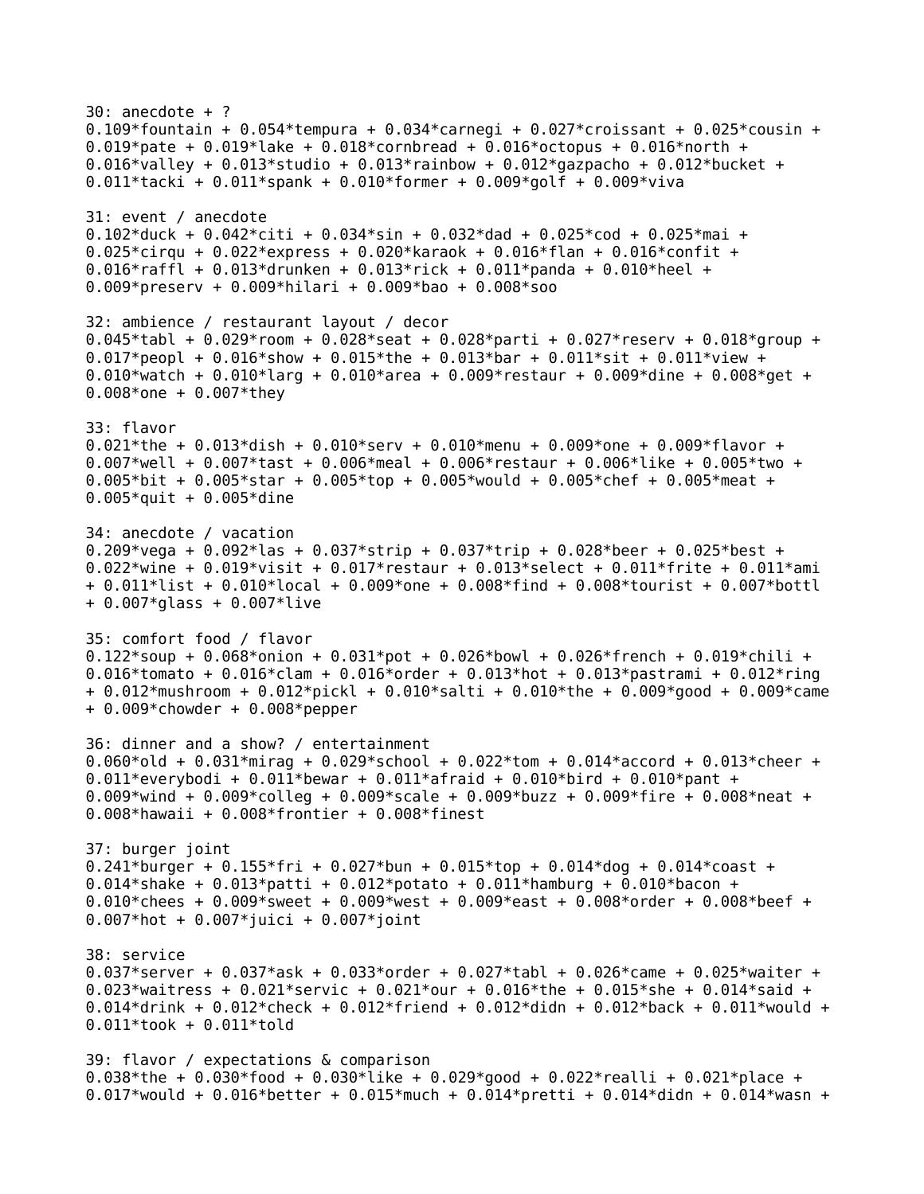30: anecdote + ?
0.109*fountain + 0.054*tempura + 0.034*carnegi + 0.027*croissant + 0.025*cousin + 0.019*pate + 0.019*lake + 0.018*cornbread + 0.016*octopus + 0.016*north + 0.016*valley + 0.013*studio + 0.013*rainbow + 0.012*gazpacho + 0.012*bucket + 0.011*tacki + 0.011*spank + 0.010*former + 0.009*golf + 0.009*viva

31: event / anecdote
0.102*duck + 0.042*citi + 0.034*sin + 0.032*dad + 0.025*cod + 0.025*mai + 0.025*cirqu + 0.022*express + 0.020*karaok + 0.016*flan + 0.016*confit + 0.016*raffl + 0.013*drunken + 0.013*rick + 0.011*panda + 0.010*heel + 0.009*preserv + 0.009*hilari + 0.009*bao + 0.008*soo

32: ambience / restaurant layout / decor
0.045*tabl + 0.029*room + 0.028*seat + 0.028*parti + 0.027*reserv + 0.018*group + 0.017*peopl + 0.016*show + 0.015*the + 0.013*bar + 0.011*sit + 0.011*view + 0.010*watch + 0.010*larg + 0.010*area + 0.009*restaur + 0.009*dine + 0.008*get + 0.008*one + 0.007*they

33: flavor
0.021*the + 0.013*dish + 0.010*serv + 0.010*menu + 0.009*one + 0.009*flavor + 0.007*well + 0.007*tast + 0.006*meal + 0.006*restaur + 0.006*like + 0.005*two + 0.005*bit + 0.005*star + 0.005*top + 0.005*would + 0.005*chef + 0.005*meat + 0.005*quit + 0.005*dine

34: anecdote / vacation
0.209*vega + 0.092*las + 0.037*strip + 0.037*trip + 0.028*beer + 0.025*best + 0.022*wine + 0.019*visit + 0.017*restaur + 0.013*select + 0.011*frite + 0.011*ami + 0.011*list + 0.010*local + 0.009*one + 0.008*find + 0.008*tourist + 0.007*bottl + 0.007*glass + 0.007*live

35: comfort food / flavor
0.122*soup + 0.068*onion + 0.031*pot + 0.026*bowl + 0.026*french + 0.019*chili + 0.016*tomato + 0.016*clam + 0.016*order + 0.013*hot + 0.013*pastrami + 0.012*ring + 0.012*mushroom + 0.012*pickl + 0.010*salti + 0.010*the + 0.009*good + 0.009*came + 0.009*chowder + 0.008*pepper

36: dinner and a show? / entertainment
0.060*old + 0.031*mirag + 0.029*school + 0.022*tom + 0.014*accord + 0.013*cheer + 0.011*everybodi + 0.011*bewar + 0.011*afraid + 0.010*bird + 0.010*pant + 0.009*wind + 0.009*colleg + 0.009*scale + 0.009*buzz + 0.009*fire + 0.008*neat + 0.008*hawaii + 0.008*frontier + 0.008*finest

37: burger joint
0.241*burger + 0.155*fri + 0.027*bun + 0.015*top + 0.014*dog + 0.014*coast + 0.014*shake + 0.013*patti + 0.012*potato + 0.011*hamburg + 0.010*bacon + 0.010*chees + 0.009*sweet + 0.009*west + 0.009*east + 0.008*order + 0.008*beef + 0.007*hot + 0.007*juici + 0.007*joint

38: service
0.037*server + 0.037*ask + 0.033*order + 0.027*tabl + 0.026*came + 0.025*waiter + 0.023*waitress + 0.021*servic + 0.021*our + 0.016*the + 0.015*she + 0.014*said + 0.014*drink + 0.012*check + 0.012*friend + 0.012*didn + 0.012*back + 0.011*would + 0.011*took + 0.011*told

39: flavor / expectations & comparison
0.038*the + 0.030*food + 0.030*like + 0.029*good + 0.022*realli + 0.021*place + 0.017*would + 0.016*better + 0.015*much + 0.014*pretti + 0.014*didn + 0.014*wasn +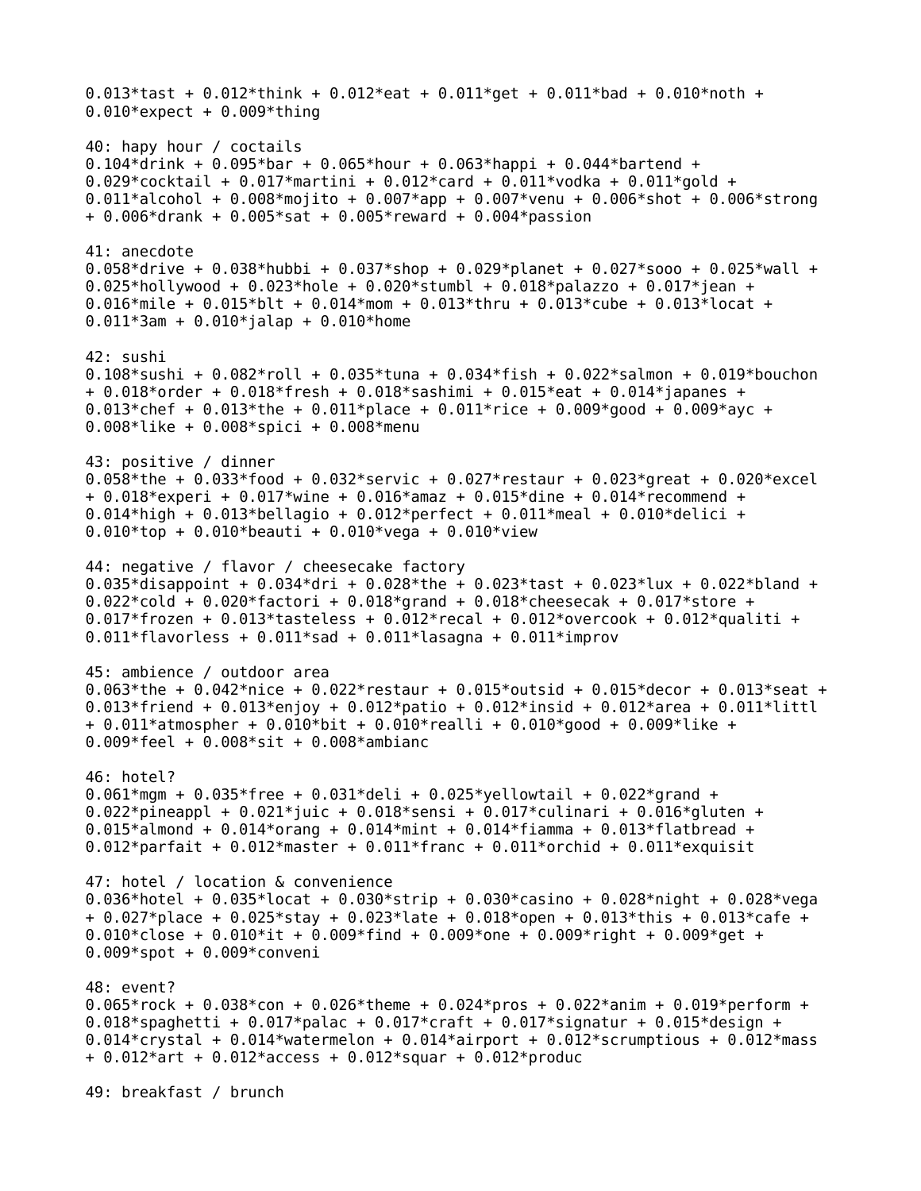0.013*tast + 0.012*think + 0.012*eat + 0.011*get + 0.011*bad + 0.010*noth + 0.010*expect + 0.009*thing

40: hapy hour / coctails
0.104*drink + 0.095*bar + 0.065*hour + 0.063*happi + 0.044*bartend + 0.029*cocktail + 0.017*martini + 0.012*card + 0.011*vodka + 0.011*gold + 0.011*alcohol + 0.008*mojito + 0.007*app + 0.007*venu + 0.006*shot + 0.006*strong + 0.006*drank + 0.005*sat + 0.005*reward + 0.004*passion

41: anecdote
0.058*drive + 0.038*hubbi + 0.037*shop + 0.029*planet + 0.027*sooo + 0.025*wall + 0.025*hollywood + 0.023*hole + 0.020*stumbl + 0.018*palazzo + 0.017*jean + 0.016*mile + 0.015*blt + 0.014*mom + 0.013*thru + 0.013*cube + 0.013*locat + 0.011*3am + 0.010*jalap + 0.010*home

42: sushi
0.108*sushi + 0.082*roll + 0.035*tuna + 0.034*fish + 0.022*salmon + 0.019*bouchon + 0.018*order + 0.018*fresh + 0.018*sashimi + 0.015*eat + 0.014*japanes + 0.013*chef + 0.013*the + 0.011*place + 0.011*rice + 0.009*good + 0.009*ayc + 0.008*like + 0.008*spici + 0.008*menu

43: positive / dinner
0.058*the + 0.033*food + 0.032*servic + 0.027*restaur + 0.023*great + 0.020*excel + 0.018*experi + 0.017*wine + 0.016*amaz + 0.015*dine + 0.014*recommend + 0.014*high + 0.013*bellagio + 0.012*perfect + 0.011*meal + 0.010*delici + 0.010*top + 0.010*beauti + 0.010*vega + 0.010*view

44: negative / flavor / cheesecake factory
0.035*disappoint + 0.034*dri + 0.028*the + 0.023*tast + 0.023*lux + 0.022*bland + 0.022*cold + 0.020*factori + 0.018*grand + 0.018*cheesecak + 0.017*store + 0.017*frozen + 0.013*tasteless + 0.012*recal + 0.012*overcook + 0.012*qualiti + 0.011*flavorless + 0.011*sad + 0.011*lasagna + 0.011*improv

45: ambience / outdoor area
0.063*the + 0.042*nice + 0.022*restaur + 0.015*outsid + 0.015*decor + 0.013*seat + 0.013*friend + 0.013*enjoy + 0.012*patio + 0.012*insid + 0.012*area + 0.011*littl + 0.011*atmospher + 0.010*bit + 0.010*realli + 0.010*good + 0.009*like + 0.009*feel + 0.008*sit + 0.008*ambianc

46: hotel?
0.061*mgm + 0.035*free + 0.031*deli + 0.025*yellowtail + 0.022*grand + 0.022*pineappl + 0.021*juic + 0.018*sensi + 0.017*culinari + 0.016*gluten + 0.015*almond + 0.014*orang + 0.014*mint + 0.014*fiamma + 0.013*flatbread + 0.012*parfait + 0.012*master + 0.011*franc + 0.011*orchid + 0.011*exquisit

47: hotel / location & convenience
0.036*hotel + 0.035*locat + 0.030*strip + 0.030*casino + 0.028*night + 0.028*vega + 0.027*place + 0.025*stay + 0.023*late + 0.018*open + 0.013*this + 0.013*cafe + 0.010*close + 0.010*it + 0.009*find + 0.009*one + 0.009*right + 0.009*get + 0.009*spot + 0.009*conveni

48: event?
0.065*rock + 0.038*con + 0.026*theme + 0.024*pros + 0.022*anim + 0.019*perform + 0.018*spaghetti + 0.017*palac + 0.017*craft + 0.017*signatur + 0.015*design + 0.014*crystal + 0.014*watermelon + 0.014*airport + 0.012*scrumptious + 0.012*mass + 0.012*art + 0.012*access + 0.012*squar + 0.012*produc

49: breakfast / brunch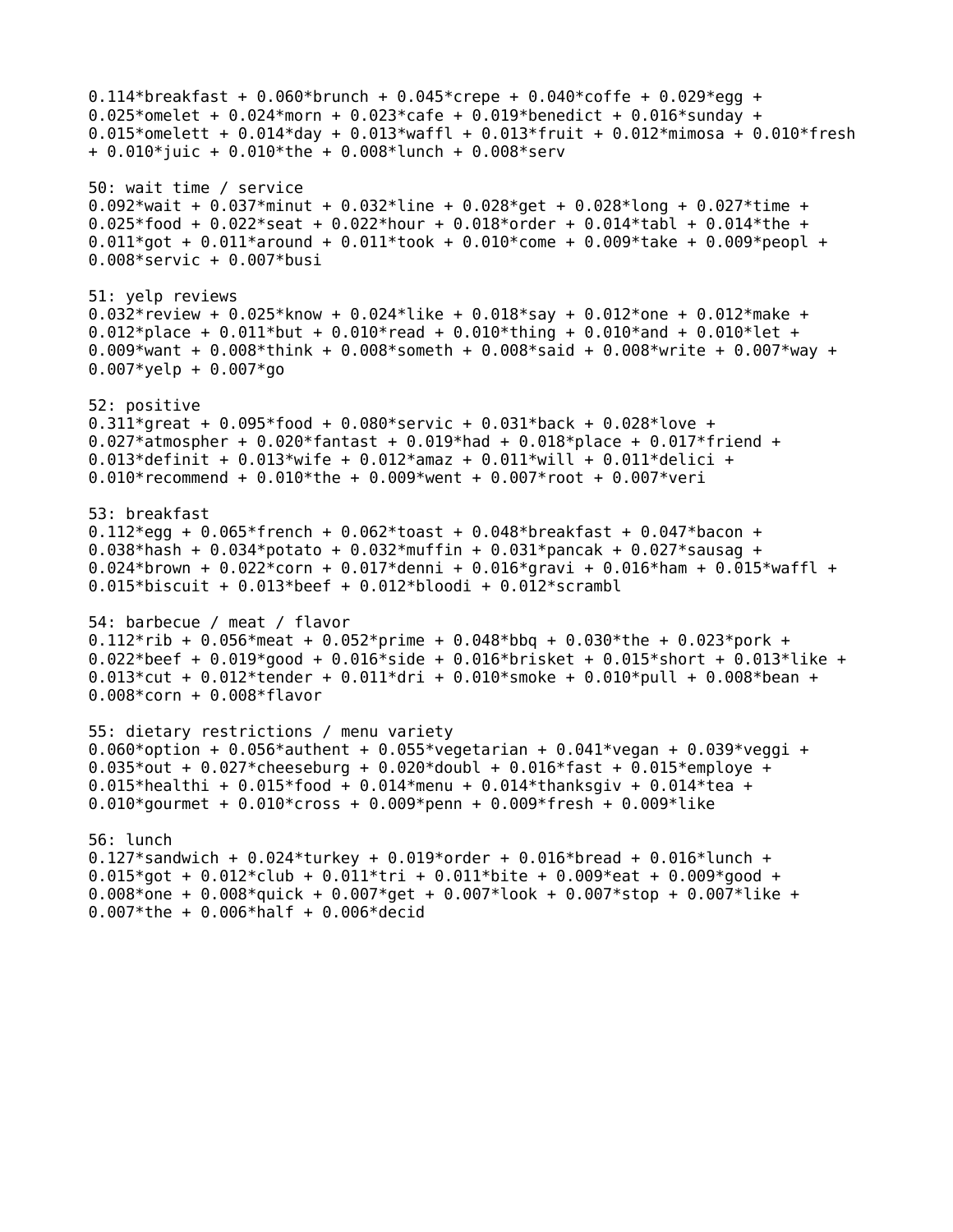0.114*breakfast + 0.060*brunch + 0.045*crepe + 0.040*coffe + 0.029*egg + 0.025*omelet + 0.024*morn + 0.023*cafe + 0.019*benedict + 0.016*sunday + 0.015*omelett + 0.014*day + 0.013*waffl + 0.013*fruit + 0.012*mimosa + 0.010*fresh + 0.010*juic + 0.010*the + 0.008*lunch + 0.008*serv

50: wait time / service
0.092*wait + 0.037*minut + 0.032*line + 0.028*get + 0.028*long + 0.027*time + 0.025*food + 0.022*seat + 0.022*hour + 0.018*order + 0.014*tabl + 0.014*the + 0.011*got + 0.011*around + 0.011*took + 0.010*come + 0.009*take + 0.009*peopl + 0.008*servic + 0.007*busi

51: yelp reviews
0.032*review + 0.025*know + 0.024*like + 0.018*say + 0.012*one + 0.012*make + 0.012*place + 0.011*but + 0.010*read + 0.010*thing + 0.010*and + 0.010*let + 0.009*want + 0.008*think + 0.008*someth + 0.008*said + 0.008*write + 0.007*way + 0.007*yelp + 0.007*go

52: positive
0.311*great + 0.095*food + 0.080*servic + 0.031*back + 0.028*love + 0.027*atmospher + 0.020*fantast + 0.019*had + 0.018*place + 0.017*friend + 0.013*definit + 0.013*wife + 0.012*amaz + 0.011*will + 0.011*delici + 0.010*recommend + 0.010*the + 0.009*went + 0.007*root + 0.007*veri

53: breakfast
0.112*egg + 0.065*french + 0.062*toast + 0.048*breakfast + 0.047*bacon + 0.038*hash + 0.034*potato + 0.032*muffin + 0.031*pancak + 0.027*sausag + 0.024*brown + 0.022*corn + 0.017*denni + 0.016*gravi + 0.016*ham + 0.015*waffl + 0.015*biscuit + 0.013*beef + 0.012*bloodi + 0.012*scrambl

54: barbecue / meat / flavor
0.112*rib + 0.056*meat + 0.052*prime + 0.048*bbq + 0.030*the + 0.023*pork + 0.022*beef + 0.019*good + 0.016*side + 0.016*brisket + 0.015*short + 0.013*like + 0.013*cut + 0.012*tender + 0.011*dri + 0.010*smoke + 0.010*pull + 0.008*bean + 0.008*corn + 0.008*flavor

55: dietary restrictions / menu variety
0.060*option + 0.056*authent + 0.055*vegetarian + 0.041*vegan + 0.039*veggi + 0.035*out + 0.027*cheeseburg + 0.020*doubl + 0.016*fast + 0.015*employe + 0.015*healthi + 0.015*food + 0.014*menu + 0.014*thanksgiv + 0.014*tea + 0.010*gourmet + 0.010*cross + 0.009*penn + 0.009*fresh + 0.009*like

56: lunch
0.127*sandwich + 0.024*turkey + 0.019*order + 0.016*bread + 0.016*lunch + 0.015*got + 0.012*club + 0.011*tri + 0.011*bite + 0.009*eat + 0.009*good + 0.008*one + 0.008*quick + 0.007*get + 0.007*look + 0.007*stop + 0.007*like + 0.007*the + 0.006*half + 0.006*decid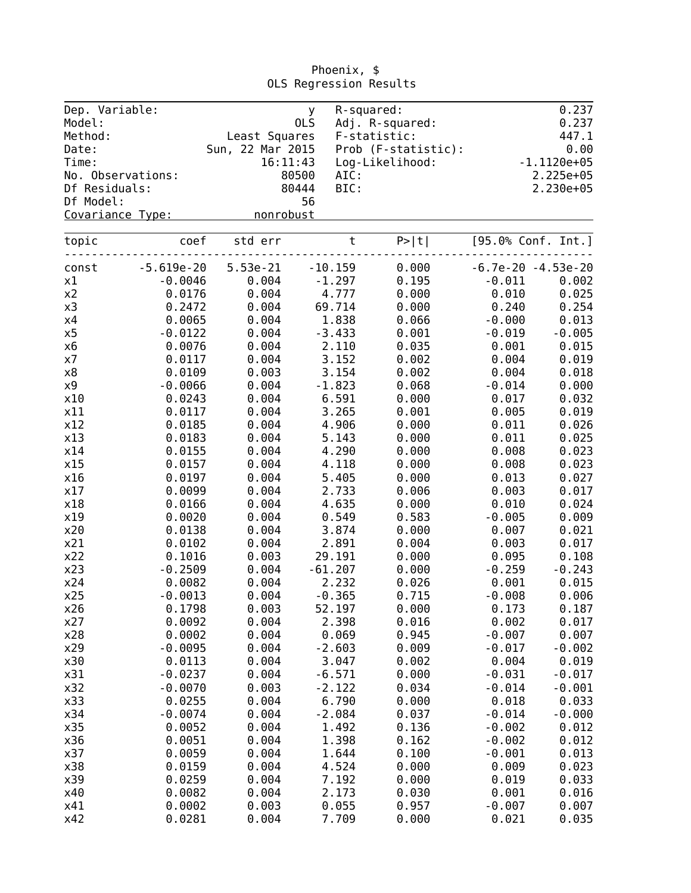Phoenix, $

OLS Regression Results

| | | | |
|---|---|---|---|
| Dep. Variable: | y | R-squared: | 0.237 |
| Model: | OLS | Adj. R-squared: | 0.237 |
| Method: | Least Squares | F-statistic: | 447.1 |
| Date: | Sun, 22 Mar 2015 | Prob (F-statistic): | 0.00 |
| Time: | 16:11:43 | Log-Likelihood: | -1.1120e+05 |
| No. Observations: | 80500 | AIC: | 2.225e+05 |
| Df Residuals: | 80444 | BIC: | 2.230e+05 |
| Df Model: | 56 | | |
| Covariance Type: | nonrobust | | |

| topic | coef | std err | t | P>\|t\| | [95.0% Conf. Int.] | |
|---|---|---|---|---|---|---|
| const | -5.619e-20 | 5.53e-21 | -10.159 | 0.000 | -6.7e-20 | -4.53e-20 |
| x1 | -0.0046 | 0.004 | -1.297 | 0.195 | -0.011 | 0.002 |
| x2 | 0.0176 | 0.004 | 4.777 | 0.000 | 0.010 | 0.025 |
| x3 | 0.2472 | 0.004 | 69.714 | 0.000 | 0.240 | 0.254 |
| x4 | 0.0065 | 0.004 | 1.838 | 0.066 | -0.000 | 0.013 |
| x5 | -0.0122 | 0.004 | -3.433 | 0.001 | -0.019 | -0.005 |
| x6 | 0.0076 | 0.004 | 2.110 | 0.035 | 0.001 | 0.015 |
| x7 | 0.0117 | 0.004 | 3.152 | 0.002 | 0.004 | 0.019 |
| x8 | 0.0109 | 0.003 | 3.154 | 0.002 | 0.004 | 0.018 |
| x9 | -0.0066 | 0.004 | -1.823 | 0.068 | -0.014 | 0.000 |
| x10 | 0.0243 | 0.004 | 6.591 | 0.000 | 0.017 | 0.032 |
| x11 | 0.0117 | 0.004 | 3.265 | 0.001 | 0.005 | 0.019 |
| x12 | 0.0185 | 0.004 | 4.906 | 0.000 | 0.011 | 0.026 |
| x13 | 0.0183 | 0.004 | 5.143 | 0.000 | 0.011 | 0.025 |
| x14 | 0.0155 | 0.004 | 4.290 | 0.000 | 0.008 | 0.023 |
| x15 | 0.0157 | 0.004 | 4.118 | 0.000 | 0.008 | 0.023 |
| x16 | 0.0197 | 0.004 | 5.405 | 0.000 | 0.013 | 0.027 |
| x17 | 0.0099 | 0.004 | 2.733 | 0.006 | 0.003 | 0.017 |
| x18 | 0.0166 | 0.004 | 4.635 | 0.000 | 0.010 | 0.024 |
| x19 | 0.0020 | 0.004 | 0.549 | 0.583 | -0.005 | 0.009 |
| x20 | 0.0138 | 0.004 | 3.874 | 0.000 | 0.007 | 0.021 |
| x21 | 0.0102 | 0.004 | 2.891 | 0.004 | 0.003 | 0.017 |
| x22 | 0.1016 | 0.003 | 29.191 | 0.000 | 0.095 | 0.108 |
| x23 | -0.2509 | 0.004 | -61.207 | 0.000 | -0.259 | -0.243 |
| x24 | 0.0082 | 0.004 | 2.232 | 0.026 | 0.001 | 0.015 |
| x25 | -0.0013 | 0.004 | -0.365 | 0.715 | -0.008 | 0.006 |
| x26 | 0.1798 | 0.003 | 52.197 | 0.000 | 0.173 | 0.187 |
| x27 | 0.0092 | 0.004 | 2.398 | 0.016 | 0.002 | 0.017 |
| x28 | 0.0002 | 0.004 | 0.069 | 0.945 | -0.007 | 0.007 |
| x29 | -0.0095 | 0.004 | -2.603 | 0.009 | -0.017 | -0.002 |
| x30 | 0.0113 | 0.004 | 3.047 | 0.002 | 0.004 | 0.019 |
| x31 | -0.0237 | 0.004 | -6.571 | 0.000 | -0.031 | -0.017 |
| x32 | -0.0070 | 0.003 | -2.122 | 0.034 | -0.014 | -0.001 |
| x33 | 0.0255 | 0.004 | 6.790 | 0.000 | 0.018 | 0.033 |
| x34 | -0.0074 | 0.004 | -2.084 | 0.037 | -0.014 | -0.000 |
| x35 | 0.0052 | 0.004 | 1.492 | 0.136 | -0.002 | 0.012 |
| x36 | 0.0051 | 0.004 | 1.398 | 0.162 | -0.002 | 0.012 |
| x37 | 0.0059 | 0.004 | 1.644 | 0.100 | -0.001 | 0.013 |
| x38 | 0.0159 | 0.004 | 4.524 | 0.000 | 0.009 | 0.023 |
| x39 | 0.0259 | 0.004 | 7.192 | 0.000 | 0.019 | 0.033 |
| x40 | 0.0082 | 0.004 | 2.173 | 0.030 | 0.001 | 0.016 |
| x41 | 0.0002 | 0.003 | 0.055 | 0.957 | -0.007 | 0.007 |
| x42 | 0.0281 | 0.004 | 7.709 | 0.000 | 0.021 | 0.035 |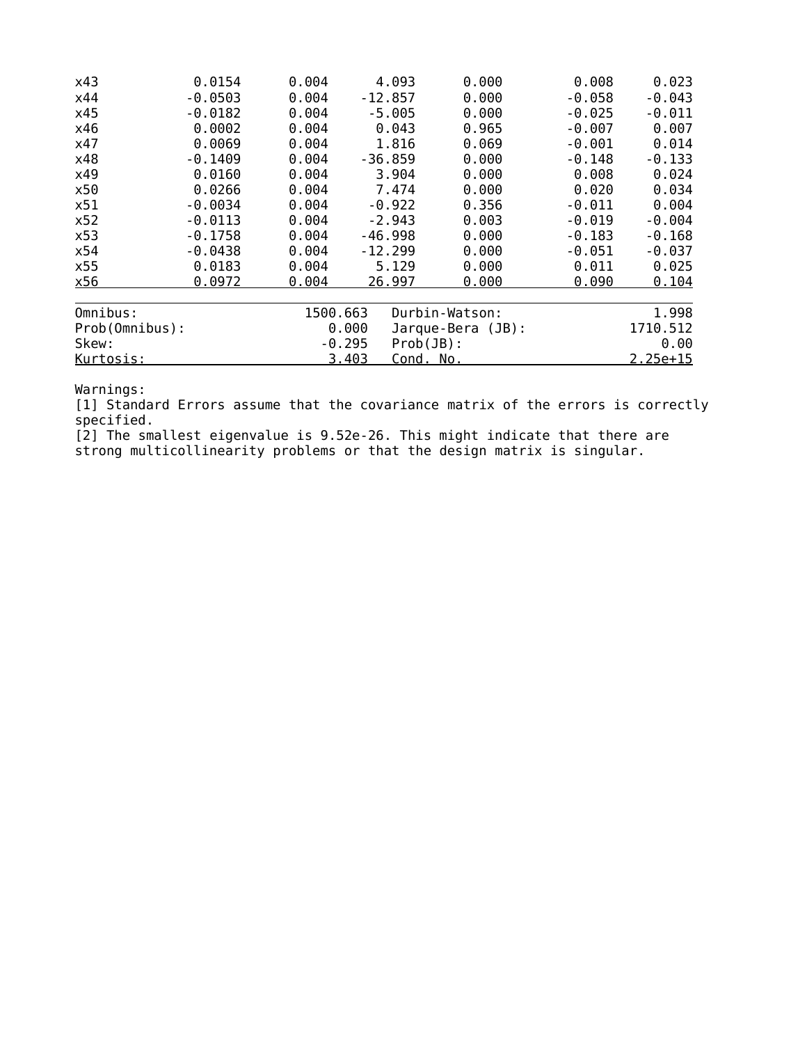| | | | | | | |
|---|---|---|---|---|---|---|
| x43 | 0.0154 | 0.004 | 4.093 | 0.000 | 0.008 | 0.023 |
| x44 | -0.0503 | 0.004 | -12.857 | 0.000 | -0.058 | -0.043 |
| x45 | -0.0182 | 0.004 | -5.005 | 0.000 | -0.025 | -0.011 |
| x46 | 0.0002 | 0.004 | 0.043 | 0.965 | -0.007 | 0.007 |
| x47 | 0.0069 | 0.004 | 1.816 | 0.069 | -0.001 | 0.014 |
| x48 | -0.1409 | 0.004 | -36.859 | 0.000 | -0.148 | -0.133 |
| x49 | 0.0160 | 0.004 | 3.904 | 0.000 | 0.008 | 0.024 |
| x50 | 0.0266 | 0.004 | 7.474 | 0.000 | 0.020 | 0.034 |
| x51 | -0.0034 | 0.004 | -0.922 | 0.356 | -0.011 | 0.004 |
| x52 | -0.0113 | 0.004 | -2.943 | 0.003 | -0.019 | -0.004 |
| x53 | -0.1758 | 0.004 | -46.998 | 0.000 | -0.183 | -0.168 |
| x54 | -0.0438 | 0.004 | -12.299 | 0.000 | -0.051 | -0.037 |
| x55 | 0.0183 | 0.004 | 5.129 | 0.000 | 0.011 | 0.025 |
| x56 | 0.0972 | 0.004 | 26.997 | 0.000 | 0.090 | 0.104 |

| | | | |
|---|---|---|---|
| Omnibus: | 1500.663 | Durbin-Watson: | 1.998 |
| Prob(Omnibus): | 0.000 | Jarque-Bera (JB): | 1710.512 |
| Skew: | -0.295 | Prob(JB): | 0.00 |
| Kurtosis: | 3.403 | Cond. No. | 2.25e+15 |

Warnings:
[1] Standard Errors assume that the covariance matrix of the errors is correctly specified.
[2] The smallest eigenvalue is 9.52e-26. This might indicate that there are strong multicollinearity problems or that the design matrix is singular.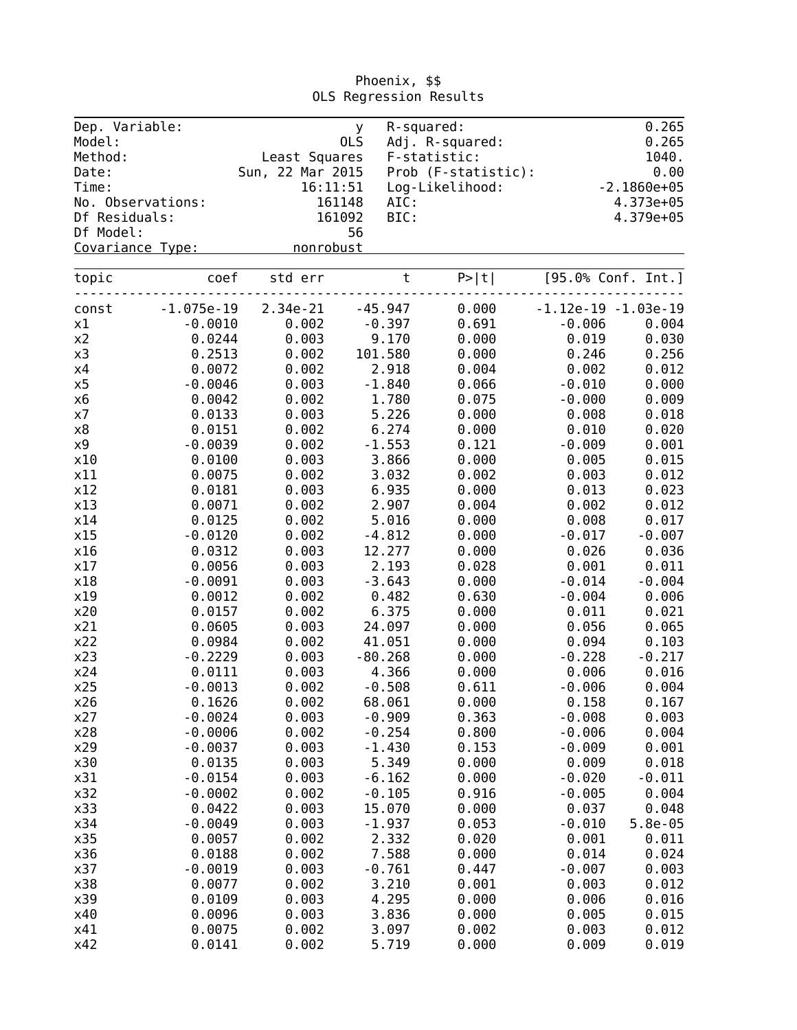Phoenix, $$

OLS Regression Results

| | | | |
|---|---|---|---|
| Dep. Variable: | y | R-squared: | 0.265 |
| Model: | OLS | Adj. R-squared: | 0.265 |
| Method: | Least Squares | F-statistic: | 1040. |
| Date: | Sun, 22 Mar 2015 | Prob (F-statistic): | 0.00 |
| Time: | 16:11:51 | Log-Likelihood: | -2.1860e+05 |
| No. Observations: | 161148 | AIC: | 4.373e+05 |
| Df Residuals: | 161092 | BIC: | 4.379e+05 |
| Df Model: | 56 | | |
| Covariance Type: | nonrobust | | |

| topic | coef | std err | t | P>\|t\| | [95.0% Conf. Int.] | |
|---|---|---|---|---|---|---|
| const | -1.075e-19 | 2.34e-21 | -45.947 | 0.000 | -1.12e-19 | -1.03e-19 |
| x1 | -0.0010 | 0.002 | -0.397 | 0.691 | -0.006 | 0.004 |
| x2 | 0.0244 | 0.003 | 9.170 | 0.000 | 0.019 | 0.030 |
| x3 | 0.2513 | 0.002 | 101.580 | 0.000 | 0.246 | 0.256 |
| x4 | 0.0072 | 0.002 | 2.918 | 0.004 | 0.002 | 0.012 |
| x5 | -0.0046 | 0.003 | -1.840 | 0.066 | -0.010 | 0.000 |
| x6 | 0.0042 | 0.002 | 1.780 | 0.075 | -0.000 | 0.009 |
| x7 | 0.0133 | 0.003 | 5.226 | 0.000 | 0.008 | 0.018 |
| x8 | 0.0151 | 0.002 | 6.274 | 0.000 | 0.010 | 0.020 |
| x9 | -0.0039 | 0.002 | -1.553 | 0.121 | -0.009 | 0.001 |
| x10 | 0.0100 | 0.003 | 3.866 | 0.000 | 0.005 | 0.015 |
| x11 | 0.0075 | 0.002 | 3.032 | 0.002 | 0.003 | 0.012 |
| x12 | 0.0181 | 0.003 | 6.935 | 0.000 | 0.013 | 0.023 |
| x13 | 0.0071 | 0.002 | 2.907 | 0.004 | 0.002 | 0.012 |
| x14 | 0.0125 | 0.002 | 5.016 | 0.000 | 0.008 | 0.017 |
| x15 | -0.0120 | 0.002 | -4.812 | 0.000 | -0.017 | -0.007 |
| x16 | 0.0312 | 0.003 | 12.277 | 0.000 | 0.026 | 0.036 |
| x17 | 0.0056 | 0.003 | 2.193 | 0.028 | 0.001 | 0.011 |
| x18 | -0.0091 | 0.003 | -3.643 | 0.000 | -0.014 | -0.004 |
| x19 | 0.0012 | 0.002 | 0.482 | 0.630 | -0.004 | 0.006 |
| x20 | 0.0157 | 0.002 | 6.375 | 0.000 | 0.011 | 0.021 |
| x21 | 0.0605 | 0.003 | 24.097 | 0.000 | 0.056 | 0.065 |
| x22 | 0.0984 | 0.002 | 41.051 | 0.000 | 0.094 | 0.103 |
| x23 | -0.2229 | 0.003 | -80.268 | 0.000 | -0.228 | -0.217 |
| x24 | 0.0111 | 0.003 | 4.366 | 0.000 | 0.006 | 0.016 |
| x25 | -0.0013 | 0.002 | -0.508 | 0.611 | -0.006 | 0.004 |
| x26 | 0.1626 | 0.002 | 68.061 | 0.000 | 0.158 | 0.167 |
| x27 | -0.0024 | 0.003 | -0.909 | 0.363 | -0.008 | 0.003 |
| x28 | -0.0006 | 0.002 | -0.254 | 0.800 | -0.006 | 0.004 |
| x29 | -0.0037 | 0.003 | -1.430 | 0.153 | -0.009 | 0.001 |
| x30 | 0.0135 | 0.003 | 5.349 | 0.000 | 0.009 | 0.018 |
| x31 | -0.0154 | 0.003 | -6.162 | 0.000 | -0.020 | -0.011 |
| x32 | -0.0002 | 0.002 | -0.105 | 0.916 | -0.005 | 0.004 |
| x33 | 0.0422 | 0.003 | 15.070 | 0.000 | 0.037 | 0.048 |
| x34 | -0.0049 | 0.003 | -1.937 | 0.053 | -0.010 | 5.8e-05 |
| x35 | 0.0057 | 0.002 | 2.332 | 0.020 | 0.001 | 0.011 |
| x36 | 0.0188 | 0.002 | 7.588 | 0.000 | 0.014 | 0.024 |
| x37 | -0.0019 | 0.003 | -0.761 | 0.447 | -0.007 | 0.003 |
| x38 | 0.0077 | 0.002 | 3.210 | 0.001 | 0.003 | 0.012 |
| x39 | 0.0109 | 0.003 | 4.295 | 0.000 | 0.006 | 0.016 |
| x40 | 0.0096 | 0.003 | 3.836 | 0.000 | 0.005 | 0.015 |
| x41 | 0.0075 | 0.002 | 3.097 | 0.002 | 0.003 | 0.012 |
| x42 | 0.0141 | 0.002 | 5.719 | 0.000 | 0.009 | 0.019 |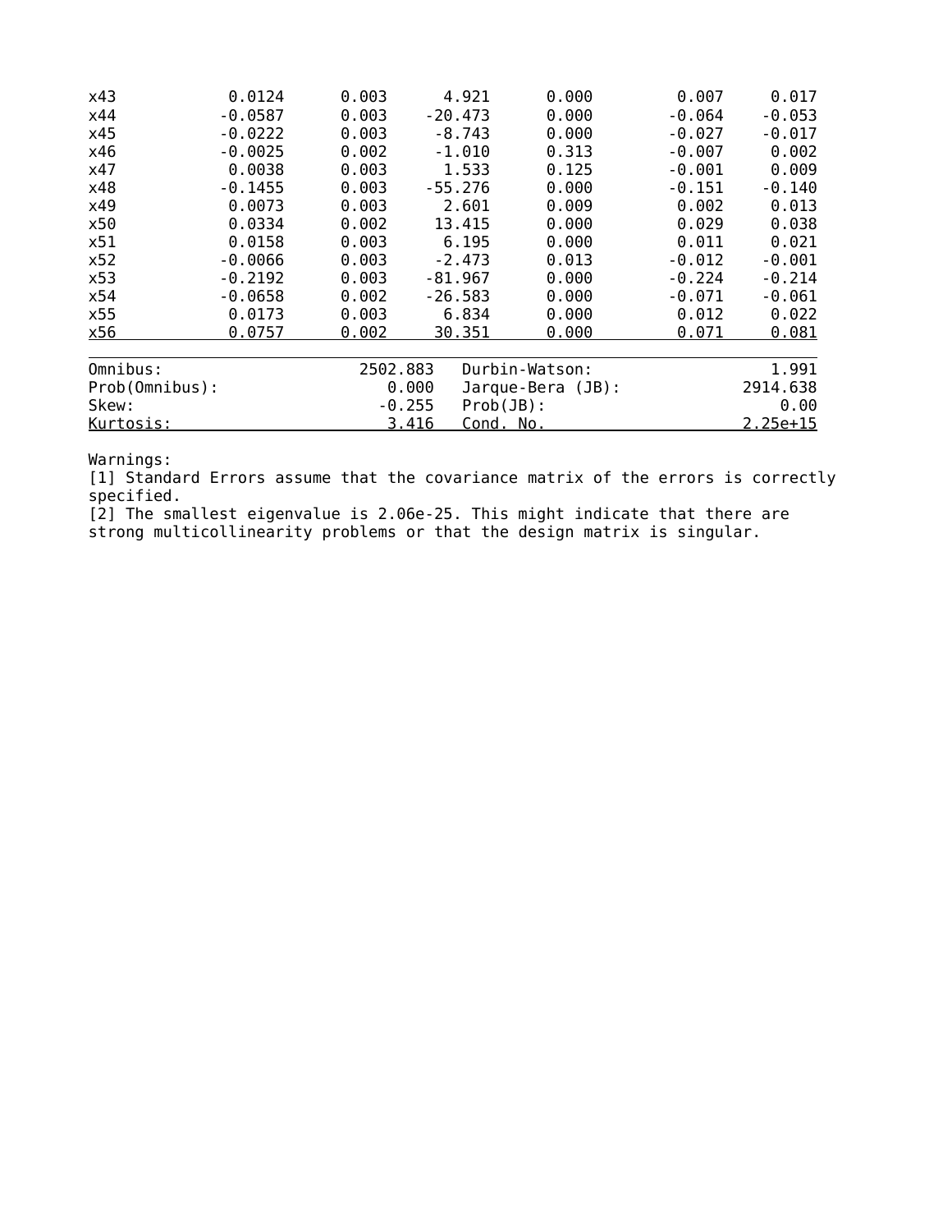| | | | | | | |
|---|---|---|---|---|---|---|
| x43 | 0.0124 | 0.003 | 4.921 | 0.000 | 0.007 | 0.017 |
| x44 | -0.0587 | 0.003 | -20.473 | 0.000 | -0.064 | -0.053 |
| x45 | -0.0222 | 0.003 | -8.743 | 0.000 | -0.027 | -0.017 |
| x46 | -0.0025 | 0.002 | -1.010 | 0.313 | -0.007 | 0.002 |
| x47 | 0.0038 | 0.003 | 1.533 | 0.125 | -0.001 | 0.009 |
| x48 | -0.1455 | 0.003 | -55.276 | 0.000 | -0.151 | -0.140 |
| x49 | 0.0073 | 0.003 | 2.601 | 0.009 | 0.002 | 0.013 |
| x50 | 0.0334 | 0.002 | 13.415 | 0.000 | 0.029 | 0.038 |
| x51 | 0.0158 | 0.003 | 6.195 | 0.000 | 0.011 | 0.021 |
| x52 | -0.0066 | 0.003 | -2.473 | 0.013 | -0.012 | -0.001 |
| x53 | -0.2192 | 0.003 | -81.967 | 0.000 | -0.224 | -0.214 |
| x54 | -0.0658 | 0.002 | -26.583 | 0.000 | -0.071 | -0.061 |
| x55 | 0.0173 | 0.003 | 6.834 | 0.000 | 0.012 | 0.022 |
| x56 | 0.0757 | 0.002 | 30.351 | 0.000 | 0.071 | 0.081 |

| | | | |
|---|---|---|---|
| Omnibus: | 2502.883 | Durbin-Watson: | 1.991 |
| Prob(Omnibus): | 0.000 | Jarque-Bera (JB): | 2914.638 |
| Skew: | -0.255 | Prob(JB): | 0.00 |
| Kurtosis: | 3.416 | Cond. No. | 2.25e+15 |

Warnings:
[1] Standard Errors assume that the covariance matrix of the errors is correctly specified.
[2] The smallest eigenvalue is 2.06e-25. This might indicate that there are strong multicollinearity problems or that the design matrix is singular.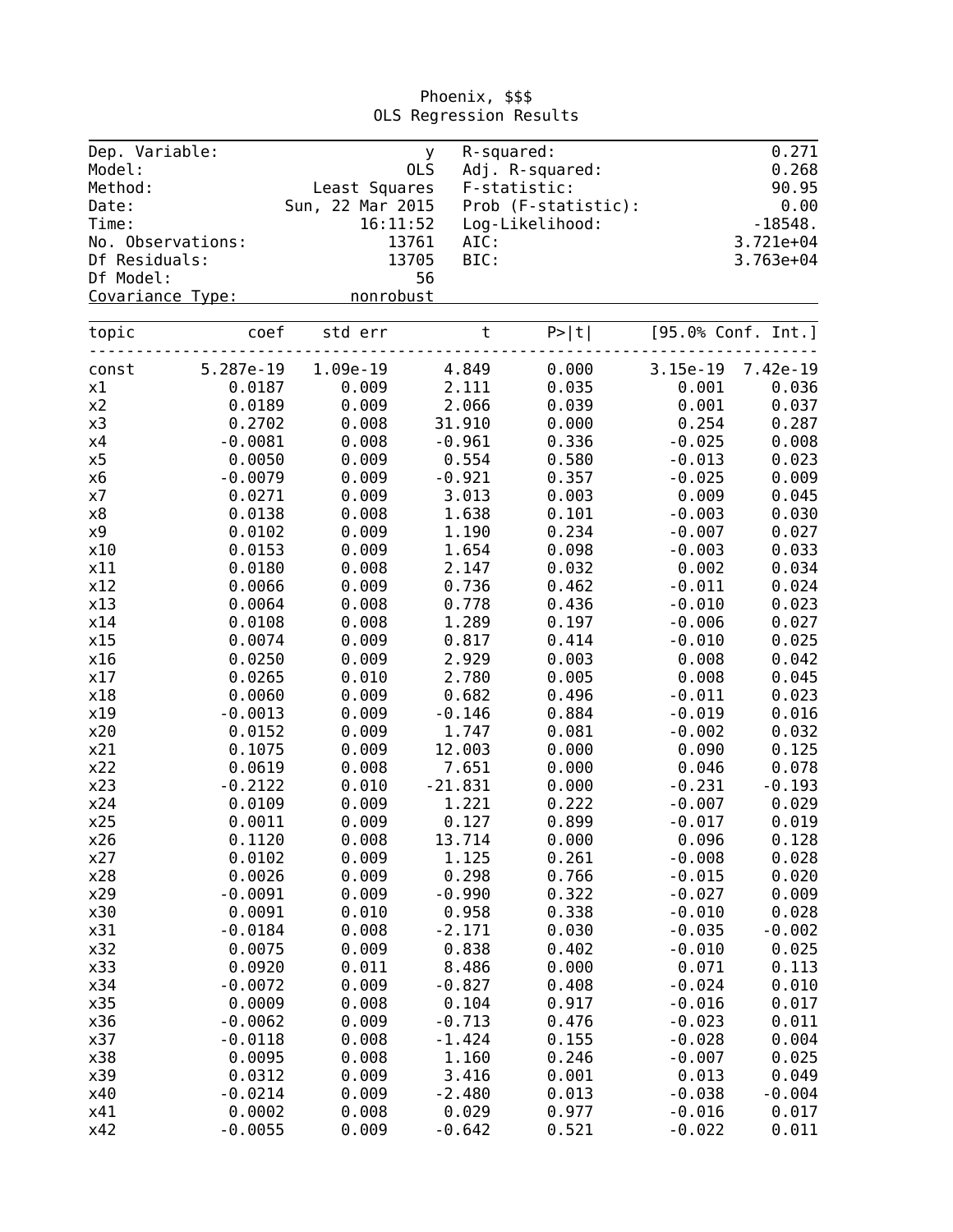Phoenix, $$$

OLS Regression Results

| Dep. Variable: | y | R-squared: | 0.271 |
|---|---|---|---|
| Model: | OLS | Adj. R-squared: | 0.268 |
| Method: | Least Squares | F-statistic: | 90.95 |
| Date: | Sun, 22 Mar 2015 | Prob (F-statistic): | 0.00 |
| Time: | 16:11:52 | Log-Likelihood: | -18548. |
| No. Observations: | 13761 | AIC: | 3.721e+04 |
| Df Residuals: | 13705 | BIC: | 3.763e+04 |
| Df Model: | 56 | | |
| Covariance Type: | nonrobust | | |

| topic | coef | std err | t | P>\|t\| | [95.0% Conf. Int.] | |
|---|---|---|---|---|---|---|
| const | 5.287e-19 | 1.09e-19 | 4.849 | 0.000 | 3.15e-19 | 7.42e-19 |
| x1 | 0.0187 | 0.009 | 2.111 | 0.035 | 0.001 | 0.036 |
| x2 | 0.0189 | 0.009 | 2.066 | 0.039 | 0.001 | 0.037 |
| x3 | 0.2702 | 0.008 | 31.910 | 0.000 | 0.254 | 0.287 |
| x4 | -0.0081 | 0.008 | -0.961 | 0.336 | -0.025 | 0.008 |
| x5 | 0.0050 | 0.009 | 0.554 | 0.580 | -0.013 | 0.023 |
| x6 | -0.0079 | 0.009 | -0.921 | 0.357 | -0.025 | 0.009 |
| x7 | 0.0271 | 0.009 | 3.013 | 0.003 | 0.009 | 0.045 |
| x8 | 0.0138 | 0.008 | 1.638 | 0.101 | -0.003 | 0.030 |
| x9 | 0.0102 | 0.009 | 1.190 | 0.234 | -0.007 | 0.027 |
| x10 | 0.0153 | 0.009 | 1.654 | 0.098 | -0.003 | 0.033 |
| x11 | 0.0180 | 0.008 | 2.147 | 0.032 | 0.002 | 0.034 |
| x12 | 0.0066 | 0.009 | 0.736 | 0.462 | -0.011 | 0.024 |
| x13 | 0.0064 | 0.008 | 0.778 | 0.436 | -0.010 | 0.023 |
| x14 | 0.0108 | 0.008 | 1.289 | 0.197 | -0.006 | 0.027 |
| x15 | 0.0074 | 0.009 | 0.817 | 0.414 | -0.010 | 0.025 |
| x16 | 0.0250 | 0.009 | 2.929 | 0.003 | 0.008 | 0.042 |
| x17 | 0.0265 | 0.010 | 2.780 | 0.005 | 0.008 | 0.045 |
| x18 | 0.0060 | 0.009 | 0.682 | 0.496 | -0.011 | 0.023 |
| x19 | -0.0013 | 0.009 | -0.146 | 0.884 | -0.019 | 0.016 |
| x20 | 0.0152 | 0.009 | 1.747 | 0.081 | -0.002 | 0.032 |
| x21 | 0.1075 | 0.009 | 12.003 | 0.000 | 0.090 | 0.125 |
| x22 | 0.0619 | 0.008 | 7.651 | 0.000 | 0.046 | 0.078 |
| x23 | -0.2122 | 0.010 | -21.831 | 0.000 | -0.231 | -0.193 |
| x24 | 0.0109 | 0.009 | 1.221 | 0.222 | -0.007 | 0.029 |
| x25 | 0.0011 | 0.009 | 0.127 | 0.899 | -0.017 | 0.019 |
| x26 | 0.1120 | 0.008 | 13.714 | 0.000 | 0.096 | 0.128 |
| x27 | 0.0102 | 0.009 | 1.125 | 0.261 | -0.008 | 0.028 |
| x28 | 0.0026 | 0.009 | 0.298 | 0.766 | -0.015 | 0.020 |
| x29 | -0.0091 | 0.009 | -0.990 | 0.322 | -0.027 | 0.009 |
| x30 | 0.0091 | 0.010 | 0.958 | 0.338 | -0.010 | 0.028 |
| x31 | -0.0184 | 0.008 | -2.171 | 0.030 | -0.035 | -0.002 |
| x32 | 0.0075 | 0.009 | 0.838 | 0.402 | -0.010 | 0.025 |
| x33 | 0.0920 | 0.011 | 8.486 | 0.000 | 0.071 | 0.113 |
| x34 | -0.0072 | 0.009 | -0.827 | 0.408 | -0.024 | 0.010 |
| x35 | 0.0009 | 0.008 | 0.104 | 0.917 | -0.016 | 0.017 |
| x36 | -0.0062 | 0.009 | -0.713 | 0.476 | -0.023 | 0.011 |
| x37 | -0.0118 | 0.008 | -1.424 | 0.155 | -0.028 | 0.004 |
| x38 | 0.0095 | 0.008 | 1.160 | 0.246 | -0.007 | 0.025 |
| x39 | 0.0312 | 0.009 | 3.416 | 0.001 | 0.013 | 0.049 |
| x40 | -0.0214 | 0.009 | -2.480 | 0.013 | -0.038 | -0.004 |
| x41 | 0.0002 | 0.008 | 0.029 | 0.977 | -0.016 | 0.017 |
| x42 | -0.0055 | 0.009 | -0.642 | 0.521 | -0.022 | 0.011 |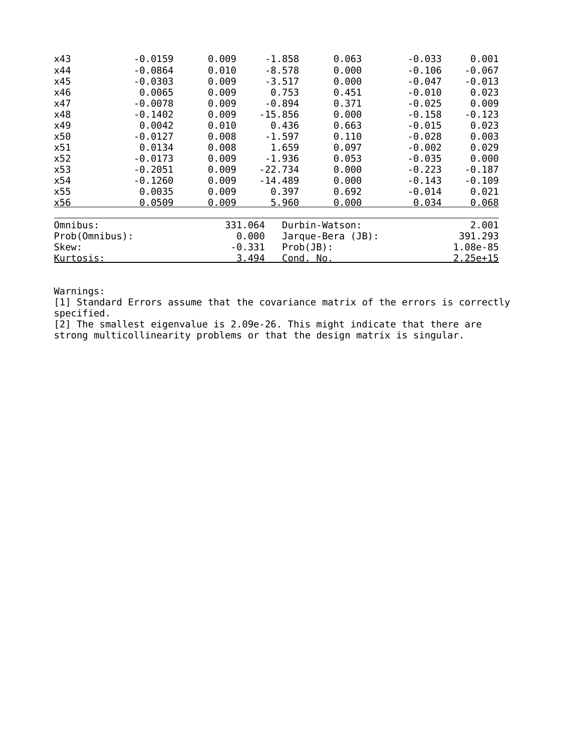| | | | | | | |
|---|---|---|---|---|---|---|
| x43 | -0.0159 | 0.009 | -1.858 | 0.063 | -0.033 | 0.001 |
| x44 | -0.0864 | 0.010 | -8.578 | 0.000 | -0.106 | -0.067 |
| x45 | -0.0303 | 0.009 | -3.517 | 0.000 | -0.047 | -0.013 |
| x46 | 0.0065 | 0.009 | 0.753 | 0.451 | -0.010 | 0.023 |
| x47 | -0.0078 | 0.009 | -0.894 | 0.371 | -0.025 | 0.009 |
| x48 | -0.1402 | 0.009 | -15.856 | 0.000 | -0.158 | -0.123 |
| x49 | 0.0042 | 0.010 | 0.436 | 0.663 | -0.015 | 0.023 |
| x50 | -0.0127 | 0.008 | -1.597 | 0.110 | -0.028 | 0.003 |
| x51 | 0.0134 | 0.008 | 1.659 | 0.097 | -0.002 | 0.029 |
| x52 | -0.0173 | 0.009 | -1.936 | 0.053 | -0.035 | 0.000 |
| x53 | -0.2051 | 0.009 | -22.734 | 0.000 | -0.223 | -0.187 |
| x54 | -0.1260 | 0.009 | -14.489 | 0.000 | -0.143 | -0.109 |
| x55 | 0.0035 | 0.009 | 0.397 | 0.692 | -0.014 | 0.021 |
| x56 | 0.0509 | 0.009 | 5.960 | 0.000 | 0.034 | 0.068 |

| | | | |
|---|---|---|---|
| Omnibus: | 331.064 | Durbin-Watson: | 2.001 |
| Prob(Omnibus): | 0.000 | Jarque-Bera (JB): | 391.293 |
| Skew: | -0.331 | Prob(JB): | 1.08e-85 |
| Kurtosis: | 3.494 | Cond. No. | 2.25e+15 |

Warnings:
[1] Standard Errors assume that the covariance matrix of the errors is correctly specified.
[2] The smallest eigenvalue is 2.09e-26. This might indicate that there are strong multicollinearity problems or that the design matrix is singular.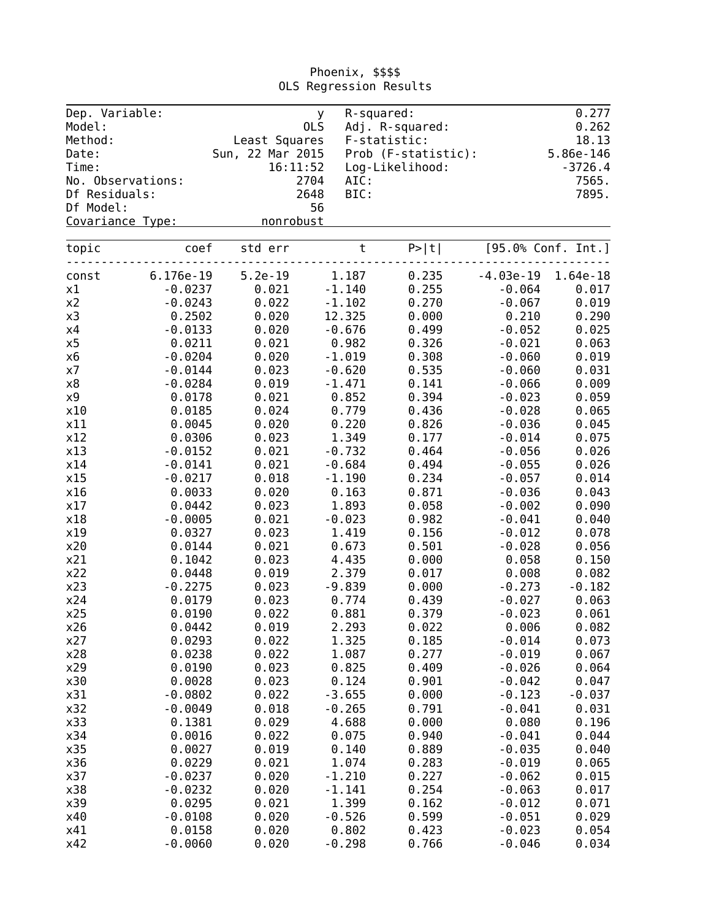Phoenix, $$$$

OLS Regression Results

| | | | |
|---|---|---|---|
| Dep. Variable: | y | R-squared: | 0.277 |
| Model: | OLS | Adj. R-squared: | 0.262 |
| Method: | Least Squares | F-statistic: | 18.13 |
| Date: | Sun, 22 Mar 2015 | Prob (F-statistic): | 5.86e-146 |
| Time: | 16:11:52 | Log-Likelihood: | -3726.4 |
| No. Observations: | 2704 | AIC: | 7565. |
| Df Residuals: | 2648 | BIC: | 7895. |
| Df Model: | 56 | | |
| Covariance Type: | nonrobust | | |

| topic | coef | std err | t | P>\|t\| | [95.0% Conf. Int.] | |
|---|---|---|---|---|---|---|
| const | 6.176e-19 | 5.2e-19 | 1.187 | 0.235 | -4.03e-19 | 1.64e-18 |
| x1 | -0.0237 | 0.021 | -1.140 | 0.255 | -0.064 | 0.017 |
| x2 | -0.0243 | 0.022 | -1.102 | 0.270 | -0.067 | 0.019 |
| x3 | 0.2502 | 0.020 | 12.325 | 0.000 | 0.210 | 0.290 |
| x4 | -0.0133 | 0.020 | -0.676 | 0.499 | -0.052 | 0.025 |
| x5 | 0.0211 | 0.021 | 0.982 | 0.326 | -0.021 | 0.063 |
| x6 | -0.0204 | 0.020 | -1.019 | 0.308 | -0.060 | 0.019 |
| x7 | -0.0144 | 0.023 | -0.620 | 0.535 | -0.060 | 0.031 |
| x8 | -0.0284 | 0.019 | -1.471 | 0.141 | -0.066 | 0.009 |
| x9 | 0.0178 | 0.021 | 0.852 | 0.394 | -0.023 | 0.059 |
| x10 | 0.0185 | 0.024 | 0.779 | 0.436 | -0.028 | 0.065 |
| x11 | 0.0045 | 0.020 | 0.220 | 0.826 | -0.036 | 0.045 |
| x12 | 0.0306 | 0.023 | 1.349 | 0.177 | -0.014 | 0.075 |
| x13 | -0.0152 | 0.021 | -0.732 | 0.464 | -0.056 | 0.026 |
| x14 | -0.0141 | 0.021 | -0.684 | 0.494 | -0.055 | 0.026 |
| x15 | -0.0217 | 0.018 | -1.190 | 0.234 | -0.057 | 0.014 |
| x16 | 0.0033 | 0.020 | 0.163 | 0.871 | -0.036 | 0.043 |
| x17 | 0.0442 | 0.023 | 1.893 | 0.058 | -0.002 | 0.090 |
| x18 | -0.0005 | 0.021 | -0.023 | 0.982 | -0.041 | 0.040 |
| x19 | 0.0327 | 0.023 | 1.419 | 0.156 | -0.012 | 0.078 |
| x20 | 0.0144 | 0.021 | 0.673 | 0.501 | -0.028 | 0.056 |
| x21 | 0.1042 | 0.023 | 4.435 | 0.000 | 0.058 | 0.150 |
| x22 | 0.0448 | 0.019 | 2.379 | 0.017 | 0.008 | 0.082 |
| x23 | -0.2275 | 0.023 | -9.839 | 0.000 | -0.273 | -0.182 |
| x24 | 0.0179 | 0.023 | 0.774 | 0.439 | -0.027 | 0.063 |
| x25 | 0.0190 | 0.022 | 0.881 | 0.379 | -0.023 | 0.061 |
| x26 | 0.0442 | 0.019 | 2.293 | 0.022 | 0.006 | 0.082 |
| x27 | 0.0293 | 0.022 | 1.325 | 0.185 | -0.014 | 0.073 |
| x28 | 0.0238 | 0.022 | 1.087 | 0.277 | -0.019 | 0.067 |
| x29 | 0.0190 | 0.023 | 0.825 | 0.409 | -0.026 | 0.064 |
| x30 | 0.0028 | 0.023 | 0.124 | 0.901 | -0.042 | 0.047 |
| x31 | -0.0802 | 0.022 | -3.655 | 0.000 | -0.123 | -0.037 |
| x32 | -0.0049 | 0.018 | -0.265 | 0.791 | -0.041 | 0.031 |
| x33 | 0.1381 | 0.029 | 4.688 | 0.000 | 0.080 | 0.196 |
| x34 | 0.0016 | 0.022 | 0.075 | 0.940 | -0.041 | 0.044 |
| x35 | 0.0027 | 0.019 | 0.140 | 0.889 | -0.035 | 0.040 |
| x36 | 0.0229 | 0.021 | 1.074 | 0.283 | -0.019 | 0.065 |
| x37 | -0.0237 | 0.020 | -1.210 | 0.227 | -0.062 | 0.015 |
| x38 | -0.0232 | 0.020 | -1.141 | 0.254 | -0.063 | 0.017 |
| x39 | 0.0295 | 0.021 | 1.399 | 0.162 | -0.012 | 0.071 |
| x40 | -0.0108 | 0.020 | -0.526 | 0.599 | -0.051 | 0.029 |
| x41 | 0.0158 | 0.020 | 0.802 | 0.423 | -0.023 | 0.054 |
| x42 | -0.0060 | 0.020 | -0.298 | 0.766 | -0.046 | 0.034 |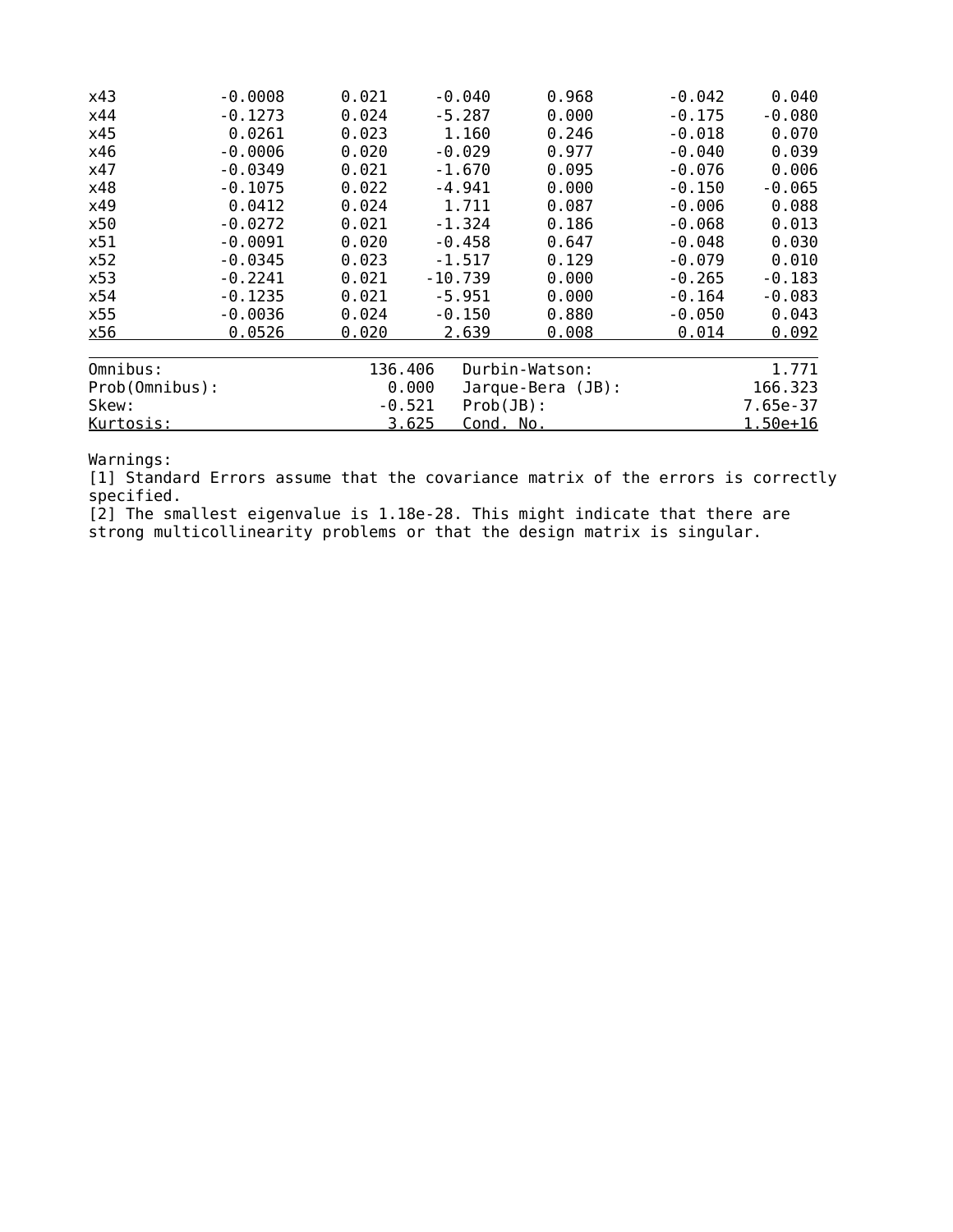| | | | | | | |
|---|---|---|---|---|---|---|
| x43 | -0.0008 | 0.021 | -0.040 | 0.968 | -0.042 | 0.040 |
| x44 | -0.1273 | 0.024 | -5.287 | 0.000 | -0.175 | -0.080 |
| x45 | 0.0261 | 0.023 | 1.160 | 0.246 | -0.018 | 0.070 |
| x46 | -0.0006 | 0.020 | -0.029 | 0.977 | -0.040 | 0.039 |
| x47 | -0.0349 | 0.021 | -1.670 | 0.095 | -0.076 | 0.006 |
| x48 | -0.1075 | 0.022 | -4.941 | 0.000 | -0.150 | -0.065 |
| x49 | 0.0412 | 0.024 | 1.711 | 0.087 | -0.006 | 0.088 |
| x50 | -0.0272 | 0.021 | -1.324 | 0.186 | -0.068 | 0.013 |
| x51 | -0.0091 | 0.020 | -0.458 | 0.647 | -0.048 | 0.030 |
| x52 | -0.0345 | 0.023 | -1.517 | 0.129 | -0.079 | 0.010 |
| x53 | -0.2241 | 0.021 | -10.739 | 0.000 | -0.265 | -0.183 |
| x54 | -0.1235 | 0.021 | -5.951 | 0.000 | -0.164 | -0.083 |
| x55 | -0.0036 | 0.024 | -0.150 | 0.880 | -0.050 | 0.043 |
| x56 | 0.0526 | 0.020 | 2.639 | 0.008 | 0.014 | 0.092 |

| | | | |
|---|---|---|---|
| Omnibus: | 136.406 | Durbin-Watson: | 1.771 |
| Prob(Omnibus): | 0.000 | Jarque-Bera (JB): | 166.323 |
| Skew: | -0.521 | Prob(JB): | 7.65e-37 |
| Kurtosis: | 3.625 | Cond. No. | 1.50e+16 |

Warnings:
[1] Standard Errors assume that the covariance matrix of the errors is correctly specified.
[2] The smallest eigenvalue is 1.18e-28. This might indicate that there are strong multicollinearity problems or that the design matrix is singular.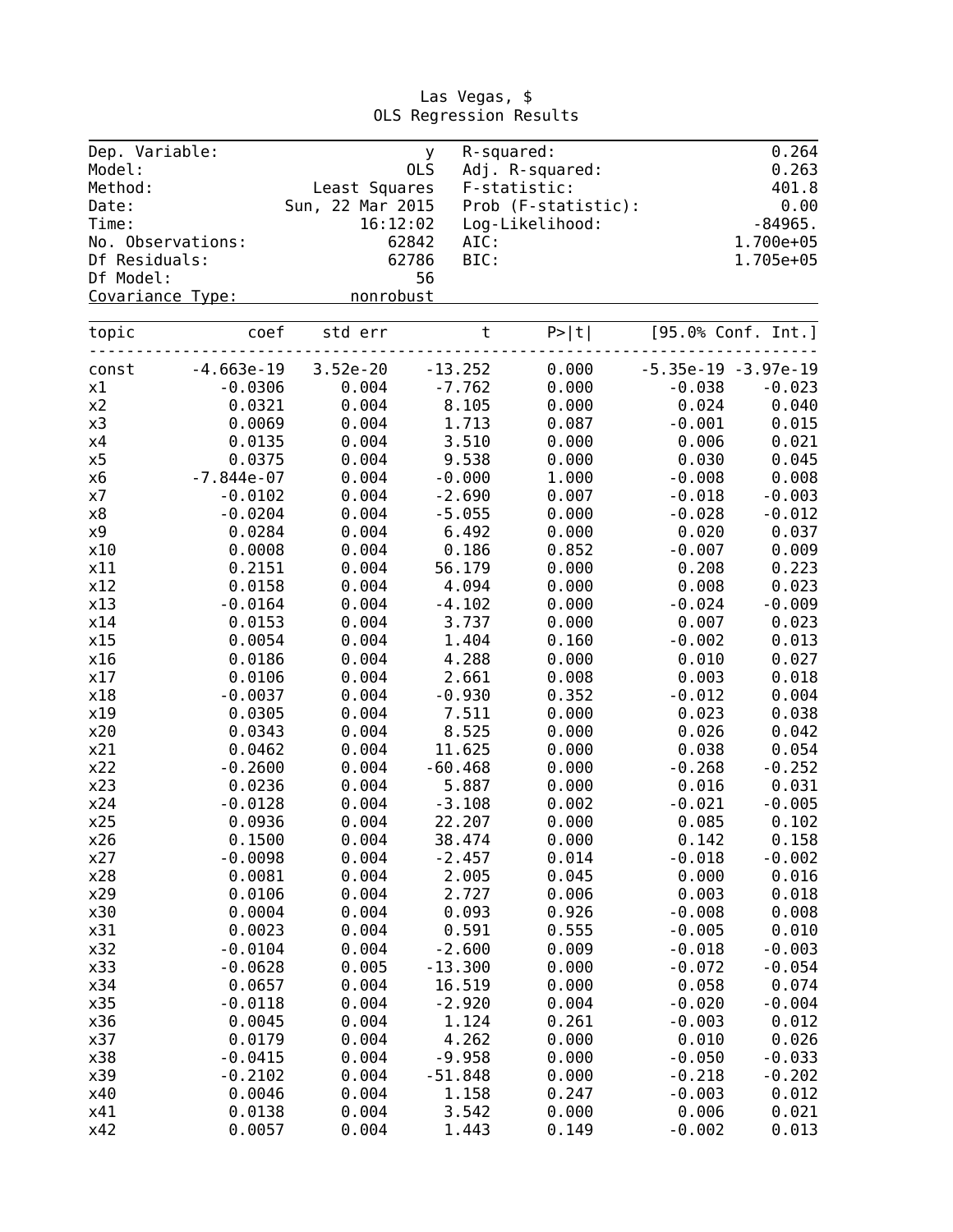Las Vegas, $
OLS Regression Results

| | | | |
|---|---|---|---|
| Dep. Variable: | y | R-squared: | 0.264 |
| Model: | OLS | Adj. R-squared: | 0.263 |
| Method: | Least Squares | F-statistic: | 401.8 |
| Date: | Sun, 22 Mar 2015 | Prob (F-statistic): | 0.00 |
| Time: | 16:12:02 | Log-Likelihood: | -84965. |
| No. Observations: | 62842 | AIC: | 1.700e+05 |
| Df Residuals: | 62786 | BIC: | 1.705e+05 |
| Df Model: | 56 | | |
| Covariance Type: | nonrobust | | |

| topic | coef | std err | t | P>\|t\| | [95.0% Conf. Int.] | |
|---|---|---|---|---|---|---|
| const | -4.663e-19 | 3.52e-20 | -13.252 | 0.000 | -5.35e-19 | -3.97e-19 |
| x1 | -0.0306 | 0.004 | -7.762 | 0.000 | -0.038 | -0.023 |
| x2 | 0.0321 | 0.004 | 8.105 | 0.000 | 0.024 | 0.040 |
| x3 | 0.0069 | 0.004 | 1.713 | 0.087 | -0.001 | 0.015 |
| x4 | 0.0135 | 0.004 | 3.510 | 0.000 | 0.006 | 0.021 |
| x5 | 0.0375 | 0.004 | 9.538 | 0.000 | 0.030 | 0.045 |
| x6 | -7.844e-07 | 0.004 | -0.000 | 1.000 | -0.008 | 0.008 |
| x7 | -0.0102 | 0.004 | -2.690 | 0.007 | -0.018 | -0.003 |
| x8 | -0.0204 | 0.004 | -5.055 | 0.000 | -0.028 | -0.012 |
| x9 | 0.0284 | 0.004 | 6.492 | 0.000 | 0.020 | 0.037 |
| x10 | 0.0008 | 0.004 | 0.186 | 0.852 | -0.007 | 0.009 |
| x11 | 0.2151 | 0.004 | 56.179 | 0.000 | 0.208 | 0.223 |
| x12 | 0.0158 | 0.004 | 4.094 | 0.000 | 0.008 | 0.023 |
| x13 | -0.0164 | 0.004 | -4.102 | 0.000 | -0.024 | -0.009 |
| x14 | 0.0153 | 0.004 | 3.737 | 0.000 | 0.007 | 0.023 |
| x15 | 0.0054 | 0.004 | 1.404 | 0.160 | -0.002 | 0.013 |
| x16 | 0.0186 | 0.004 | 4.288 | 0.000 | 0.010 | 0.027 |
| x17 | 0.0106 | 0.004 | 2.661 | 0.008 | 0.003 | 0.018 |
| x18 | -0.0037 | 0.004 | -0.930 | 0.352 | -0.012 | 0.004 |
| x19 | 0.0305 | 0.004 | 7.511 | 0.000 | 0.023 | 0.038 |
| x20 | 0.0343 | 0.004 | 8.525 | 0.000 | 0.026 | 0.042 |
| x21 | 0.0462 | 0.004 | 11.625 | 0.000 | 0.038 | 0.054 |
| x22 | -0.2600 | 0.004 | -60.468 | 0.000 | -0.268 | -0.252 |
| x23 | 0.0236 | 0.004 | 5.887 | 0.000 | 0.016 | 0.031 |
| x24 | -0.0128 | 0.004 | -3.108 | 0.002 | -0.021 | -0.005 |
| x25 | 0.0936 | 0.004 | 22.207 | 0.000 | 0.085 | 0.102 |
| x26 | 0.1500 | 0.004 | 38.474 | 0.000 | 0.142 | 0.158 |
| x27 | -0.0098 | 0.004 | -2.457 | 0.014 | -0.018 | -0.002 |
| x28 | 0.0081 | 0.004 | 2.005 | 0.045 | 0.000 | 0.016 |
| x29 | 0.0106 | 0.004 | 2.727 | 0.006 | 0.003 | 0.018 |
| x30 | 0.0004 | 0.004 | 0.093 | 0.926 | -0.008 | 0.008 |
| x31 | 0.0023 | 0.004 | 0.591 | 0.555 | -0.005 | 0.010 |
| x32 | -0.0104 | 0.004 | -2.600 | 0.009 | -0.018 | -0.003 |
| x33 | -0.0628 | 0.005 | -13.300 | 0.000 | -0.072 | -0.054 |
| x34 | 0.0657 | 0.004 | 16.519 | 0.000 | 0.058 | 0.074 |
| x35 | -0.0118 | 0.004 | -2.920 | 0.004 | -0.020 | -0.004 |
| x36 | 0.0045 | 0.004 | 1.124 | 0.261 | -0.003 | 0.012 |
| x37 | 0.0179 | 0.004 | 4.262 | 0.000 | 0.010 | 0.026 |
| x38 | -0.0415 | 0.004 | -9.958 | 0.000 | -0.050 | -0.033 |
| x39 | -0.2102 | 0.004 | -51.848 | 0.000 | -0.218 | -0.202 |
| x40 | 0.0046 | 0.004 | 1.158 | 0.247 | -0.003 | 0.012 |
| x41 | 0.0138 | 0.004 | 3.542 | 0.000 | 0.006 | 0.021 |
| x42 | 0.0057 | 0.004 | 1.443 | 0.149 | -0.002 | 0.013 |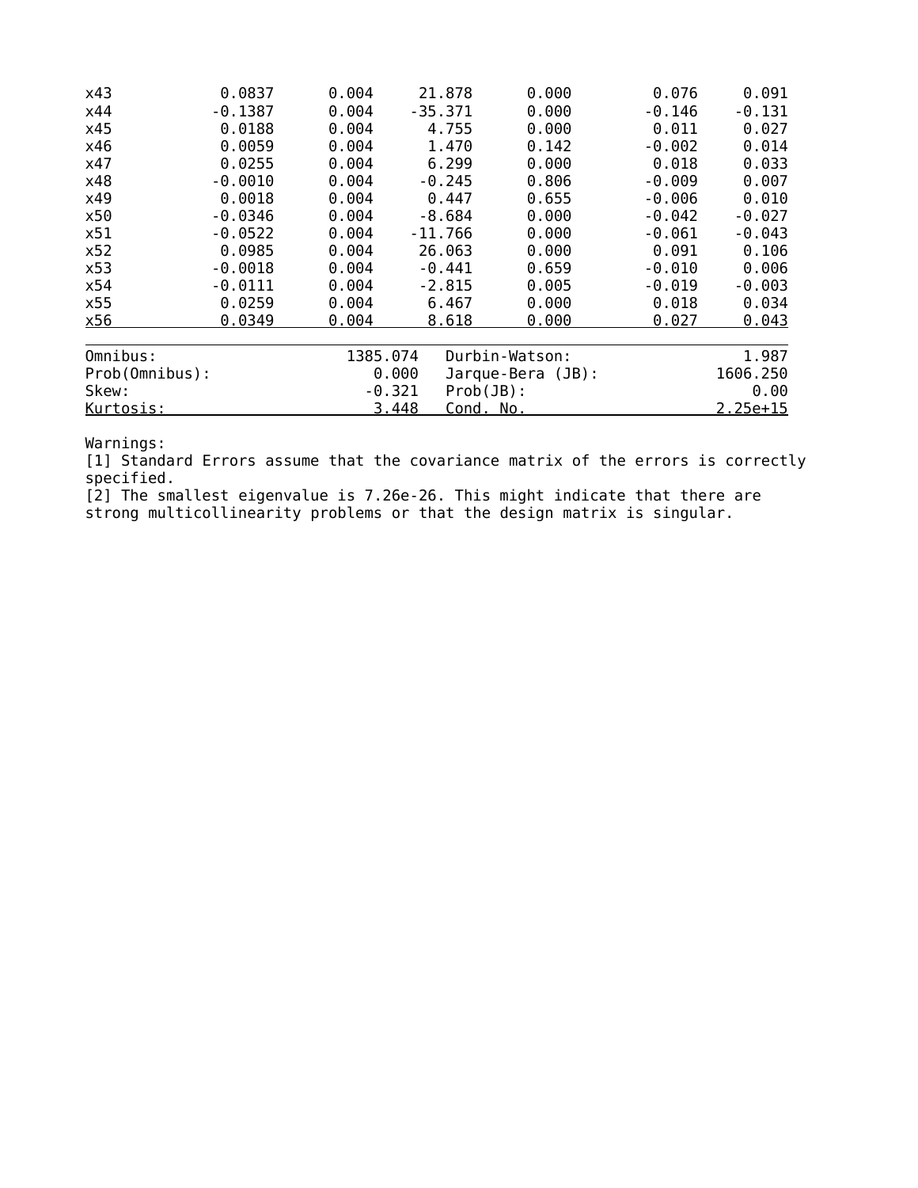| | | | | | | |
|---|---|---|---|---|---|---|
| x43 | 0.0837 | 0.004 | 21.878 | 0.000 | 0.076 | 0.091 |
| x44 | -0.1387 | 0.004 | -35.371 | 0.000 | -0.146 | -0.131 |
| x45 | 0.0188 | 0.004 | 4.755 | 0.000 | 0.011 | 0.027 |
| x46 | 0.0059 | 0.004 | 1.470 | 0.142 | -0.002 | 0.014 |
| x47 | 0.0255 | 0.004 | 6.299 | 0.000 | 0.018 | 0.033 |
| x48 | -0.0010 | 0.004 | -0.245 | 0.806 | -0.009 | 0.007 |
| x49 | 0.0018 | 0.004 | 0.447 | 0.655 | -0.006 | 0.010 |
| x50 | -0.0346 | 0.004 | -8.684 | 0.000 | -0.042 | -0.027 |
| x51 | -0.0522 | 0.004 | -11.766 | 0.000 | -0.061 | -0.043 |
| x52 | 0.0985 | 0.004 | 26.063 | 0.000 | 0.091 | 0.106 |
| x53 | -0.0018 | 0.004 | -0.441 | 0.659 | -0.010 | 0.006 |
| x54 | -0.0111 | 0.004 | -2.815 | 0.005 | -0.019 | -0.003 |
| x55 | 0.0259 | 0.004 | 6.467 | 0.000 | 0.018 | 0.034 |
| x56 | 0.0349 | 0.004 | 8.618 | 0.000 | 0.027 | 0.043 |

| | | | |
|---|---|---|---|
| Omnibus: | 1385.074 | Durbin-Watson: | 1.987 |
| Prob(Omnibus): | 0.000 | Jarque-Bera (JB): | 1606.250 |
| Skew: | -0.321 | Prob(JB): | 0.00 |
| Kurtosis: | 3.448 | Cond. No. | 2.25e+15 |

Warnings:
[1] Standard Errors assume that the covariance matrix of the errors is correctly specified.
[2] The smallest eigenvalue is 7.26e-26. This might indicate that there are strong multicollinearity problems or that the design matrix is singular.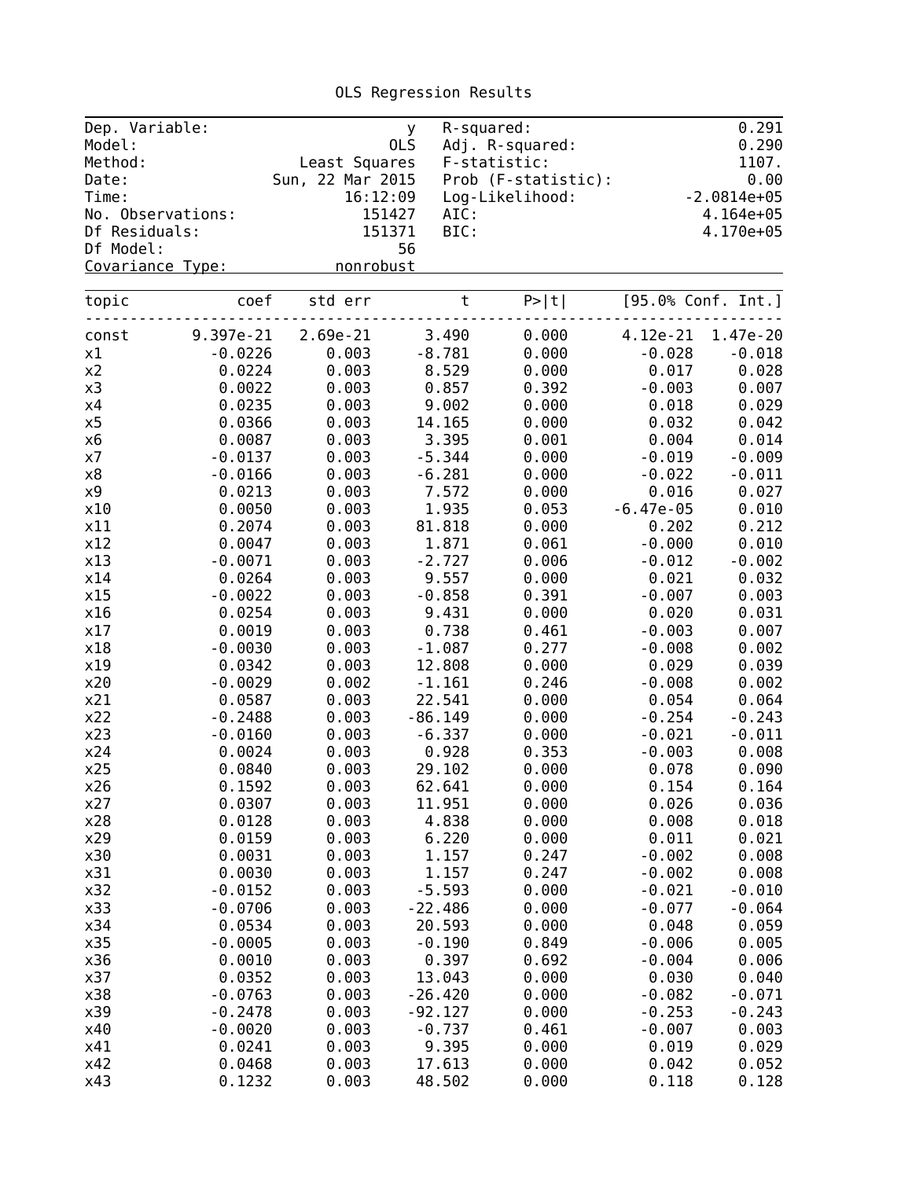OLS Regression Results

| | | | |
|---|---|---|---|
| Dep. Variable: | y | R-squared: | 0.291 |
| Model: | OLS | Adj. R-squared: | 0.290 |
| Method: | Least Squares | F-statistic: | 1107. |
| Date: | Sun, 22 Mar 2015 | Prob (F-statistic): | 0.00 |
| Time: | 16:12:09 | Log-Likelihood: | -2.0814e+05 |
| No. Observations: | 151427 | AIC: | 4.164e+05 |
| Df Residuals: | 151371 | BIC: | 4.170e+05 |
| Df Model: | 56 | | |
| Covariance Type: | nonrobust | | |

| topic | coef | std err | t | P>\|t\| | [95.0% Conf. Int.] | |
|---|---|---|---|---|---|---|
| const | 9.397e-21 | 2.69e-21 | 3.490 | 0.000 | 4.12e-21 | 1.47e-20 |
| x1 | -0.0226 | 0.003 | -8.781 | 0.000 | -0.028 | -0.018 |
| x2 | 0.0224 | 0.003 | 8.529 | 0.000 | 0.017 | 0.028 |
| x3 | 0.0022 | 0.003 | 0.857 | 0.392 | -0.003 | 0.007 |
| x4 | 0.0235 | 0.003 | 9.002 | 0.000 | 0.018 | 0.029 |
| x5 | 0.0366 | 0.003 | 14.165 | 0.000 | 0.032 | 0.042 |
| x6 | 0.0087 | 0.003 | 3.395 | 0.001 | 0.004 | 0.014 |
| x7 | -0.0137 | 0.003 | -5.344 | 0.000 | -0.019 | -0.009 |
| x8 | -0.0166 | 0.003 | -6.281 | 0.000 | -0.022 | -0.011 |
| x9 | 0.0213 | 0.003 | 7.572 | 0.000 | 0.016 | 0.027 |
| x10 | 0.0050 | 0.003 | 1.935 | 0.053 | -6.47e-05 | 0.010 |
| x11 | 0.2074 | 0.003 | 81.818 | 0.000 | 0.202 | 0.212 |
| x12 | 0.0047 | 0.003 | 1.871 | 0.061 | -0.000 | 0.010 |
| x13 | -0.0071 | 0.003 | -2.727 | 0.006 | -0.012 | -0.002 |
| x14 | 0.0264 | 0.003 | 9.557 | 0.000 | 0.021 | 0.032 |
| x15 | -0.0022 | 0.003 | -0.858 | 0.391 | -0.007 | 0.003 |
| x16 | 0.0254 | 0.003 | 9.431 | 0.000 | 0.020 | 0.031 |
| x17 | 0.0019 | 0.003 | 0.738 | 0.461 | -0.003 | 0.007 |
| x18 | -0.0030 | 0.003 | -1.087 | 0.277 | -0.008 | 0.002 |
| x19 | 0.0342 | 0.003 | 12.808 | 0.000 | 0.029 | 0.039 |
| x20 | -0.0029 | 0.002 | -1.161 | 0.246 | -0.008 | 0.002 |
| x21 | 0.0587 | 0.003 | 22.541 | 0.000 | 0.054 | 0.064 |
| x22 | -0.2488 | 0.003 | -86.149 | 0.000 | -0.254 | -0.243 |
| x23 | -0.0160 | 0.003 | -6.337 | 0.000 | -0.021 | -0.011 |
| x24 | 0.0024 | 0.003 | 0.928 | 0.353 | -0.003 | 0.008 |
| x25 | 0.0840 | 0.003 | 29.102 | 0.000 | 0.078 | 0.090 |
| x26 | 0.1592 | 0.003 | 62.641 | 0.000 | 0.154 | 0.164 |
| x27 | 0.0307 | 0.003 | 11.951 | 0.000 | 0.026 | 0.036 |
| x28 | 0.0128 | 0.003 | 4.838 | 0.000 | 0.008 | 0.018 |
| x29 | 0.0159 | 0.003 | 6.220 | 0.000 | 0.011 | 0.021 |
| x30 | 0.0031 | 0.003 | 1.157 | 0.247 | -0.002 | 0.008 |
| x31 | 0.0030 | 0.003 | 1.157 | 0.247 | -0.002 | 0.008 |
| x32 | -0.0152 | 0.003 | -5.593 | 0.000 | -0.021 | -0.010 |
| x33 | -0.0706 | 0.003 | -22.486 | 0.000 | -0.077 | -0.064 |
| x34 | 0.0534 | 0.003 | 20.593 | 0.000 | 0.048 | 0.059 |
| x35 | -0.0005 | 0.003 | -0.190 | 0.849 | -0.006 | 0.005 |
| x36 | 0.0010 | 0.003 | 0.397 | 0.692 | -0.004 | 0.006 |
| x37 | 0.0352 | 0.003 | 13.043 | 0.000 | 0.030 | 0.040 |
| x38 | -0.0763 | 0.003 | -26.420 | 0.000 | -0.082 | -0.071 |
| x39 | -0.2478 | 0.003 | -92.127 | 0.000 | -0.253 | -0.243 |
| x40 | -0.0020 | 0.003 | -0.737 | 0.461 | -0.007 | 0.003 |
| x41 | 0.0241 | 0.003 | 9.395 | 0.000 | 0.019 | 0.029 |
| x42 | 0.0468 | 0.003 | 17.613 | 0.000 | 0.042 | 0.052 |
| x43 | 0.1232 | 0.003 | 48.502 | 0.000 | 0.118 | 0.128 |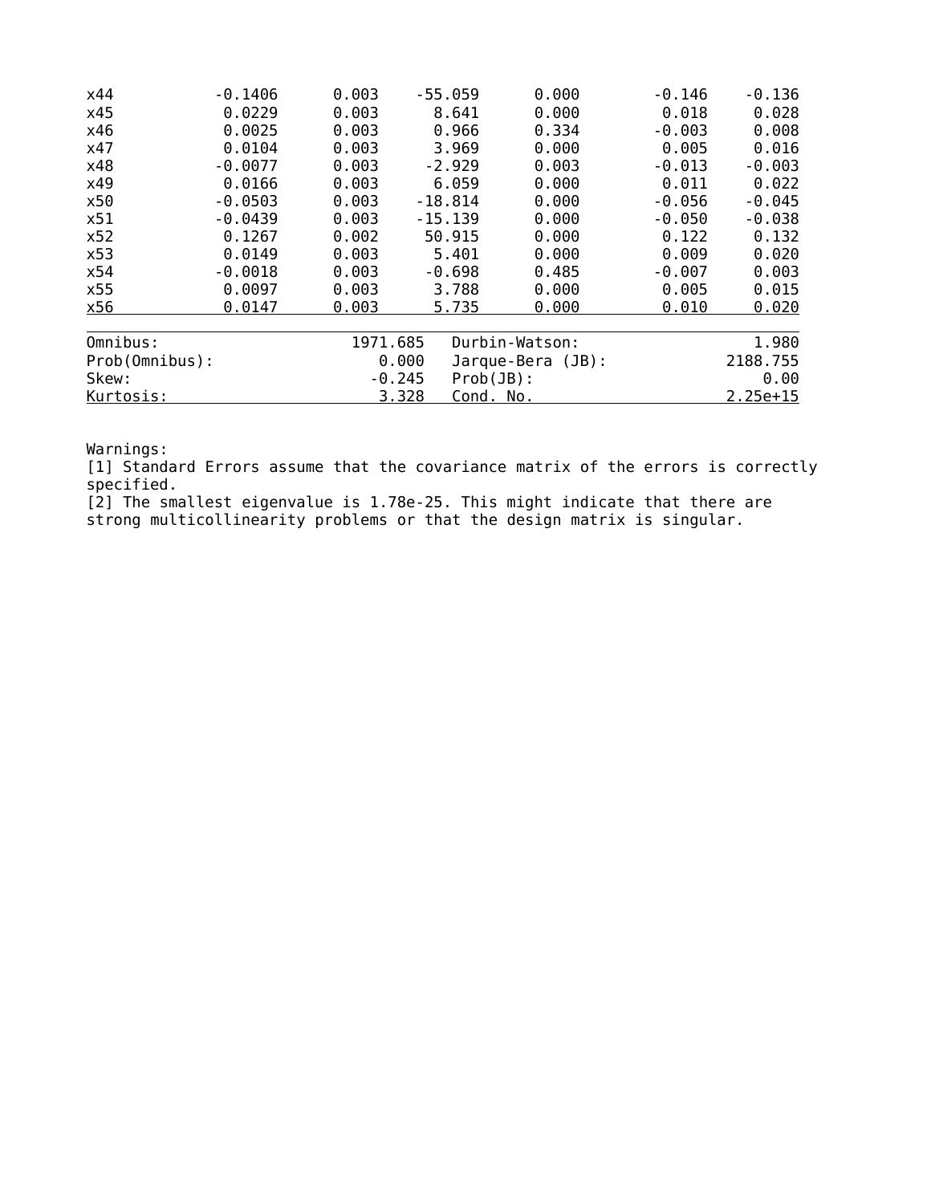| | | | | | | |
|---|---|---|---|---|---|---|
| x44 | -0.1406 | 0.003 | -55.059 | 0.000 | -0.146 | -0.136 |
| x45 | 0.0229 | 0.003 | 8.641 | 0.000 | 0.018 | 0.028 |
| x46 | 0.0025 | 0.003 | 0.966 | 0.334 | -0.003 | 0.008 |
| x47 | 0.0104 | 0.003 | 3.969 | 0.000 | 0.005 | 0.016 |
| x48 | -0.0077 | 0.003 | -2.929 | 0.003 | -0.013 | -0.003 |
| x49 | 0.0166 | 0.003 | 6.059 | 0.000 | 0.011 | 0.022 |
| x50 | -0.0503 | 0.003 | -18.814 | 0.000 | -0.056 | -0.045 |
| x51 | -0.0439 | 0.003 | -15.139 | 0.000 | -0.050 | -0.038 |
| x52 | 0.1267 | 0.002 | 50.915 | 0.000 | 0.122 | 0.132 |
| x53 | 0.0149 | 0.003 | 5.401 | 0.000 | 0.009 | 0.020 |
| x54 | -0.0018 | 0.003 | -0.698 | 0.485 | -0.007 | 0.003 |
| x55 | 0.0097 | 0.003 | 3.788 | 0.000 | 0.005 | 0.015 |
| x56 | 0.0147 | 0.003 | 5.735 | 0.000 | 0.010 | 0.020 |

| | | | |
|---|---|---|---|
| Omnibus: | 1971.685 | Durbin-Watson: | 1.980 |
| Prob(Omnibus): | 0.000 | Jarque-Bera (JB): | 2188.755 |
| Skew: | -0.245 | Prob(JB): | 0.00 |
| Kurtosis: | 3.328 | Cond. No. | 2.25e+15 |

Warnings:
[1] Standard Errors assume that the covariance matrix of the errors is correctly specified.
[2] The smallest eigenvalue is 1.78e-25. This might indicate that there are strong multicollinearity problems or that the design matrix is singular.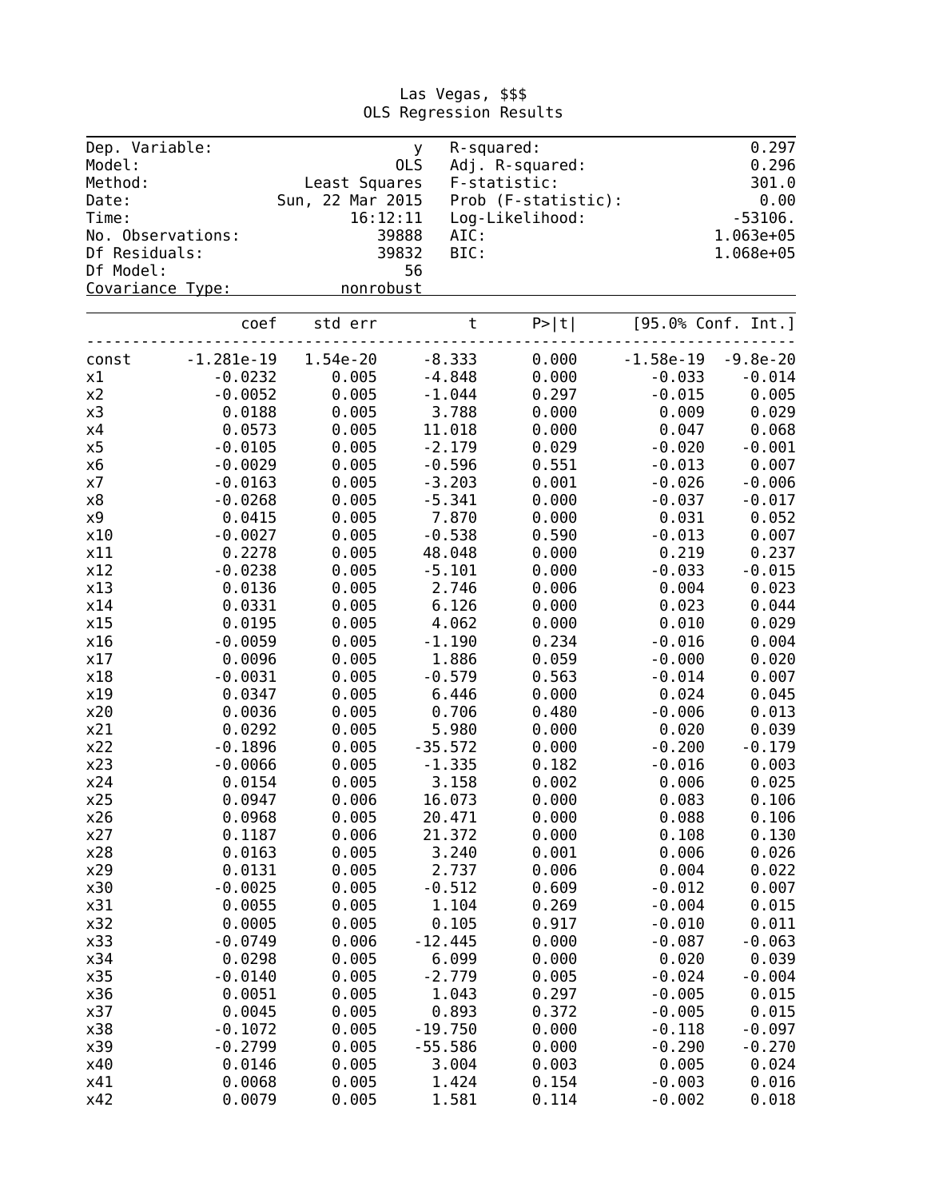Las Vegas, $$$

OLS Regression Results

| | | | |
|---|---|---|---|
| Dep. Variable: | y | R-squared: | 0.297 |
| Model: | OLS | Adj. R-squared: | 0.296 |
| Method: | Least Squares | F-statistic: | 301.0 |
| Date: | Sun, 22 Mar 2015 | Prob (F-statistic): | 0.00 |
| Time: | 16:12:11 | Log-Likelihood: | -53106. |
| No. Observations: | 39888 | AIC: | 1.063e+05 |
| Df Residuals: | 39832 | BIC: | 1.068e+05 |
| Df Model: | 56 | | |
| Covariance Type: | nonrobust | | |

| | coef | std err | t | P>\|t\| | [95.0% Conf. Int.] | |
|---|---|---|---|---|---|---|
| const | -1.281e-19 | 1.54e-20 | -8.333 | 0.000 | -1.58e-19 | -9.8e-20 |
| x1 | -0.0232 | 0.005 | -4.848 | 0.000 | -0.033 | -0.014 |
| x2 | -0.0052 | 0.005 | -1.044 | 0.297 | -0.015 | 0.005 |
| x3 | 0.0188 | 0.005 | 3.788 | 0.000 | 0.009 | 0.029 |
| x4 | 0.0573 | 0.005 | 11.018 | 0.000 | 0.047 | 0.068 |
| x5 | -0.0105 | 0.005 | -2.179 | 0.029 | -0.020 | -0.001 |
| x6 | -0.0029 | 0.005 | -0.596 | 0.551 | -0.013 | 0.007 |
| x7 | -0.0163 | 0.005 | -3.203 | 0.001 | -0.026 | -0.006 |
| x8 | -0.0268 | 0.005 | -5.341 | 0.000 | -0.037 | -0.017 |
| x9 | 0.0415 | 0.005 | 7.870 | 0.000 | 0.031 | 0.052 |
| x10 | -0.0027 | 0.005 | -0.538 | 0.590 | -0.013 | 0.007 |
| x11 | 0.2278 | 0.005 | 48.048 | 0.000 | 0.219 | 0.237 |
| x12 | -0.0238 | 0.005 | -5.101 | 0.000 | -0.033 | -0.015 |
| x13 | 0.0136 | 0.005 | 2.746 | 0.006 | 0.004 | 0.023 |
| x14 | 0.0331 | 0.005 | 6.126 | 0.000 | 0.023 | 0.044 |
| x15 | 0.0195 | 0.005 | 4.062 | 0.000 | 0.010 | 0.029 |
| x16 | -0.0059 | 0.005 | -1.190 | 0.234 | -0.016 | 0.004 |
| x17 | 0.0096 | 0.005 | 1.886 | 0.059 | -0.000 | 0.020 |
| x18 | -0.0031 | 0.005 | -0.579 | 0.563 | -0.014 | 0.007 |
| x19 | 0.0347 | 0.005 | 6.446 | 0.000 | 0.024 | 0.045 |
| x20 | 0.0036 | 0.005 | 0.706 | 0.480 | -0.006 | 0.013 |
| x21 | 0.0292 | 0.005 | 5.980 | 0.000 | 0.020 | 0.039 |
| x22 | -0.1896 | 0.005 | -35.572 | 0.000 | -0.200 | -0.179 |
| x23 | -0.0066 | 0.005 | -1.335 | 0.182 | -0.016 | 0.003 |
| x24 | 0.0154 | 0.005 | 3.158 | 0.002 | 0.006 | 0.025 |
| x25 | 0.0947 | 0.006 | 16.073 | 0.000 | 0.083 | 0.106 |
| x26 | 0.0968 | 0.005 | 20.471 | 0.000 | 0.088 | 0.106 |
| x27 | 0.1187 | 0.006 | 21.372 | 0.000 | 0.108 | 0.130 |
| x28 | 0.0163 | 0.005 | 3.240 | 0.001 | 0.006 | 0.026 |
| x29 | 0.0131 | 0.005 | 2.737 | 0.006 | 0.004 | 0.022 |
| x30 | -0.0025 | 0.005 | -0.512 | 0.609 | -0.012 | 0.007 |
| x31 | 0.0055 | 0.005 | 1.104 | 0.269 | -0.004 | 0.015 |
| x32 | 0.0005 | 0.005 | 0.105 | 0.917 | -0.010 | 0.011 |
| x33 | -0.0749 | 0.006 | -12.445 | 0.000 | -0.087 | -0.063 |
| x34 | 0.0298 | 0.005 | 6.099 | 0.000 | 0.020 | 0.039 |
| x35 | -0.0140 | 0.005 | -2.779 | 0.005 | -0.024 | -0.004 |
| x36 | 0.0051 | 0.005 | 1.043 | 0.297 | -0.005 | 0.015 |
| x37 | 0.0045 | 0.005 | 0.893 | 0.372 | -0.005 | 0.015 |
| x38 | -0.1072 | 0.005 | -19.750 | 0.000 | -0.118 | -0.097 |
| x39 | -0.2799 | 0.005 | -55.586 | 0.000 | -0.290 | -0.270 |
| x40 | 0.0146 | 0.005 | 3.004 | 0.003 | 0.005 | 0.024 |
| x41 | 0.0068 | 0.005 | 1.424 | 0.154 | -0.003 | 0.016 |
| x42 | 0.0079 | 0.005 | 1.581 | 0.114 | -0.002 | 0.018 |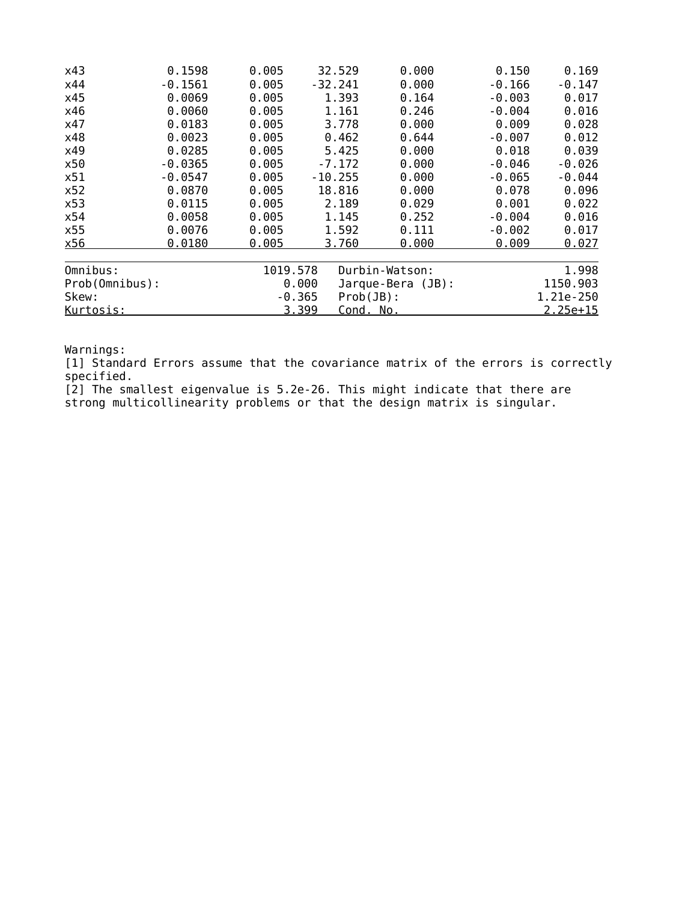| | | | | | | |
|---|---|---|---|---|---|---|
| x43 | 0.1598 | 0.005 | 32.529 | 0.000 | 0.150 | 0.169 |
| x44 | -0.1561 | 0.005 | -32.241 | 0.000 | -0.166 | -0.147 |
| x45 | 0.0069 | 0.005 | 1.393 | 0.164 | -0.003 | 0.017 |
| x46 | 0.0060 | 0.005 | 1.161 | 0.246 | -0.004 | 0.016 |
| x47 | 0.0183 | 0.005 | 3.778 | 0.000 | 0.009 | 0.028 |
| x48 | 0.0023 | 0.005 | 0.462 | 0.644 | -0.007 | 0.012 |
| x49 | 0.0285 | 0.005 | 5.425 | 0.000 | 0.018 | 0.039 |
| x50 | -0.0365 | 0.005 | -7.172 | 0.000 | -0.046 | -0.026 |
| x51 | -0.0547 | 0.005 | -10.255 | 0.000 | -0.065 | -0.044 |
| x52 | 0.0870 | 0.005 | 18.816 | 0.000 | 0.078 | 0.096 |
| x53 | 0.0115 | 0.005 | 2.189 | 0.029 | 0.001 | 0.022 |
| x54 | 0.0058 | 0.005 | 1.145 | 0.252 | -0.004 | 0.016 |
| x55 | 0.0076 | 0.005 | 1.592 | 0.111 | -0.002 | 0.017 |
| x56 | 0.0180 | 0.005 | 3.760 | 0.000 | 0.009 | 0.027 |

| | | | |
|---|---|---|---|
| Omnibus: | 1019.578 | Durbin-Watson: | 1.998 |
| Prob(Omnibus): | 0.000 | Jarque-Bera (JB): | 1150.903 |
| Skew: | -0.365 | Prob(JB): | 1.21e-250 |
| Kurtosis: | 3.399 | Cond. No. | 2.25e+15 |

Warnings:
[1] Standard Errors assume that the covariance matrix of the errors is correctly specified.
[2] The smallest eigenvalue is 5.2e-26. This might indicate that there are strong multicollinearity problems or that the design matrix is singular.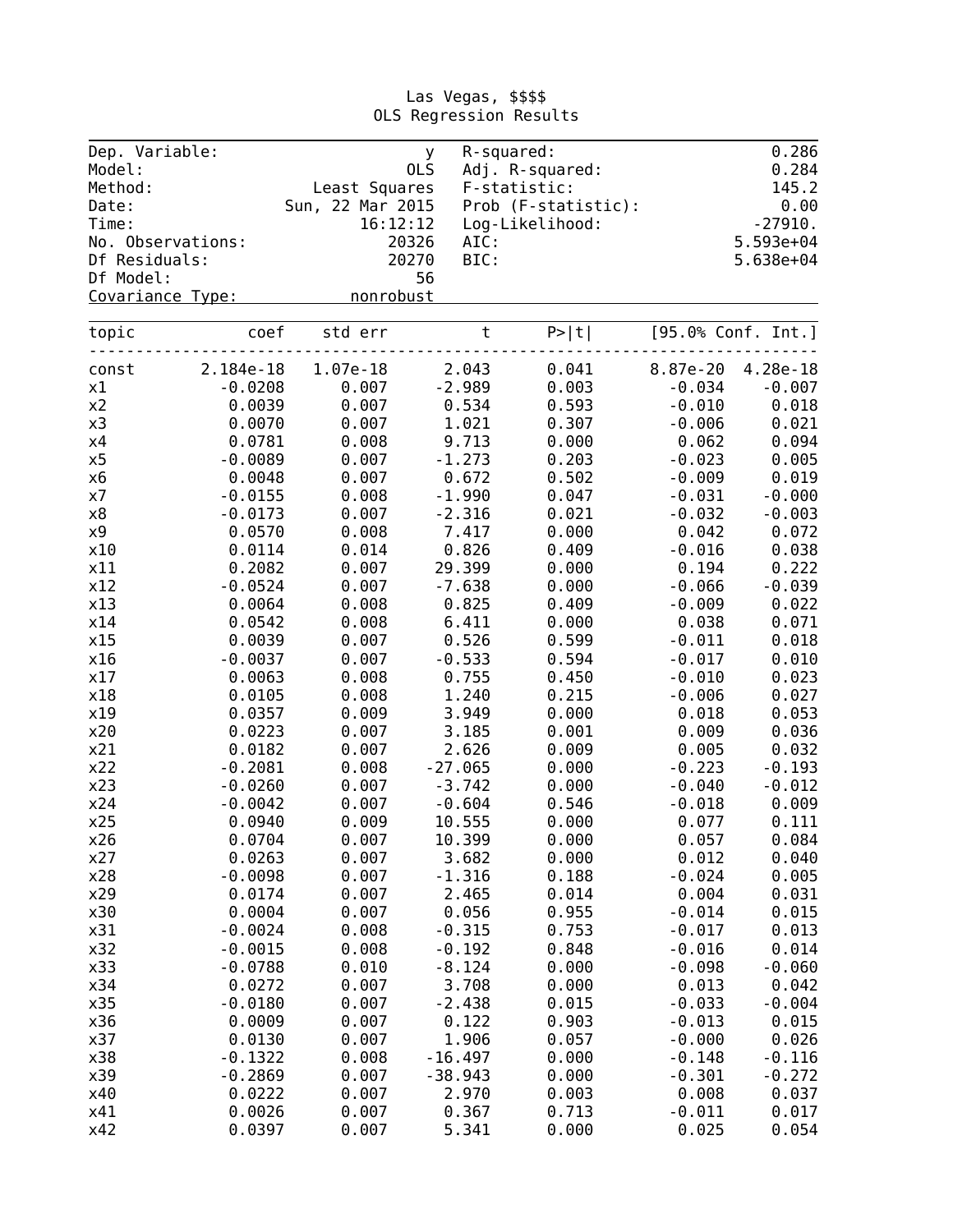Las Vegas, $$$$

OLS Regression Results

| | | | |
|---|---|---|---|
| Dep. Variable: | y | R-squared: | 0.286 |
| Model: | OLS | Adj. R-squared: | 0.284 |
| Method: | Least Squares | F-statistic: | 145.2 |
| Date: | Sun, 22 Mar 2015 | Prob (F-statistic): | 0.00 |
| Time: | 16:12:12 | Log-Likelihood: | -27910. |
| No. Observations: | 20326 | AIC: | 5.593e+04 |
| Df Residuals: | 20270 | BIC: | 5.638e+04 |
| Df Model: | 56 | | |
| Covariance Type: | nonrobust | | |

| topic | coef | std err | t | P>\|t\| | [95.0% Conf. Int.] | |
|---|---|---|---|---|---|---|
| const | 2.184e-18 | 1.07e-18 | 2.043 | 0.041 | 8.87e-20 | 4.28e-18 |
| x1 | -0.0208 | 0.007 | -2.989 | 0.003 | -0.034 | -0.007 |
| x2 | 0.0039 | 0.007 | 0.534 | 0.593 | -0.010 | 0.018 |
| x3 | 0.0070 | 0.007 | 1.021 | 0.307 | -0.006 | 0.021 |
| x4 | 0.0781 | 0.008 | 9.713 | 0.000 | 0.062 | 0.094 |
| x5 | -0.0089 | 0.007 | -1.273 | 0.203 | -0.023 | 0.005 |
| x6 | 0.0048 | 0.007 | 0.672 | 0.502 | -0.009 | 0.019 |
| x7 | -0.0155 | 0.008 | -1.990 | 0.047 | -0.031 | -0.000 |
| x8 | -0.0173 | 0.007 | -2.316 | 0.021 | -0.032 | -0.003 |
| x9 | 0.0570 | 0.008 | 7.417 | 0.000 | 0.042 | 0.072 |
| x10 | 0.0114 | 0.014 | 0.826 | 0.409 | -0.016 | 0.038 |
| x11 | 0.2082 | 0.007 | 29.399 | 0.000 | 0.194 | 0.222 |
| x12 | -0.0524 | 0.007 | -7.638 | 0.000 | -0.066 | -0.039 |
| x13 | 0.0064 | 0.008 | 0.825 | 0.409 | -0.009 | 0.022 |
| x14 | 0.0542 | 0.008 | 6.411 | 0.000 | 0.038 | 0.071 |
| x15 | 0.0039 | 0.007 | 0.526 | 0.599 | -0.011 | 0.018 |
| x16 | -0.0037 | 0.007 | -0.533 | 0.594 | -0.017 | 0.010 |
| x17 | 0.0063 | 0.008 | 0.755 | 0.450 | -0.010 | 0.023 |
| x18 | 0.0105 | 0.008 | 1.240 | 0.215 | -0.006 | 0.027 |
| x19 | 0.0357 | 0.009 | 3.949 | 0.000 | 0.018 | 0.053 |
| x20 | 0.0223 | 0.007 | 3.185 | 0.001 | 0.009 | 0.036 |
| x21 | 0.0182 | 0.007 | 2.626 | 0.009 | 0.005 | 0.032 |
| x22 | -0.2081 | 0.008 | -27.065 | 0.000 | -0.223 | -0.193 |
| x23 | -0.0260 | 0.007 | -3.742 | 0.000 | -0.040 | -0.012 |
| x24 | -0.0042 | 0.007 | -0.604 | 0.546 | -0.018 | 0.009 |
| x25 | 0.0940 | 0.009 | 10.555 | 0.000 | 0.077 | 0.111 |
| x26 | 0.0704 | 0.007 | 10.399 | 0.000 | 0.057 | 0.084 |
| x27 | 0.0263 | 0.007 | 3.682 | 0.000 | 0.012 | 0.040 |
| x28 | -0.0098 | 0.007 | -1.316 | 0.188 | -0.024 | 0.005 |
| x29 | 0.0174 | 0.007 | 2.465 | 0.014 | 0.004 | 0.031 |
| x30 | 0.0004 | 0.007 | 0.056 | 0.955 | -0.014 | 0.015 |
| x31 | -0.0024 | 0.008 | -0.315 | 0.753 | -0.017 | 0.013 |
| x32 | -0.0015 | 0.008 | -0.192 | 0.848 | -0.016 | 0.014 |
| x33 | -0.0788 | 0.010 | -8.124 | 0.000 | -0.098 | -0.060 |
| x34 | 0.0272 | 0.007 | 3.708 | 0.000 | 0.013 | 0.042 |
| x35 | -0.0180 | 0.007 | -2.438 | 0.015 | -0.033 | -0.004 |
| x36 | 0.0009 | 0.007 | 0.122 | 0.903 | -0.013 | 0.015 |
| x37 | 0.0130 | 0.007 | 1.906 | 0.057 | -0.000 | 0.026 |
| x38 | -0.1322 | 0.008 | -16.497 | 0.000 | -0.148 | -0.116 |
| x39 | -0.2869 | 0.007 | -38.943 | 0.000 | -0.301 | -0.272 |
| x40 | 0.0222 | 0.007 | 2.970 | 0.003 | 0.008 | 0.037 |
| x41 | 0.0026 | 0.007 | 0.367 | 0.713 | -0.011 | 0.017 |
| x42 | 0.0397 | 0.007 | 5.341 | 0.000 | 0.025 | 0.054 |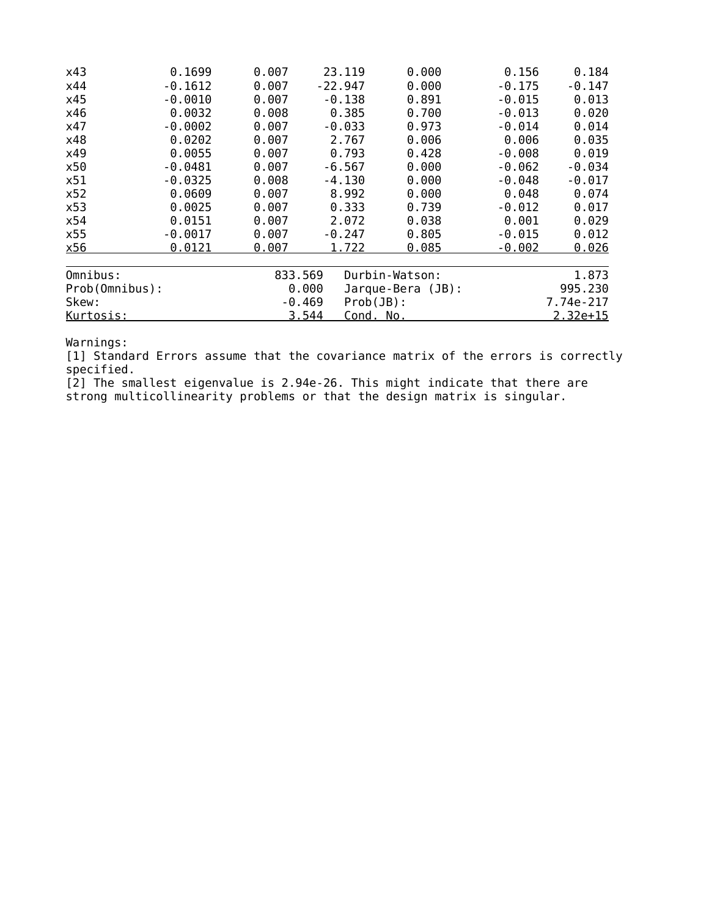| | | | | | | |
|---|---|---|---|---|---|---|
| x43 | 0.1699 | 0.007 | 23.119 | 0.000 | 0.156 | 0.184 |
| x44 | -0.1612 | 0.007 | -22.947 | 0.000 | -0.175 | -0.147 |
| x45 | -0.0010 | 0.007 | -0.138 | 0.891 | -0.015 | 0.013 |
| x46 | 0.0032 | 0.008 | 0.385 | 0.700 | -0.013 | 0.020 |
| x47 | -0.0002 | 0.007 | -0.033 | 0.973 | -0.014 | 0.014 |
| x48 | 0.0202 | 0.007 | 2.767 | 0.006 | 0.006 | 0.035 |
| x49 | 0.0055 | 0.007 | 0.793 | 0.428 | -0.008 | 0.019 |
| x50 | -0.0481 | 0.007 | -6.567 | 0.000 | -0.062 | -0.034 |
| x51 | -0.0325 | 0.008 | -4.130 | 0.000 | -0.048 | -0.017 |
| x52 | 0.0609 | 0.007 | 8.992 | 0.000 | 0.048 | 0.074 |
| x53 | 0.0025 | 0.007 | 0.333 | 0.739 | -0.012 | 0.017 |
| x54 | 0.0151 | 0.007 | 2.072 | 0.038 | 0.001 | 0.029 |
| x55 | -0.0017 | 0.007 | -0.247 | 0.805 | -0.015 | 0.012 |
| x56 | 0.0121 | 0.007 | 1.722 | 0.085 | -0.002 | 0.026 |

| | | | |
|---|---|---|---|
| Omnibus: | 833.569 | Durbin-Watson: | 1.873 |
| Prob(Omnibus): | 0.000 | Jarque-Bera (JB): | 995.230 |
| Skew: | -0.469 | Prob(JB): | 7.74e-217 |
| Kurtosis: | 3.544 | Cond. No. | 2.32e+15 |

Warnings:
[1] Standard Errors assume that the covariance matrix of the errors is correctly specified.
[2] The smallest eigenvalue is 2.94e-26. This might indicate that there are strong multicollinearity problems or that the design matrix is singular.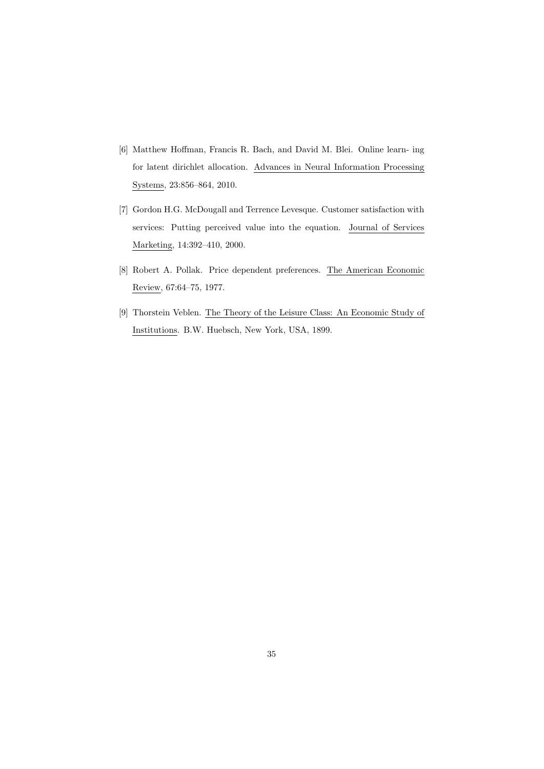[6] Matthew Hoffman, Francis R. Bach, and David M. Blei. Online learn- ing for latent dirichlet allocation. Advances in Neural Information Processing Systems, 23:856–864, 2010.

[7] Gordon H.G. McDougall and Terrence Levesque. Customer satisfaction with services: Putting perceived value into the equation. Journal of Services Marketing, 14:392–410, 2000.

[8] Robert A. Pollak. Price dependent preferences. The American Economic Review, 67:64–75, 1977.

[9] Thorstein Veblen. The Theory of the Leisure Class: An Economic Study of Institutions. B.W. Huebsch, New York, USA, 1899.